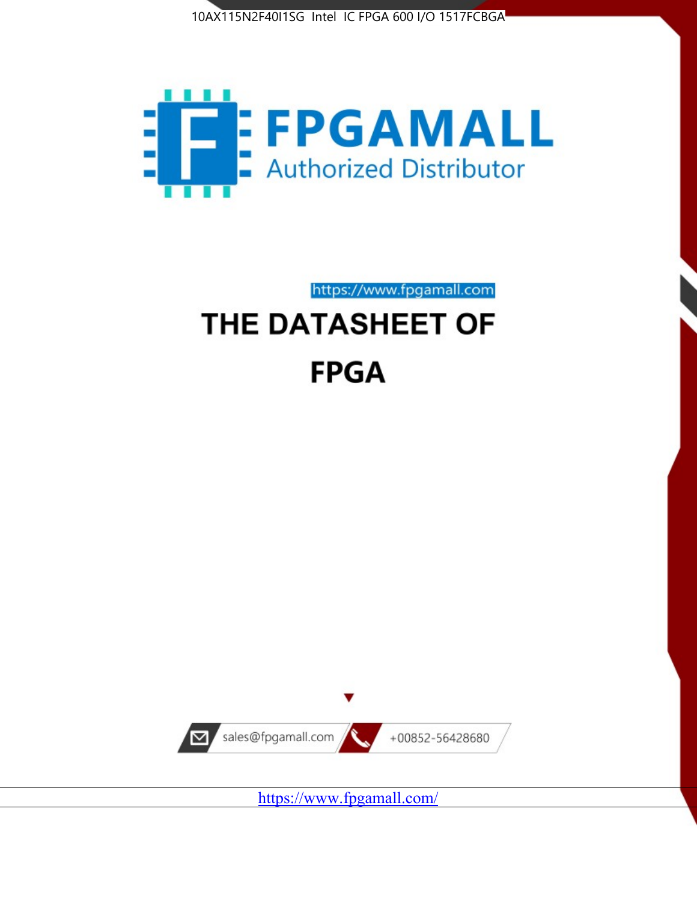10AX115N2F40I1SG Intel IC FPGA 600 I/O 1517FCBGA

FPGAMALL

Authorized Distributor

https://www.fpgamall.com

# THE DATASHEET OF FPGA

sales@fpgamall.com

+00852-56428680

https://www.fpgamall.com/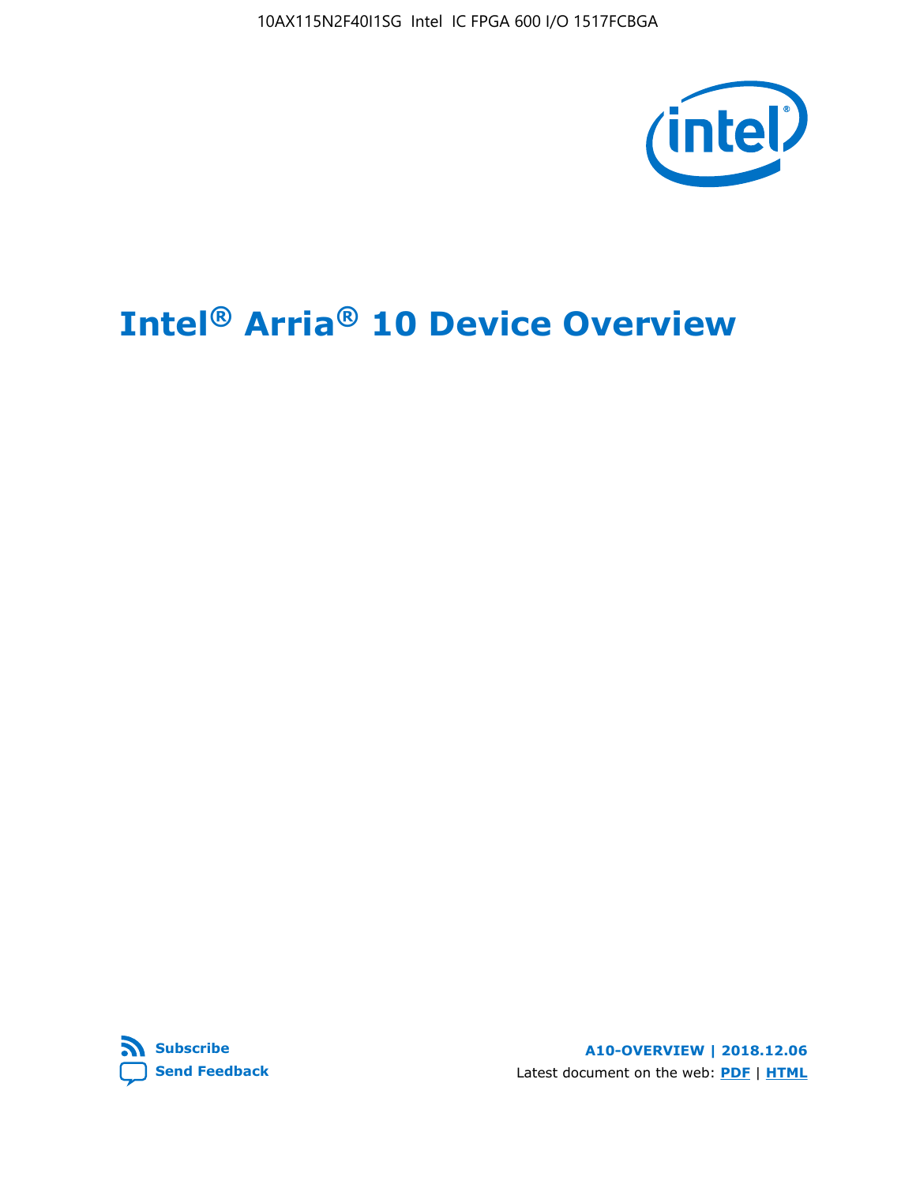# Intel® Arria® 10 Device Overview

**Subscribe**

**Send Feedback**

**A10-OVERVIEW | 2018.12.06**

Latest document on the web: **PDF** | **HTML**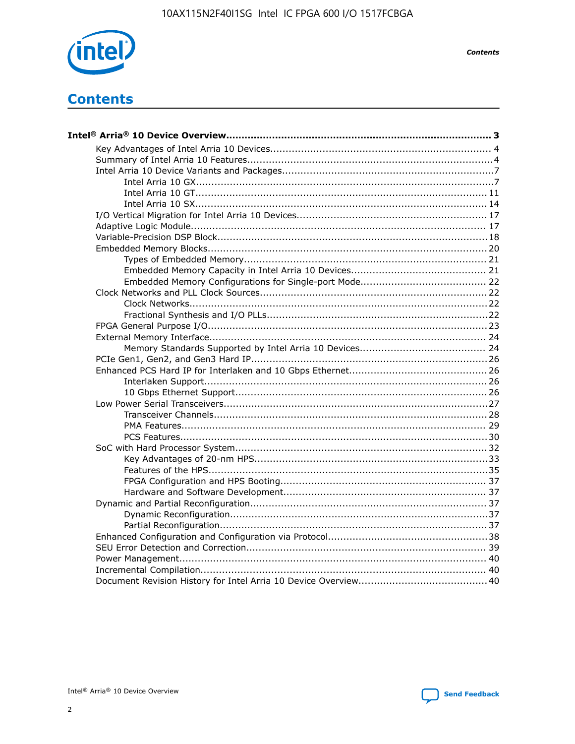# Contents

**Intel® Arria® 10 Device Overview....................................................................................... 3**

- Key Advantages of Intel Arria 10 Devices....................................................................... 4
- Summary of Intel Arria 10 Features................................................................................4
- Intel Arria 10 Device Variants and Packages....................................................................7
  - Intel Arria 10 GX................................................................................................7
  - Intel Arria 10 GT.............................................................................................. 11
  - Intel Arria 10 SX.............................................................................................. 14
- I/O Vertical Migration for Intel Arria 10 Devices............................................................. 17
- Adaptive Logic Module................................................................................................ 17
- Variable-Precision DSP Block.......................................................................................18
- Embedded Memory Blocks.......................................................................................... 20
  - Types of Embedded Memory.............................................................................. 21
  - Embedded Memory Capacity in Intel Arria 10 Devices............................................ 21
  - Embedded Memory Configurations for Single-port Mode......................................... 22
- Clock Networks and PLL Clock Sources.........................................................................22
  - Clock Networks.................................................................................................22
  - Fractional Synthesis and I/O PLLs.......................................................................22
- FPGA General Purpose I/O..........................................................................................23
- External Memory Interface......................................................................................... 24
  - Memory Standards Supported by Intel Arria 10 Devices......................................... 24
- PCIe Gen1, Gen2, and Gen3 Hard IP............................................................................26
- Enhanced PCS Hard IP for Interlaken and 10 Gbps Ethernet.............................................26
  - Interlaken Support........................................................................................... 26
  - 10 Gbps Ethernet Support.................................................................................. 26
- Low Power Serial Transceivers.....................................................................................27
  - Transceiver Channels........................................................................................28
  - PMA Features.................................................................................................. 29
  - PCS Features...................................................................................................30
- SoC with Hard Processor System.................................................................................32
  - Key Advantages of 20-nm HPS...........................................................................33
  - Features of the HPS..........................................................................................35
  - FPGA Configuration and HPS Booting.................................................................. 37
  - Hardware and Software Development................................................................. 37
- Dynamic and Partial Reconfiguration............................................................................37
  - Dynamic Reconfiguration...................................................................................37
  - Partial Reconfiguration......................................................................................37
- Enhanced Configuration and Configuration via Protocol...................................................38
- SEU Error Detection and Correction............................................................................. 39
- Power Management.................................................................................................. 40
- Incremental Compilation............................................................................................ 40
- Document Revision History for Intel Arria 10 Device Overview.........................................40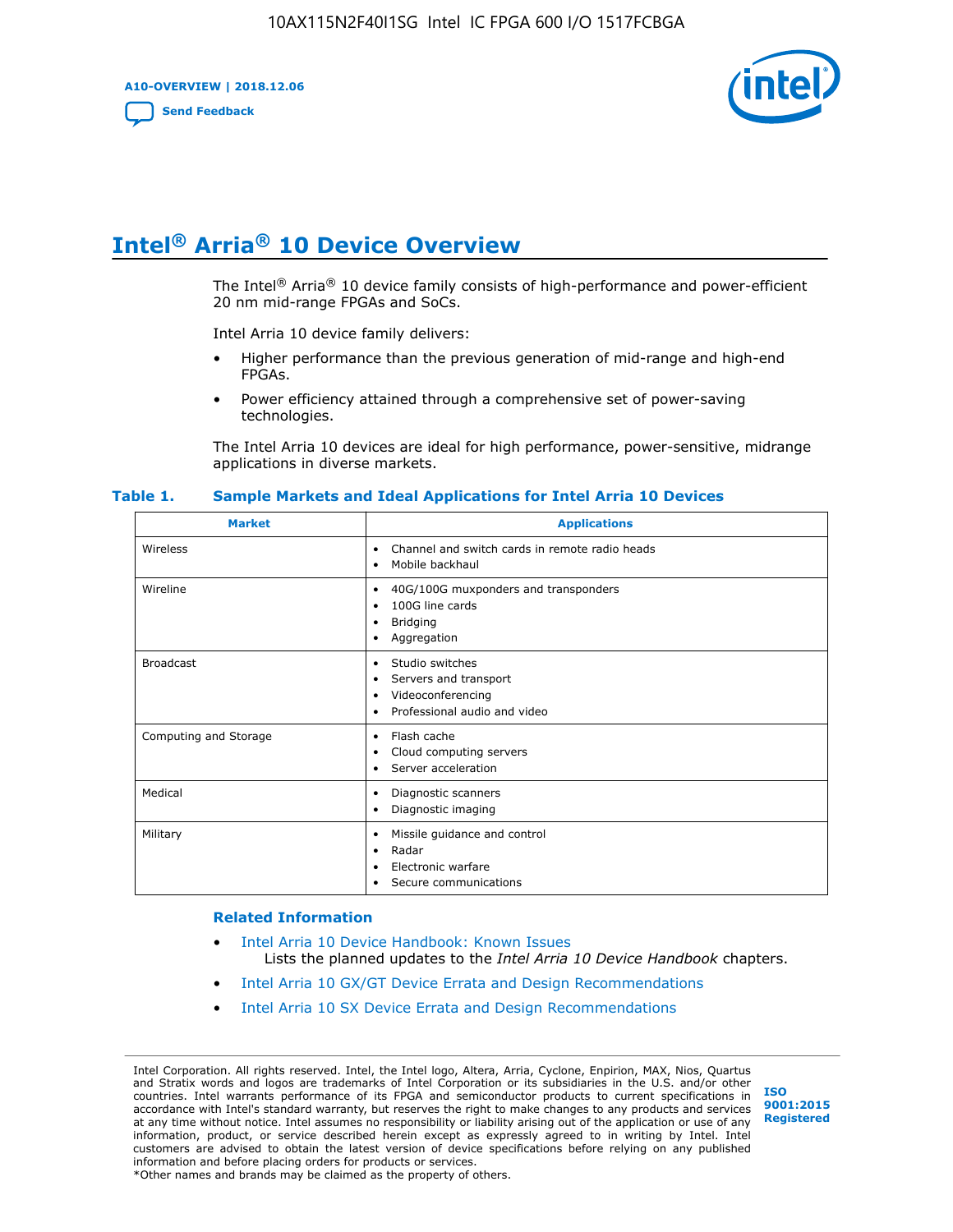# Intel® Arria® 10 Device Overview

The Intel® Arria® 10 device family consists of high-performance and power-efficient 20 nm mid-range FPGAs and SoCs.

Intel Arria 10 device family delivers:

- Higher performance than the previous generation of mid-range and high-end FPGAs.
- Power efficiency attained through a comprehensive set of power-saving technologies.

The Intel Arria 10 devices are ideal for high performance, power-sensitive, midrange applications in diverse markets.

**Table 1. Sample Markets and Ideal Applications for Intel Arria 10 Devices**

| Market | Applications |
|---|---|
| Wireless | • Channel and switch cards in remote radio heads<br>• Mobile backhaul |
| Wireline | • 40G/100G muxponders and transponders<br>• 100G line cards<br>• Bridging<br>• Aggregation |
| Broadcast | • Studio switches<br>• Servers and transport<br>• Videoconferencing<br>• Professional audio and video |
| Computing and Storage | • Flash cache<br>• Cloud computing servers<br>• Server acceleration |
| Medical | • Diagnostic scanners<br>• Diagnostic imaging |
| Military | • Missile guidance and control<br>• Radar<br>• Electronic warfare<br>• Secure communications |

### Related Information

- Intel Arria 10 Device Handbook: Known Issues
  Lists the planned updates to the *Intel Arria 10 Device Handbook* chapters.
- Intel Arria 10 GX/GT Device Errata and Design Recommendations
- Intel Arria 10 SX Device Errata and Design Recommendations

Intel Corporation. All rights reserved. Intel, the Intel logo, Altera, Arria, Cyclone, Enpirion, MAX, Nios, Quartus and Stratix words and logos are trademarks of Intel Corporation or its subsidiaries in the U.S. and/or other countries. Intel warrants performance of its FPGA and semiconductor products to current specifications in accordance with Intel's standard warranty, but reserves the right to make changes to any products and services at any time without notice. Intel assumes no responsibility or liability arising out of the application or use of any information, product, or service described herein except as expressly agreed to in writing by Intel. Intel customers are advised to obtain the latest version of device specifications before relying on any published information and before placing orders for products or services.
*Other names and brands may be claimed as the property of others.

ISO 9001:2015 Registered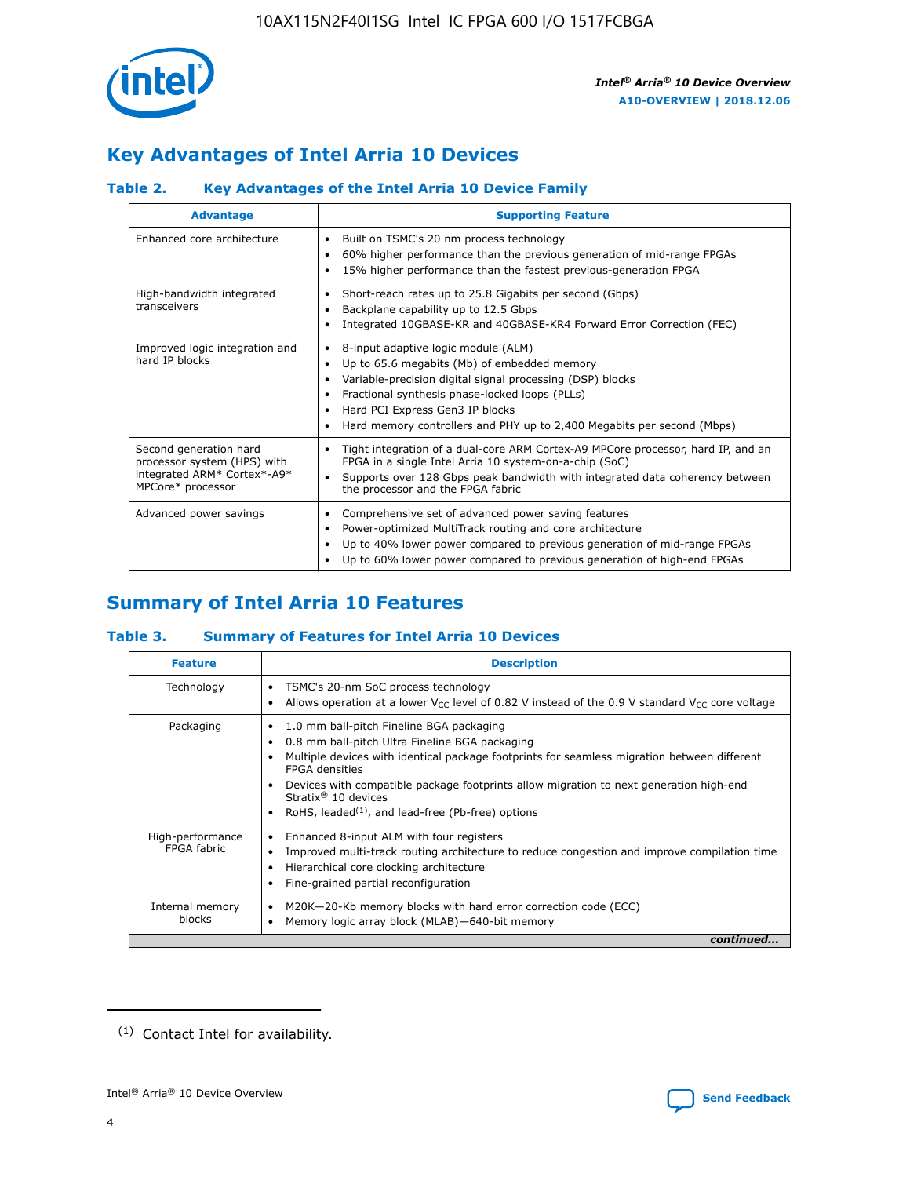## Key Advantages of Intel Arria 10 Devices

### Table 2. Key Advantages of the Intel Arria 10 Device Family

| Advantage | Supporting Feature |
| --- | --- |
| Enhanced core architecture | • Built on TSMC's 20 nm process technology<br>• 60% higher performance than the previous generation of mid-range FPGAs<br>• 15% higher performance than the fastest previous-generation FPGA |
| High-bandwidth integrated transceivers | • Short-reach rates up to 25.8 Gigabits per second (Gbps)<br>• Backplane capability up to 12.5 Gbps<br>• Integrated 10GBASE-KR and 40GBASE-KR4 Forward Error Correction (FEC) |
| Improved logic integration and hard IP blocks | • 8-input adaptive logic module (ALM)<br>• Up to 65.6 megabits (Mb) of embedded memory<br>• Variable-precision digital signal processing (DSP) blocks<br>• Fractional synthesis phase-locked loops (PLLs)<br>• Hard PCI Express Gen3 IP blocks<br>• Hard memory controllers and PHY up to 2,400 Megabits per second (Mbps) |
| Second generation hard processor system (HPS) with integrated ARM* Cortex*-A9* MPCore* processor | • Tight integration of a dual-core ARM Cortex-A9 MPCore processor, hard IP, and an FPGA in a single Intel Arria 10 system-on-a-chip (SoC)<br>• Supports over 128 Gbps peak bandwidth with integrated data coherency between the processor and the FPGA fabric |
| Advanced power savings | • Comprehensive set of advanced power saving features<br>• Power-optimized MultiTrack routing and core architecture<br>• Up to 40% lower power compared to previous generation of mid-range FPGAs<br>• Up to 60% lower power compared to previous generation of high-end FPGAs |

## Summary of Intel Arria 10 Features

### Table 3. Summary of Features for Intel Arria 10 Devices

| Feature | Description |
| --- | --- |
| Technology | • TSMC's 20-nm SoC process technology<br>• Allows operation at a lower $V_{CC}$ level of 0.82 V instead of the 0.9 V standard $V_{CC}$ core voltage |
| Packaging | • 1.0 mm ball-pitch Fineline BGA packaging<br>• 0.8 mm ball-pitch Ultra Fineline BGA packaging<br>• Multiple devices with identical package footprints for seamless migration between different FPGA densities<br>• Devices with compatible package footprints allow migration to next generation high-end Stratix® 10 devices<br>• RoHS, leaded[(1)], and lead-free (Pb-free) options |
| High-performance FPGA fabric | • Enhanced 8-input ALM with four registers<br>• Improved multi-track routing architecture to reduce congestion and improve compilation time<br>• Hierarchical core clocking architecture<br>• Fine-grained partial reconfiguration |
| Internal memory blocks | • M20K—20-Kb memory blocks with hard error correction code (ECC)<br>• Memory logic array block (MLAB)—640-bit memory |

*continued...*

(1) Contact Intel for availability.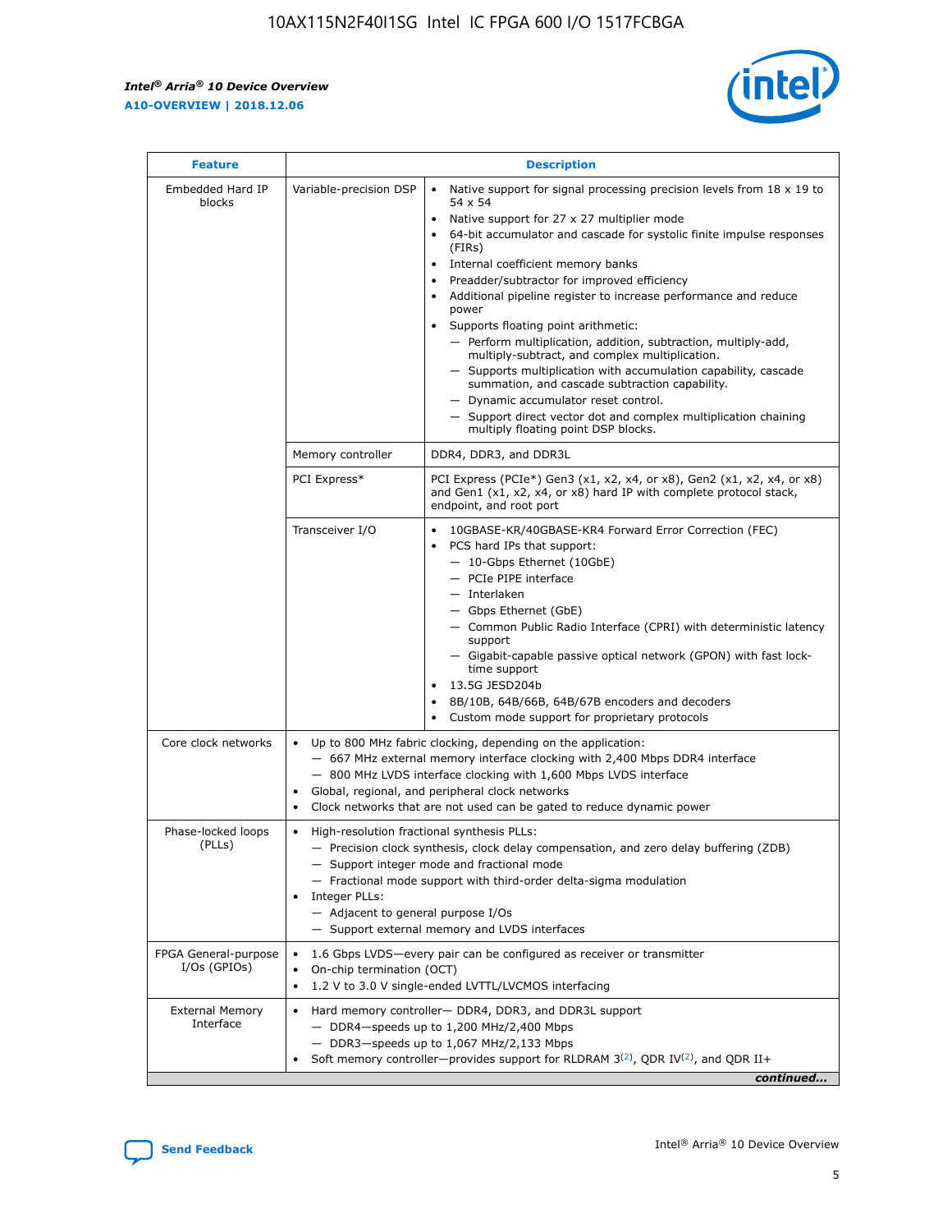| Feature | Description | |
|---|---|---|
| Embedded Hard IP blocks | Variable-precision DSP | • Native support for signal processing precision levels from 18 x 19 to 54 x 54<br>• Native support for 27 x 27 multiplier mode<br>• 64-bit accumulator and cascade for systolic finite impulse responses (FIRs)<br>• Internal coefficient memory banks<br>• Preadder/subtractor for improved efficiency<br>• Additional pipeline register to increase performance and reduce power<br>• Supports floating point arithmetic:<br>— Perform multiplication, addition, subtraction, multiply-add, multiply-subtract, and complex multiplication.<br>— Supports multiplication with accumulation capability, cascade summation, and cascade subtraction capability.<br>— Dynamic accumulator reset control.<br>— Support direct vector dot and complex multiplication chaining multiply floating point DSP blocks. |
| | Memory controller | DDR4, DDR3, and DDR3L |
| | PCI Express* | PCI Express (PCIe*) Gen3 (x1, x2, x4, or x8), Gen2 (x1, x2, x4, or x8) and Gen1 (x1, x2, x4, or x8) hard IP with complete protocol stack, endpoint, and root port |
| | Transceiver I/O | • 10GBASE-KR/40GBASE-KR4 Forward Error Correction (FEC)<br>• PCS hard IPs that support:<br>— 10-Gbps Ethernet (10GbE)<br>— PCIe PIPE interface<br>— Interlaken<br>— Gbps Ethernet (GbE)<br>— Common Public Radio Interface (CPRI) with deterministic latency support<br>— Gigabit-capable passive optical network (GPON) with fast lock-time support<br>• 13.5G JESD204b<br>• 8B/10B, 64B/66B, 64B/67B encoders and decoders<br>• Custom mode support for proprietary protocols |
| Core clock networks | • Up to 800 MHz fabric clocking, depending on the application:<br>— 667 MHz external memory interface clocking with 2,400 Mbps DDR4 interface<br>— 800 MHz LVDS interface clocking with 1,600 Mbps LVDS interface<br>• Global, regional, and peripheral clock networks<br>• Clock networks that are not used can be gated to reduce dynamic power | |
| Phase-locked loops (PLLs) | • High-resolution fractional synthesis PLLs:<br>— Precision clock synthesis, clock delay compensation, and zero delay buffering (ZDB)<br>— Support integer mode and fractional mode<br>— Fractional mode support with third-order delta-sigma modulation<br>• Integer PLLs:<br>— Adjacent to general purpose I/Os<br>— Support external memory and LVDS interfaces | |
| FPGA General-purpose I/Os (GPIOs) | • 1.6 Gbps LVDS—every pair can be configured as receiver or transmitter<br>• On-chip termination (OCT)<br>• 1.2 V to 3.0 V single-ended LVTTL/LVCMOS interfacing | |
| External Memory Interface | • Hard memory controller— DDR4, DDR3, and DDR3L support<br>— DDR4—speeds up to 1,200 MHz/2,400 Mbps<br>— DDR3—speeds up to 1,067 MHz/2,133 Mbps<br>• Soft memory controller—provides support for RLDRAM 3[(2)], QDR IV[(2)], and QDR II+ | |

*continued...*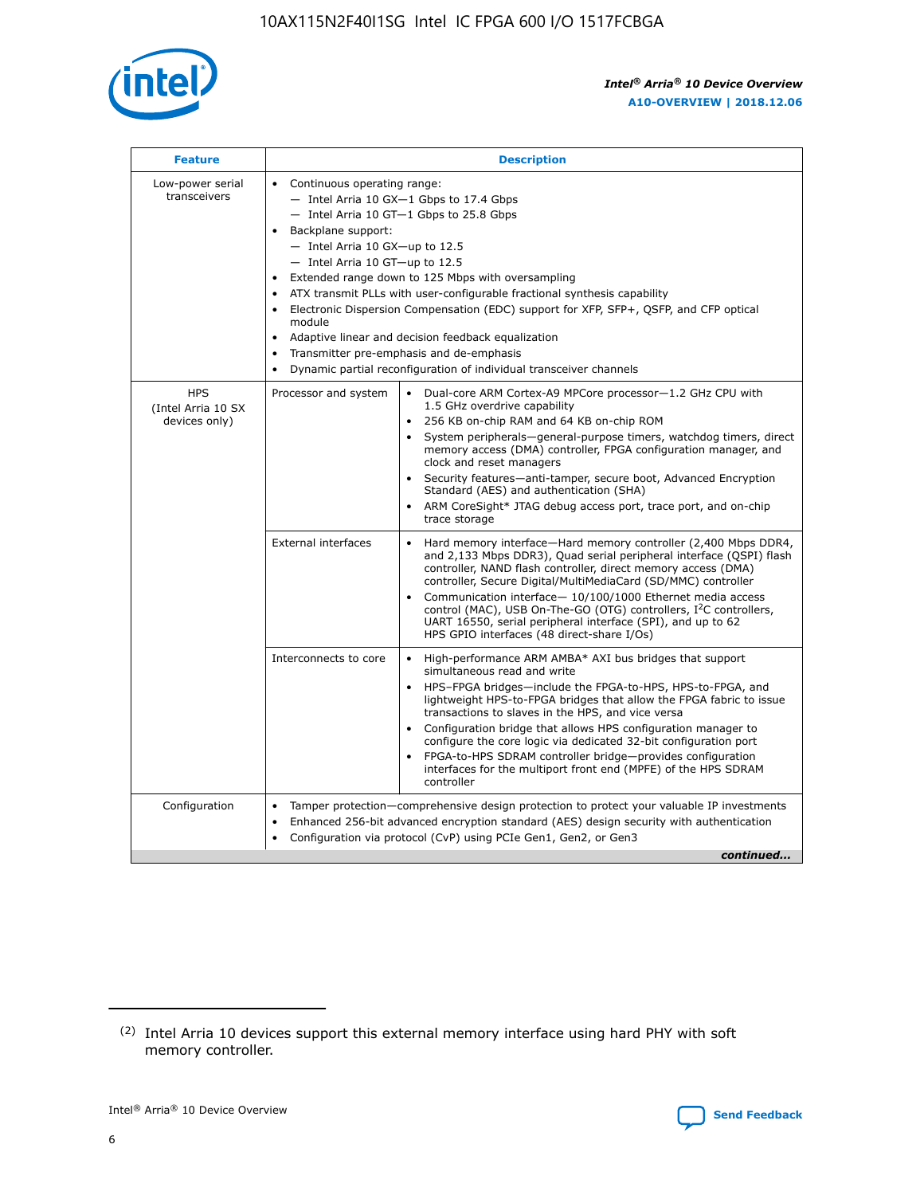| Feature | Description | |
|---|---|---|
| Low-power serial transceivers | • Continuous operating range:<br>— Intel Arria 10 GX—1 Gbps to 17.4 Gbps<br>— Intel Arria 10 GT—1 Gbps to 25.8 Gbps<br>• Backplane support:<br>— Intel Arria 10 GX—up to 12.5<br>— Intel Arria 10 GT—up to 12.5<br>• Extended range down to 125 Mbps with oversampling<br>• ATX transmit PLLs with user-configurable fractional synthesis capability<br>• Electronic Dispersion Compensation (EDC) support for XFP, SFP+, QSFP, and CFP optical module<br>• Adaptive linear and decision feedback equalization<br>• Transmitter pre-emphasis and de-emphasis<br>• Dynamic partial reconfiguration of individual transceiver channels | |
| HPS (Intel Arria 10 SX devices only) | Processor and system | • Dual-core ARM Cortex-A9 MPCore processor—1.2 GHz CPU with 1.5 GHz overdrive capability<br>• 256 KB on-chip RAM and 64 KB on-chip ROM<br>• System peripherals—general-purpose timers, watchdog timers, direct memory access (DMA) controller, FPGA configuration manager, and clock and reset managers<br>• Security features—anti-tamper, secure boot, Advanced Encryption Standard (AES) and authentication (SHA)<br>• ARM CoreSight* JTAG debug access port, trace port, and on-chip trace storage |
| | External interfaces | • Hard memory interface—Hard memory controller (2,400 Mbps DDR4, and 2,133 Mbps DDR3), Quad serial peripheral interface (QSPI) flash controller, NAND flash controller, direct memory access (DMA) controller, Secure Digital/MultiMediaCard (SD/MMC) controller<br>• Communication interface— 10/100/1000 Ethernet media access control (MAC), USB On-The-GO (OTG) controllers, I²C controllers, UART 16550, serial peripheral interface (SPI), and up to 62 HPS GPIO interfaces (48 direct-share I/Os) |
| | Interconnects to core | • High-performance ARM AMBA* AXI bus bridges that support simultaneous read and write<br>• HPS–FPGA bridges—include the FPGA-to-HPS, HPS-to-FPGA, and lightweight HPS-to-FPGA bridges that allow the FPGA fabric to issue transactions to slaves in the HPS, and vice versa<br>• Configuration bridge that allows HPS configuration manager to configure the core logic via dedicated 32-bit configuration port<br>• FPGA-to-HPS SDRAM controller bridge—provides configuration interfaces for the multiport front end (MPFE) of the HPS SDRAM controller |
| Configuration | • Tamper protection—comprehensive design protection to protect your valuable IP investments<br>• Enhanced 256-bit advanced encryption standard (AES) design security with authentication<br>• Configuration via protocol (CvP) using PCIe Gen1, Gen2, or Gen3 | |

*continued...*

(2) Intel Arria 10 devices support this external memory interface using hard PHY with soft memory controller.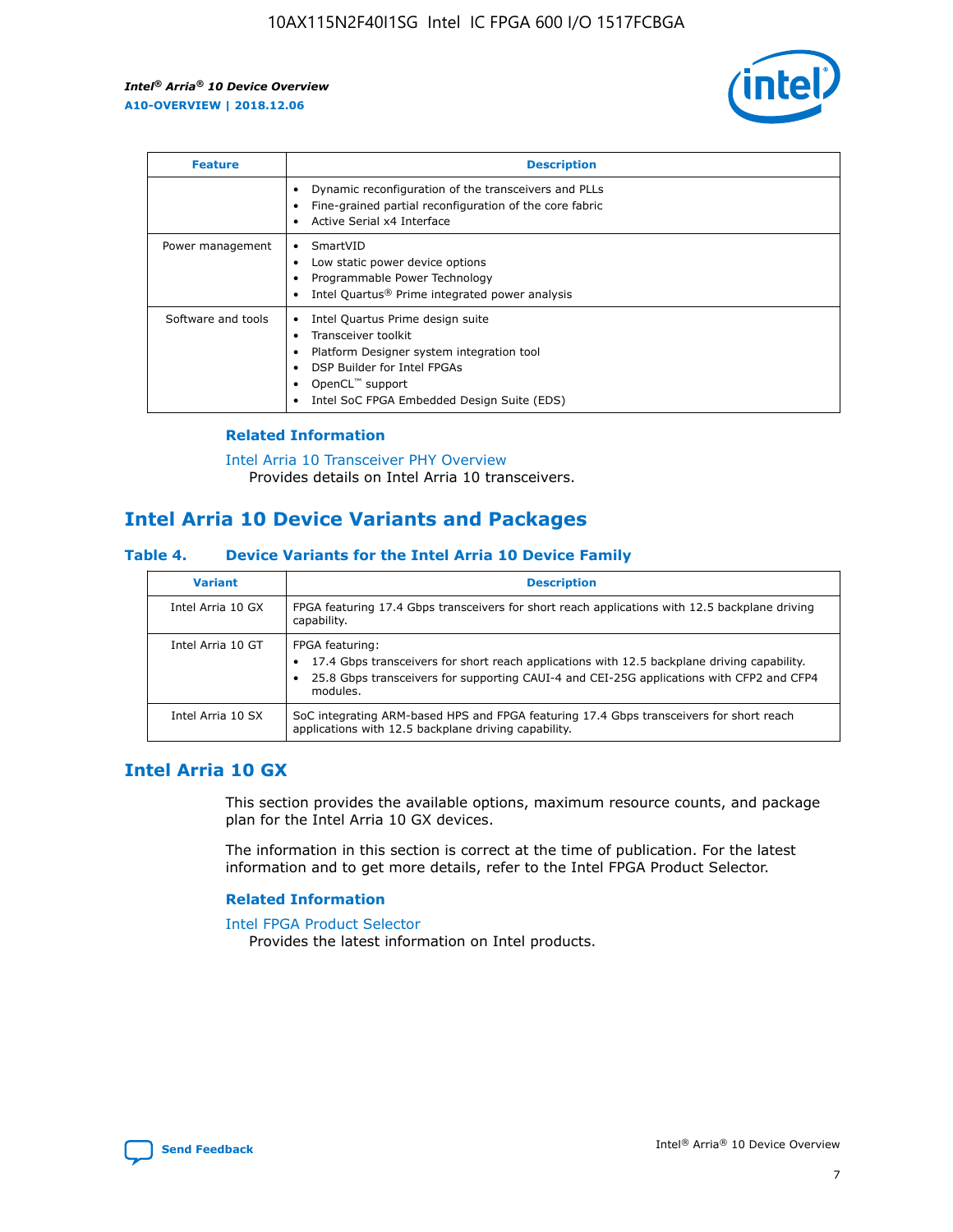| Feature | Description |
| --- | --- |
| | • Dynamic reconfiguration of the transceivers and PLLs<br>• Fine-grained partial reconfiguration of the core fabric<br>• Active Serial x4 Interface |
| Power management | • SmartVID<br>• Low static power device options<br>• Programmable Power Technology<br>• Intel Quartus® Prime integrated power analysis |
| Software and tools | • Intel Quartus Prime design suite<br>• Transceiver toolkit<br>• Platform Designer system integration tool<br>• DSP Builder for Intel FPGAs<br>• OpenCL™ support<br>• Intel SoC FPGA Embedded Design Suite (EDS) |

### Related Information

Intel Arria 10 Transceiver PHY Overview
Provides details on Intel Arria 10 transceivers.

## Intel Arria 10 Device Variants and Packages

#### Table 4. Device Variants for the Intel Arria 10 Device Family

| Variant | Description |
| --- | --- |
| Intel Arria 10 GX | FPGA featuring 17.4 Gbps transceivers for short reach applications with 12.5 backplane driving capability. |
| Intel Arria 10 GT | FPGA featuring:<br>• 17.4 Gbps transceivers for short reach applications with 12.5 backplane driving capability.<br>• 25.8 Gbps transceivers for supporting CAUI-4 and CEI-25G applications with CFP2 and CFP4 modules. |
| Intel Arria 10 SX | SoC integrating ARM-based HPS and FPGA featuring 17.4 Gbps transceivers for short reach applications with 12.5 backplane driving capability. |

## Intel Arria 10 GX

This section provides the available options, maximum resource counts, and package plan for the Intel Arria 10 GX devices.

The information in this section is correct at the time of publication. For the latest information and to get more details, refer to the Intel FPGA Product Selector.

### Related Information

Intel FPGA Product Selector
Provides the latest information on Intel products.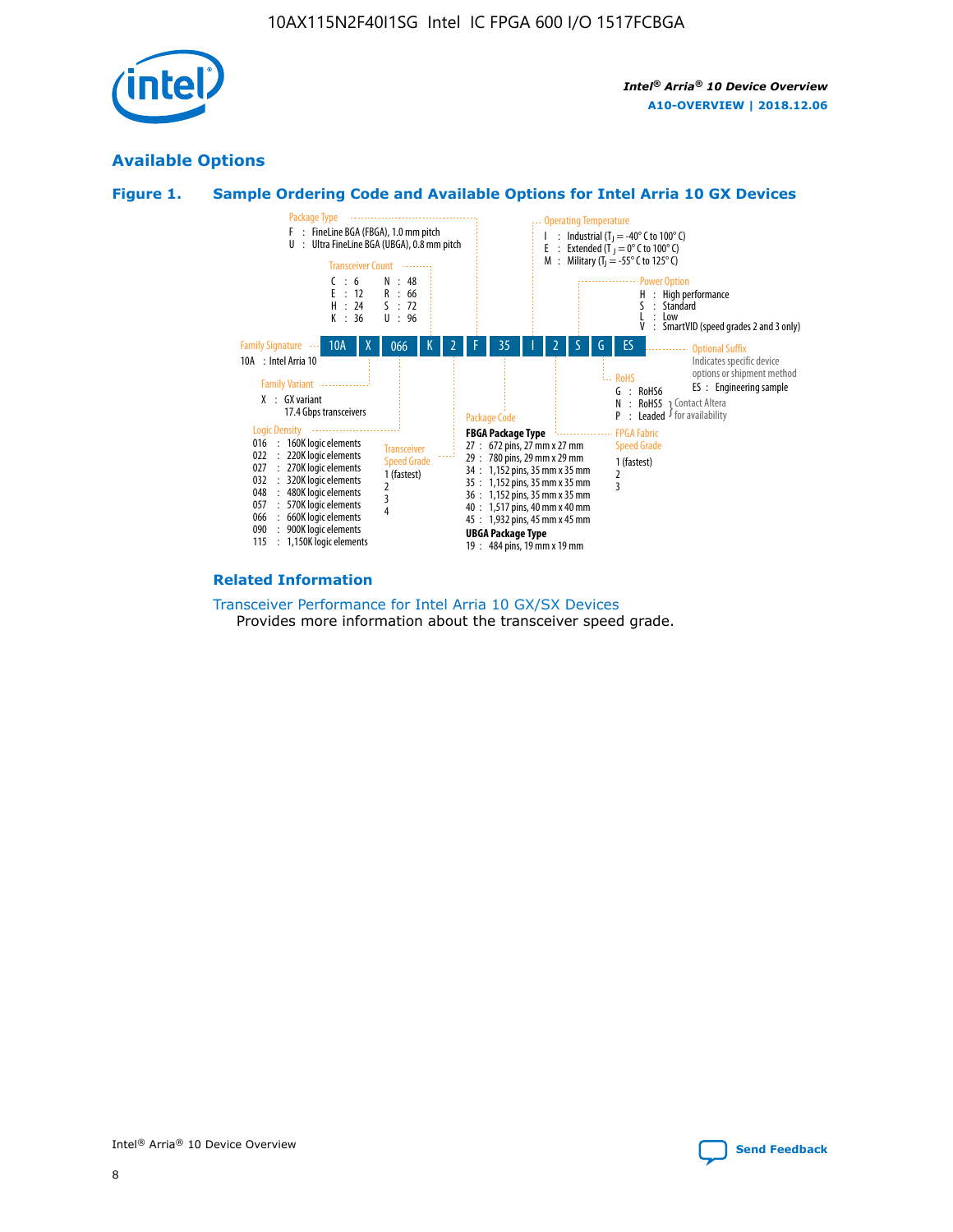## Available Options

### Figure 1. Sample Ordering Code and Available Options for Intel Arria 10 GX Devices

| 10A | X | 066 | K | 2 | F | 35 | I | 2 | S | G | ES |
|---|---|---|---|---|---|---|---|---|---|---|---|

**Family Signature**
- 10A : Intel Arria 10

**Family Variant**
- X : GX variant
  17.4 Gbps transceivers

**Logic Density**
- 016 : 160K logic elements
- 022 : 220K logic elements
- 027 : 270K logic elements
- 032 : 320K logic elements
- 048 : 480K logic elements
- 057 : 570K logic elements
- 066 : 660K logic elements
- 090 : 900K logic elements
- 115 : 1,150K logic elements

**Transceiver Count**
- C : 6
- E : 12
- H : 24
- K : 36
- N : 48
- R : 66
- S : 72
- U : 96

**Transceiver Speed Grade**
- 1 (fastest)
- 2
- 3
- 4

**Package Type**
- F : FineLine BGA (FBGA), 1.0 mm pitch
- U : Ultra FineLine BGA (UBGA), 0.8 mm pitch

**Package Code**

**FBGA Package Type**
- 27 : 672 pins, 27 mm x 27 mm
- 29 : 780 pins, 29 mm x 29 mm
- 34 : 1,152 pins, 35 mm x 35 mm
- 35 : 1,152 pins, 35 mm x 35 mm
- 36 : 1,152 pins, 35 mm x 35 mm
- 40 : 1,517 pins, 40 mm x 40 mm
- 45 : 1,932 pins, 45 mm x 45 mm

**UBGA Package Type**
- 19 : 484 pins, 19 mm x 19 mm

**Operating Temperature**
- I : Industrial ($T_J$ = -40° C to 100° C)
- E : Extended ($T_J$ = 0° C to 100° C)
- M : Military ($T_J$ = -55° C to 125° C)

**FPGA Fabric Speed Grade**
- 1 (fastest)
- 2
- 3

**Power Option**
- H : High performance
- S : Standard
- L : Low
- V : SmartVID (speed grades 2 and 3 only)

**RoHS**
- G : RoHS6
- N : RoHS5 } Contact Altera for availability
- P : Leaded } Contact Altera for availability

**Optional Suffix**

Indicates specific device options or shipment method
- ES : Engineering sample

### Related Information

Transceiver Performance for Intel Arria 10 GX/SX Devices
Provides more information about the transceiver speed grade.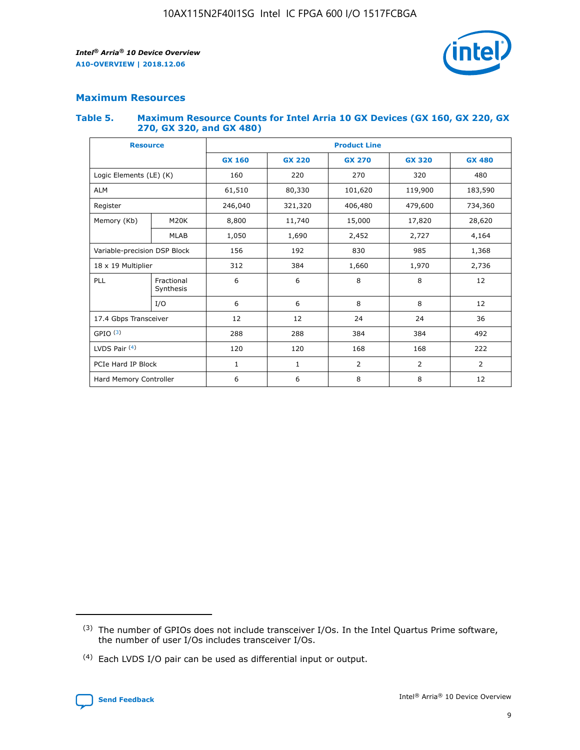## Maximum Resources

### Table 5. Maximum Resource Counts for Intel Arria 10 GX Devices (GX 160, GX 220, GX 270, GX 320, and GX 480)

| Resource | | Product Line | | | | |
|---|---|---|---|---|---|---|
| | | GX 160 | GX 220 | GX 270 | GX 320 | GX 480 |
| Logic Elements (LE) (K) | | 160 | 220 | 270 | 320 | 480 |
| ALM | | 61,510 | 80,330 | 101,620 | 119,900 | 183,590 |
| Register | | 246,040 | 321,320 | 406,480 | 479,600 | 734,360 |
| Memory (Kb) | M20K | 8,800 | 11,740 | 15,000 | 17,820 | 28,620 |
| | MLAB | 1,050 | 1,690 | 2,452 | 2,727 | 4,164 |
| Variable-precision DSP Block | | 156 | 192 | 830 | 985 | 1,368 |
| 18 x 19 Multiplier | | 312 | 384 | 1,660 | 1,970 | 2,736 |
| PLL | Fractional Synthesis | 6 | 6 | 8 | 8 | 12 |
| | I/O | 6 | 6 | 8 | 8 | 12 |
| 17.4 Gbps Transceiver | | 12 | 12 | 24 | 24 | 36 |
| GPIO (3) | | 288 | 288 | 384 | 384 | 492 |
| LVDS Pair (4) | | 120 | 120 | 168 | 168 | 222 |
| PCIe Hard IP Block | | 1 | 1 | 2 | 2 | 2 |
| Hard Memory Controller | | 6 | 6 | 8 | 8 | 12 |

(3) The number of GPIOs does not include transceiver I/Os. In the Intel Quartus Prime software, the number of user I/Os includes transceiver I/Os.

(4) Each LVDS I/O pair can be used as differential input or output.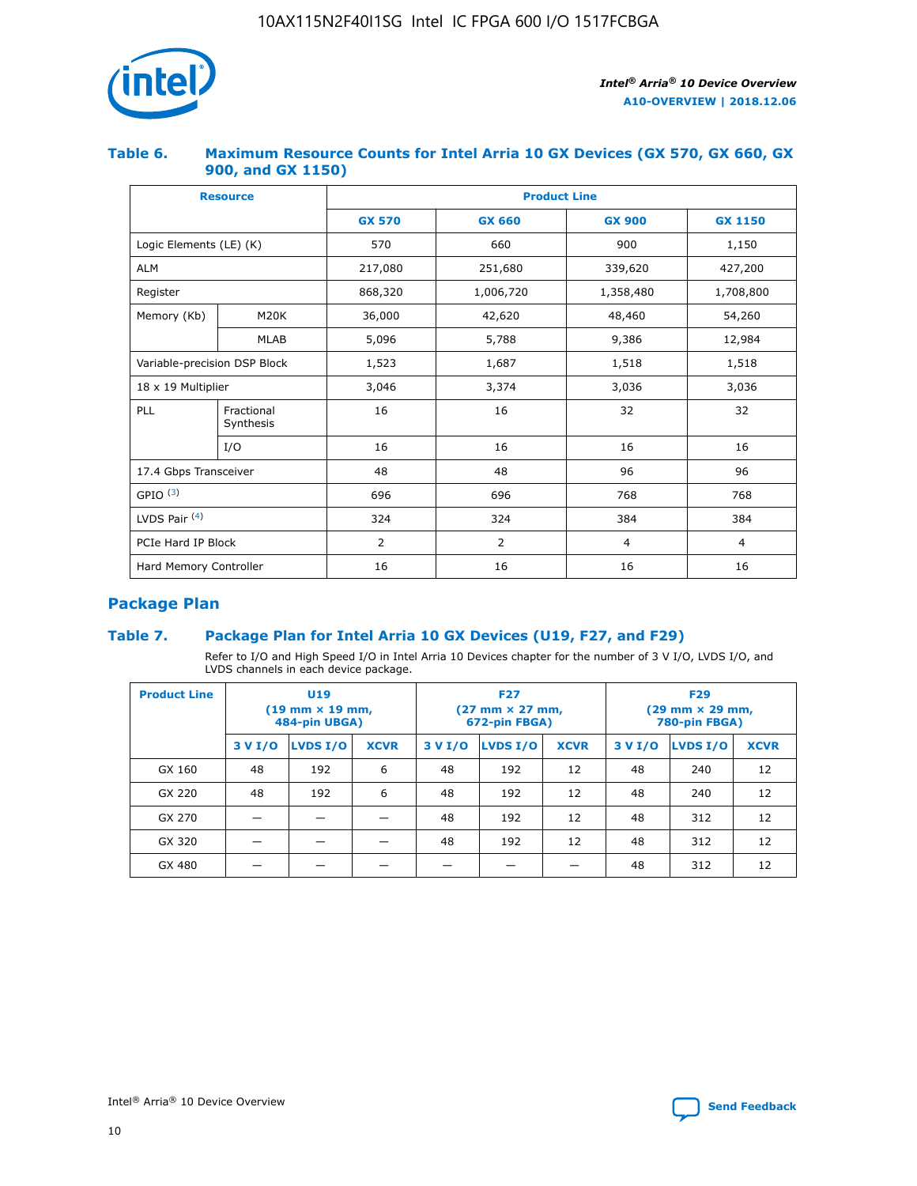### Table 6. Maximum Resource Counts for Intel Arria 10 GX Devices (GX 570, GX 660, GX 900, and GX 1150)

| Resource | | Product Line | | | |
|---|---|---|---|---|---|
| | | GX 570 | GX 660 | GX 900 | GX 1150 |
| Logic Elements (LE) (K) | | 570 | 660 | 900 | 1,150 |
| ALM | | 217,080 | 251,680 | 339,620 | 427,200 |
| Register | | 868,320 | 1,006,720 | 1,358,480 | 1,708,800 |
| Memory (Kb) | M20K | 36,000 | 42,620 | 48,460 | 54,260 |
| | MLAB | 5,096 | 5,788 | 9,386 | 12,984 |
| Variable-precision DSP Block | | 1,523 | 1,687 | 1,518 | 1,518 |
| 18 x 19 Multiplier | | 3,046 | 3,374 | 3,036 | 3,036 |
| PLL | Fractional Synthesis | 16 | 16 | 32 | 32 |
| | I/O | 16 | 16 | 16 | 16 |
| 17.4 Gbps Transceiver | | 48 | 48 | 96 | 96 |
| GPIO [(3)] | | 696 | 696 | 768 | 768 |
| LVDS Pair [(4)] | | 324 | 324 | 384 | 384 |
| PCIe Hard IP Block | | 2 | 2 | 4 | 4 |
| Hard Memory Controller | | 16 | 16 | 16 | 16 |

## Package Plan

### Table 7. Package Plan for Intel Arria 10 GX Devices (U19, F27, and F29)

Refer to I/O and High Speed I/O in Intel Arria 10 Devices chapter for the number of 3 V I/O, LVDS I/O, and LVDS channels in each device package.

| Product Line | U19 (19 mm × 19 mm, 484-pin UBGA) | | | F27 (27 mm × 27 mm, 672-pin FBGA) | | | F29 (29 mm × 29 mm, 780-pin FBGA) | | |
|---|---|---|---|---|---|---|---|---|---|
| | 3 V I/O | LVDS I/O | XCVR | 3 V I/O | LVDS I/O | XCVR | 3 V I/O | LVDS I/O | XCVR |
| GX 160 | 48 | 192 | 6 | 48 | 192 | 12 | 48 | 240 | 12 |
| GX 220 | 48 | 192 | 6 | 48 | 192 | 12 | 48 | 240 | 12 |
| GX 270 | — | — | — | 48 | 192 | 12 | 48 | 312 | 12 |
| GX 320 | — | — | — | 48 | 192 | 12 | 48 | 312 | 12 |
| GX 480 | — | — | — | — | — | — | 48 | 312 | 12 |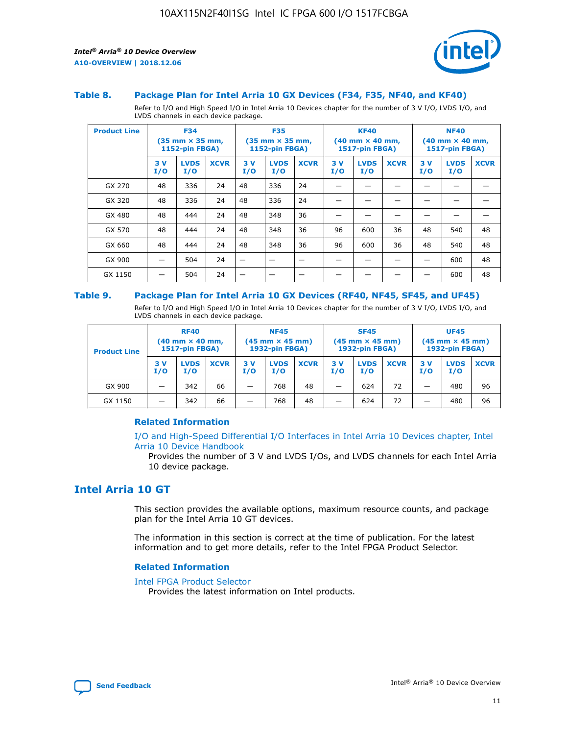### Table 8. Package Plan for Intel Arria 10 GX Devices (F34, F35, NF40, and KF40)

Refer to I/O and High Speed I/O in Intel Arria 10 Devices chapter for the number of 3 V I/O, LVDS I/O, and LVDS channels in each device package.

| Product Line | F34 (35 mm × 35 mm, 1152-pin FBGA) | | | F35 (35 mm × 35 mm, 1152-pin FBGA) | | | KF40 (40 mm × 40 mm, 1517-pin FBGA) | | | NF40 (40 mm × 40 mm, 1517-pin FBGA) | | |
|---|---|---|---|---|---|---|---|---|---|---|---|---|
| | 3 V I/O | LVDS I/O | XCVR | 3 V I/O | LVDS I/O | XCVR | 3 V I/O | LVDS I/O | XCVR | 3 V I/O | LVDS I/O | XCVR |
| GX 270 | 48 | 336 | 24 | 48 | 336 | 24 | — | — | — | — | — | — |
| GX 320 | 48 | 336 | 24 | 48 | 336 | 24 | — | — | — | — | — | — |
| GX 480 | 48 | 444 | 24 | 48 | 348 | 36 | — | — | — | — | — | — |
| GX 570 | 48 | 444 | 24 | 48 | 348 | 36 | 96 | 600 | 36 | 48 | 540 | 48 |
| GX 660 | 48 | 444 | 24 | 48 | 348 | 36 | 96 | 600 | 36 | 48 | 540 | 48 |
| GX 900 | — | 504 | 24 | — | — | — | — | — | — | — | 600 | 48 |
| GX 1150 | — | 504 | 24 | — | — | — | — | — | — | — | 600 | 48 |

### Table 9. Package Plan for Intel Arria 10 GX Devices (RF40, NF45, SF45, and UF45)

Refer to I/O and High Speed I/O in Intel Arria 10 Devices chapter for the number of 3 V I/O, LVDS I/O, and LVDS channels in each device package.

| Product Line | RF40 (40 mm × 40 mm, 1517-pin FBGA) | | | NF45 (45 mm × 45 mm) 1932-pin FBGA) | | | SF45 (45 mm × 45 mm) 1932-pin FBGA) | | | UF45 (45 mm × 45 mm) 1932-pin FBGA) | | |
|---|---|---|---|---|---|---|---|---|---|---|---|---|
| | 3 V I/O | LVDS I/O | XCVR | 3 V I/O | LVDS I/O | XCVR | 3 V I/O | LVDS I/O | XCVR | 3 V I/O | LVDS I/O | XCVR |
| GX 900 | — | 342 | 66 | — | 768 | 48 | — | 624 | 72 | — | 480 | 96 |
| GX 1150 | — | 342 | 66 | — | 768 | 48 | — | 624 | 72 | — | 480 | 96 |

#### Related Information

I/O and High-Speed Differential I/O Interfaces in Intel Arria 10 Devices chapter, Intel Arria 10 Device Handbook

Provides the number of 3 V and LVDS I/Os, and LVDS channels for each Intel Arria 10 device package.

## Intel Arria 10 GT

This section provides the available options, maximum resource counts, and package plan for the Intel Arria 10 GT devices.

The information in this section is correct at the time of publication. For the latest information and to get more details, refer to the Intel FPGA Product Selector.

#### Related Information

Intel FPGA Product Selector

Provides the latest information on Intel products.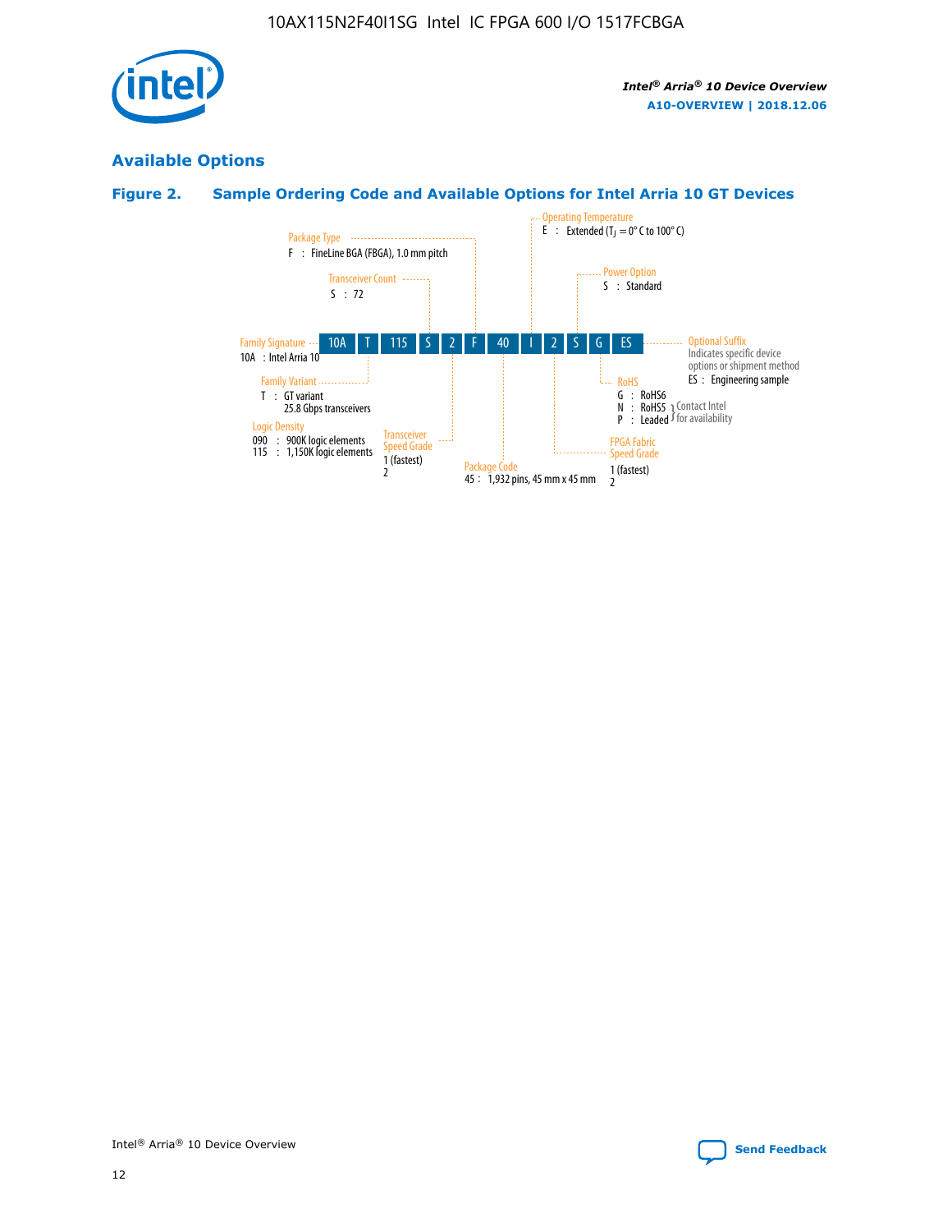## Available Options

### Figure 2. Sample Ordering Code and Available Options for Intel Arria 10 GT Devices

| 10A | T | 115 | S | 2 | F | 40 | I | 2 | S | G | ES |
|---|---|---|---|---|---|---|---|---|---|---|---|

**Family Signature**
10A : Intel Arria 10

**Family Variant**
T : GT variant
25.8 Gbps transceivers

**Logic Density**
090 : 900K logic elements
115 : 1,150K logic elements

**Transceiver Count**
S : 72

**Transceiver Speed Grade**
1 (fastest)
2

**Package Type**
F : FineLine BGA (FBGA), 1.0 mm pitch

**Package Code**
45 : 1,932 pins, 45 mm x 45 mm

**Operating Temperature**
E : Extended ($T_J$ = 0° C to 100° C)

**FPGA Fabric Speed Grade**
1 (fastest)
2

**Power Option**
S : Standard

**RoHS**
G : RoHS6
N : RoHS5 } Contact Intel for availability
P : Leaded } Contact Intel for availability

**Optional Suffix**
Indicates specific device options or shipment method
ES : Engineering sample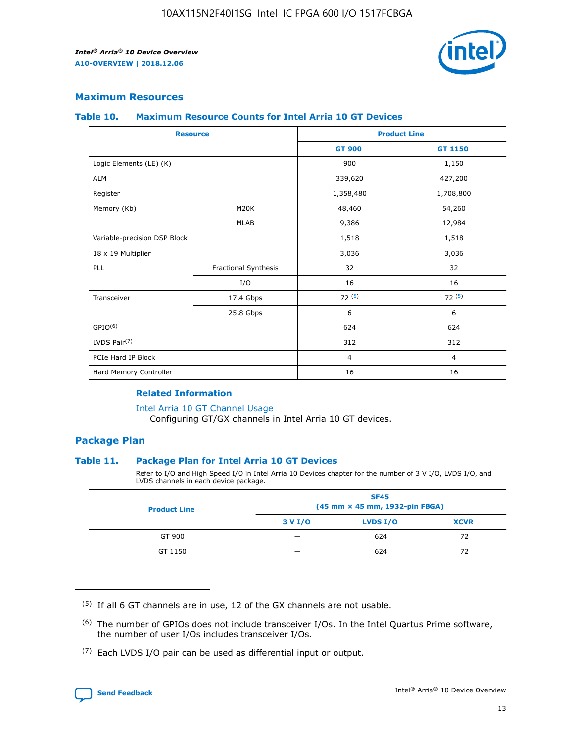## Maximum Resources

### Table 10. Maximum Resource Counts for Intel Arria 10 GT Devices

| Resource | | Product Line | |
|---|---|---|---|
| | | GT 900 | GT 1150 |
| Logic Elements (LE) (K) | | 900 | 1,150 |
| ALM | | 339,620 | 427,200 |
| Register | | 1,358,480 | 1,708,800 |
| Memory (Kb) | M20K | 48,460 | 54,260 |
| | MLAB | 9,386 | 12,984 |
| Variable-precision DSP Block | | 1,518 | 1,518 |
| 18 x 19 Multiplier | | 3,036 | 3,036 |
| PLL | Fractional Synthesis | 32 | 32 |
| | I/O | 16 | 16 |
| Transceiver | 17.4 Gbps | 72 [5] | 72 [5] |
| | 25.8 Gbps | 6 | 6 |
| GPIO[6] | | 624 | 624 |
| LVDS Pair[7] | | 312 | 312 |
| PCIe Hard IP Block | | 4 | 4 |
| Hard Memory Controller | | 16 | 16 |

#### Related Information

Intel Arria 10 GT Channel Usage
Configuring GT/GX channels in Intel Arria 10 GT devices.

## Package Plan

### Table 11. Package Plan for Intel Arria 10 GT Devices

Refer to I/O and High Speed I/O in Intel Arria 10 Devices chapter for the number of 3 V I/O, LVDS I/O, and LVDS channels in each device package.

| Product Line | SF45 (45 mm × 45 mm, 1932-pin FBGA) | | |
|---|---|---|---|
| | 3 V I/O | LVDS I/O | XCVR |
| GT 900 | — | 624 | 72 |
| GT 1150 | — | 624 | 72 |

(5) If all 6 GT channels are in use, 12 of the GX channels are not usable.

(6) The number of GPIOs does not include transceiver I/Os. In the Intel Quartus Prime software, the number of user I/Os includes transceiver I/Os.

(7) Each LVDS I/O pair can be used as differential input or output.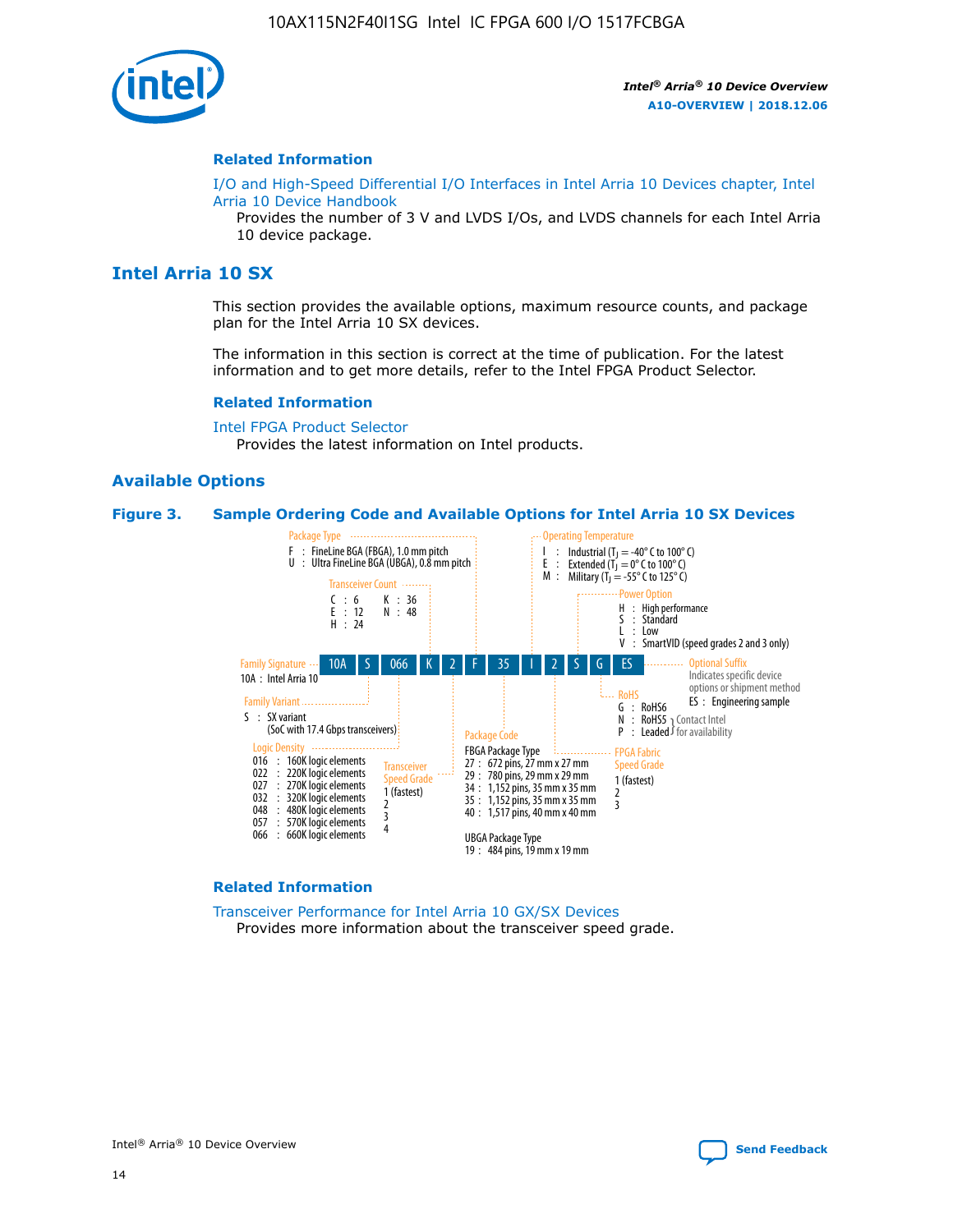## Related Information

I/O and High-Speed Differential I/O Interfaces in Intel Arria 10 Devices chapter, Intel Arria 10 Device Handbook

Provides the number of 3 V and LVDS I/Os, and LVDS channels for each Intel Arria 10 device package.

# Intel Arria 10 SX

This section provides the available options, maximum resource counts, and package plan for the Intel Arria 10 SX devices.

The information in this section is correct at the time of publication. For the latest information and to get more details, refer to the Intel FPGA Product Selector.

## Related Information

Intel FPGA Product Selector

Provides the latest information on Intel products.

## Available Options

**Figure 3. Sample Ordering Code and Available Options for Intel Arria 10 SX Devices**

Sample ordering code: 10A S 066 K 2 F 35 I 2 S G ES

- **Family Signature**
  - 10A : Intel Arria 10
- **Family Variant**
  - S : SX variant (SoC with 17.4 Gbps transceivers)
- **Logic Density**
  - 016 : 160K logic elements
  - 022 : 220K logic elements
  - 027 : 270K logic elements
  - 032 : 320K logic elements
  - 048 : 480K logic elements
  - 057 : 570K logic elements
  - 066 : 660K logic elements
- **Transceiver Count**
  - C : 6
  - E : 12
  - H : 24
  - K : 36
  - N : 48
- **Transceiver Speed Grade**
  - 1 (fastest)
  - 2
  - 3
  - 4
- **Package Type**
  - F : FineLine BGA (FBGA), 1.0 mm pitch
  - U : Ultra FineLine BGA (UBGA), 0.8 mm pitch
- **Package Code**
  - FBGA Package Type
    - 27 : 672 pins, 27 mm x 27 mm
    - 29 : 780 pins, 29 mm x 29 mm
    - 34 : 1,152 pins, 35 mm x 35 mm
    - 35 : 1,152 pins, 35 mm x 35 mm
    - 40 : 1,517 pins, 40 mm x 40 mm
  - UBGA Package Type
    - 19 : 484 pins, 19 mm x 19 mm
- **Operating Temperature**
  - I : Industrial ($T_J$ = -40° C to 100° C)
  - E : Extended ($T_J$ = 0° C to 100° C)
  - M : Military ($T_J$ = -55° C to 125° C)
- **FPGA Fabric Speed Grade**
  - 1 (fastest)
  - 2
  - 3
- **Power Option**
  - H : High performance
  - S : Standard
  - L : Low
  - V : SmartVID (speed grades 2 and 3 only)
- **RoHS**
  - G : RoHS6
  - N : RoHS5 (Contact Intel for availability)
  - P : Leaded (Contact Intel for availability)
- **Optional Suffix**
  - Indicates specific device options or shipment method
  - ES : Engineering sample

## Related Information

Transceiver Performance for Intel Arria 10 GX/SX Devices

Provides more information about the transceiver speed grade.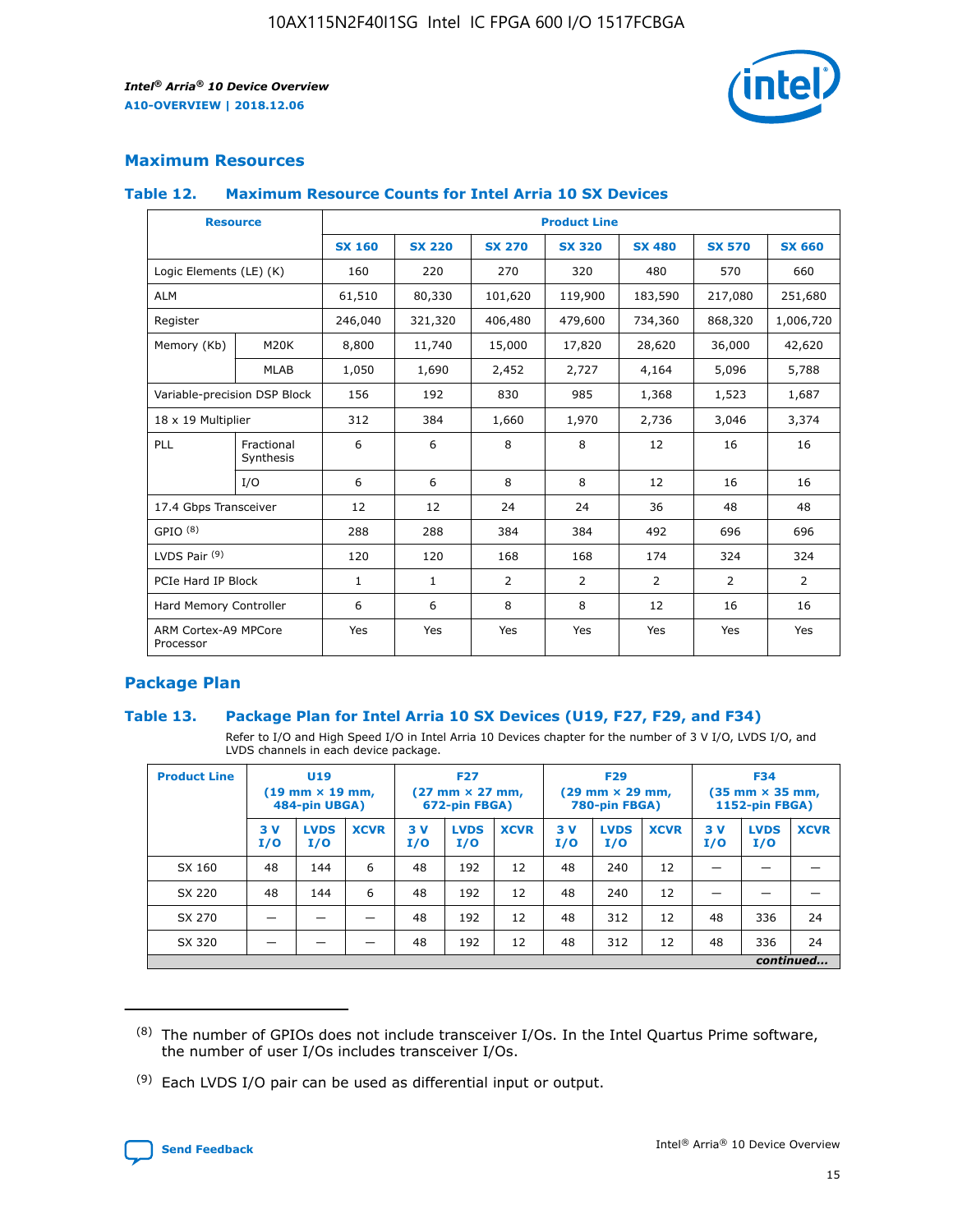## Maximum Resources

### Table 12. Maximum Resource Counts for Intel Arria 10 SX Devices

| Resource | | Product Line | | | | | | |
|---|---|---|---|---|---|---|---|---|
| | | SX 160 | SX 220 | SX 270 | SX 320 | SX 480 | SX 570 | SX 660 |
| Logic Elements (LE) (K) | | 160 | 220 | 270 | 320 | 480 | 570 | 660 |
| ALM | | 61,510 | 80,330 | 101,620 | 119,900 | 183,590 | 217,080 | 251,680 |
| Register | | 246,040 | 321,320 | 406,480 | 479,600 | 734,360 | 868,320 | 1,006,720 |
| Memory (Kb) | M20K | 8,800 | 11,740 | 15,000 | 17,820 | 28,620 | 36,000 | 42,620 |
| | MLAB | 1,050 | 1,690 | 2,452 | 2,727 | 4,164 | 5,096 | 5,788 |
| Variable-precision DSP Block | | 156 | 192 | 830 | 985 | 1,368 | 1,523 | 1,687 |
| 18 x 19 Multiplier | | 312 | 384 | 1,660 | 1,970 | 2,736 | 3,046 | 3,374 |
| PLL | Fractional Synthesis | 6 | 6 | 8 | 8 | 12 | 16 | 16 |
| | I/O | 6 | 6 | 8 | 8 | 12 | 16 | 16 |
| 17.4 Gbps Transceiver | | 12 | 12 | 24 | 24 | 36 | 48 | 48 |
| GPIO [8] | | 288 | 288 | 384 | 384 | 492 | 696 | 696 |
| LVDS Pair [9] | | 120 | 120 | 168 | 168 | 174 | 324 | 324 |
| PCIe Hard IP Block | | 1 | 1 | 2 | 2 | 2 | 2 | 2 |
| Hard Memory Controller | | 6 | 6 | 8 | 8 | 12 | 16 | 16 |
| ARM Cortex-A9 MPCore Processor | | Yes | Yes | Yes | Yes | Yes | Yes | Yes |

## Package Plan

### Table 13. Package Plan for Intel Arria 10 SX Devices (U19, F27, F29, and F34)

Refer to I/O and High Speed I/O in Intel Arria 10 Devices chapter for the number of 3 V I/O, LVDS I/O, and LVDS channels in each device package.

| Product Line | U19 (19 mm × 19 mm, 484-pin UBGA) | | | F27 (27 mm × 27 mm, 672-pin FBGA) | | | F29 (29 mm × 29 mm, 780-pin FBGA) | | | F34 (35 mm × 35 mm, 1152-pin FBGA) | | |
|---|---|---|---|---|---|---|---|---|---|---|---|---|
| | 3 V I/O | LVDS I/O | XCVR | 3 V I/O | LVDS I/O | XCVR | 3 V I/O | LVDS I/O | XCVR | 3 V I/O | LVDS I/O | XCVR |
| SX 160 | 48 | 144 | 6 | 48 | 192 | 12 | 48 | 240 | 12 | — | — | — |
| SX 220 | 48 | 144 | 6 | 48 | 192 | 12 | 48 | 240 | 12 | — | — | — |
| SX 270 | — | — | — | 48 | 192 | 12 | 48 | 312 | 12 | 48 | 336 | 24 |
| SX 320 | — | — | — | 48 | 192 | 12 | 48 | 312 | 12 | 48 | 336 | 24 |

*continued...*

(8) The number of GPIOs does not include transceiver I/Os. In the Intel Quartus Prime software, the number of user I/Os includes transceiver I/Os.

(9) Each LVDS I/O pair can be used as differential input or output.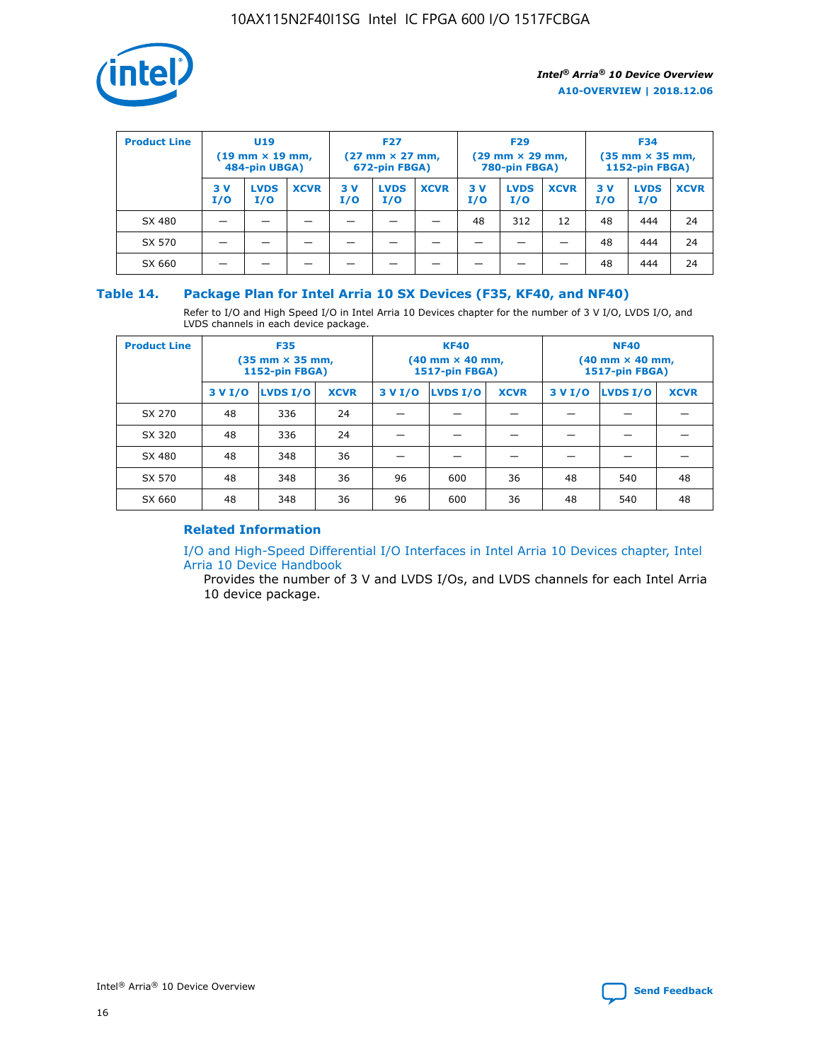| Product Line | U19 (19 mm × 19 mm, 484-pin UBGA) | | | F27 (27 mm × 27 mm, 672-pin FBGA) | | | F29 (29 mm × 29 mm, 780-pin FBGA) | | | F34 (35 mm × 35 mm, 1152-pin FBGA) | | |
|---|---|---|---|---|---|---|---|---|---|---|---|---|
| | 3 V I/O | LVDS I/O | XCVR | 3 V I/O | LVDS I/O | XCVR | 3 V I/O | LVDS I/O | XCVR | 3 V I/O | LVDS I/O | XCVR |
| SX 480 | — | — | — | — | — | — | 48 | 312 | 12 | 48 | 444 | 24 |
| SX 570 | — | — | — | — | — | — | — | — | — | 48 | 444 | 24 |
| SX 660 | — | — | — | — | — | — | — | — | — | 48 | 444 | 24 |

## Table 14. Package Plan for Intel Arria 10 SX Devices (F35, KF40, and NF40)

Refer to I/O and High Speed I/O in Intel Arria 10 Devices chapter for the number of 3 V I/O, LVDS I/O, and LVDS channels in each device package.

| Product Line | F35 (35 mm × 35 mm, 1152-pin FBGA) | | | KF40 (40 mm × 40 mm, 1517-pin FBGA) | | | NF40 (40 mm × 40 mm, 1517-pin FBGA) | | |
|---|---|---|---|---|---|---|---|---|---|
| | 3 V I/O | LVDS I/O | XCVR | 3 V I/O | LVDS I/O | XCVR | 3 V I/O | LVDS I/O | XCVR |
| SX 270 | 48 | 336 | 24 | — | — | — | — | — | — |
| SX 320 | 48 | 336 | 24 | — | — | — | — | — | — |
| SX 480 | 48 | 348 | 36 | — | — | — | — | — | — |
| SX 570 | 48 | 348 | 36 | 96 | 600 | 36 | 48 | 540 | 48 |
| SX 660 | 48 | 348 | 36 | 96 | 600 | 36 | 48 | 540 | 48 |

### Related Information

I/O and High-Speed Differential I/O Interfaces in Intel Arria 10 Devices chapter, Intel Arria 10 Device Handbook

Provides the number of 3 V and LVDS I/Os, and LVDS channels for each Intel Arria 10 device package.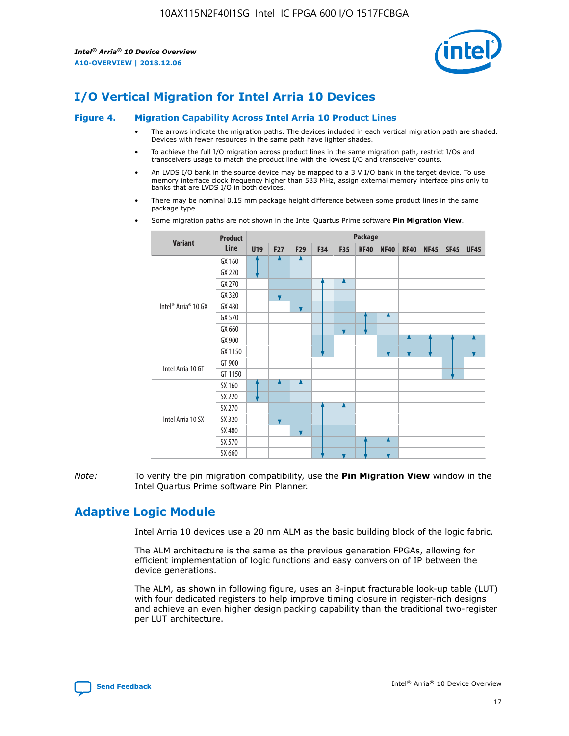# I/O Vertical Migration for Intel Arria 10 Devices

**Figure 4. Migration Capability Across Intel Arria 10 Product Lines**

- The arrows indicate the migration paths. The devices included in each vertical migration path are shaded. Devices with fewer resources in the same path have lighter shades.
- To achieve the full I/O migration across product lines in the same migration path, restrict I/Os and transceivers usage to match the product line with the lowest I/O and transceiver counts.
- An LVDS I/O bank in the source device may be mapped to a 3 V I/O bank in the target device. To use memory interface clock frequency higher than 533 MHz, assign external memory interface pins only to banks that are LVDS I/O in both devices.
- There may be nominal 0.15 mm package height difference between some product lines in the same package type.
- Some migration paths are not shown in the Intel Quartus Prime software **Pin Migration View**.

| Variant | Product Line | U19 | F27 | F29 | F34 | F35 | KF40 | NF40 | RF40 | NF45 | SF45 | UF45 |
|---|---|---|---|---|---|---|---|---|---|---|---|---|
| Intel® Arria® 10 GX | GX 160 | | | | | | | | | | | |
| | GX 220 | | | | | | | | | | | |
| | GX 270 | | | | | | | | | | | |
| | GX 320 | | | | | | | | | | | |
| | GX 480 | | | | | | | | | | | |
| | GX 570 | | | | | | | | | | | |
| | GX 660 | | | | | | | | | | | |
| | GX 900 | | | | | | | | | | | |
| | GX 1150 | | | | | | | | | | | |
| Intel Arria 10 GT | GT 900 | | | | | | | | | | | |
| | GT 1150 | | | | | | | | | | | |
| Intel Arria 10 SX | SX 160 | | | | | | | | | | | |
| | SX 220 | | | | | | | | | | | |
| | SX 270 | | | | | | | | | | | |
| | SX 320 | | | | | | | | | | | |
| | SX 480 | | | | | | | | | | | |
| | SX 570 | | | | | | | | | | | |
| | SX 660 | | | | | | | | | | | |

*Note:* To verify the pin migration compatibility, use the **Pin Migration View** window in the Intel Quartus Prime software Pin Planner.

# Adaptive Logic Module

Intel Arria 10 devices use a 20 nm ALM as the basic building block of the logic fabric.

The ALM architecture is the same as the previous generation FPGAs, allowing for efficient implementation of logic functions and easy conversion of IP between the device generations.

The ALM, as shown in following figure, uses an 8-input fracturable look-up table (LUT) with four dedicated registers to help improve timing closure in register-rich designs and achieve an even higher design packing capability than the traditional two-register per LUT architecture.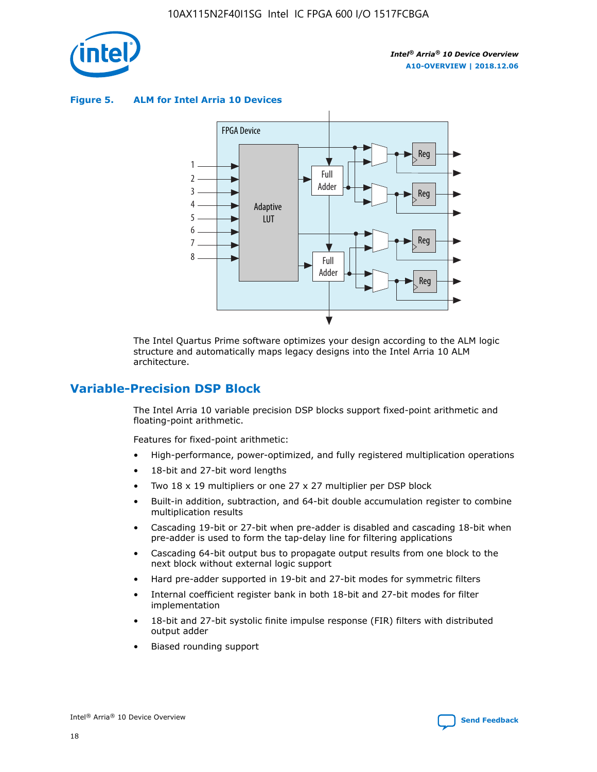**Figure 5. ALM for Intel Arria 10 Devices**

The Intel Quartus Prime software optimizes your design according to the ALM logic structure and automatically maps legacy designs into the Intel Arria 10 ALM architecture.

## Variable-Precision DSP Block

The Intel Arria 10 variable precision DSP blocks support fixed-point arithmetic and floating-point arithmetic.

Features for fixed-point arithmetic:

- High-performance, power-optimized, and fully registered multiplication operations
- 18-bit and 27-bit word lengths
- Two 18 x 19 multipliers or one 27 x 27 multiplier per DSP block
- Built-in addition, subtraction, and 64-bit double accumulation register to combine multiplication results
- Cascading 19-bit or 27-bit when pre-adder is disabled and cascading 18-bit when pre-adder is used to form the tap-delay line for filtering applications
- Cascading 64-bit output bus to propagate output results from one block to the next block without external logic support
- Hard pre-adder supported in 19-bit and 27-bit modes for symmetric filters
- Internal coefficient register bank in both 18-bit and 27-bit modes for filter implementation
- 18-bit and 27-bit systolic finite impulse response (FIR) filters with distributed output adder
- Biased rounding support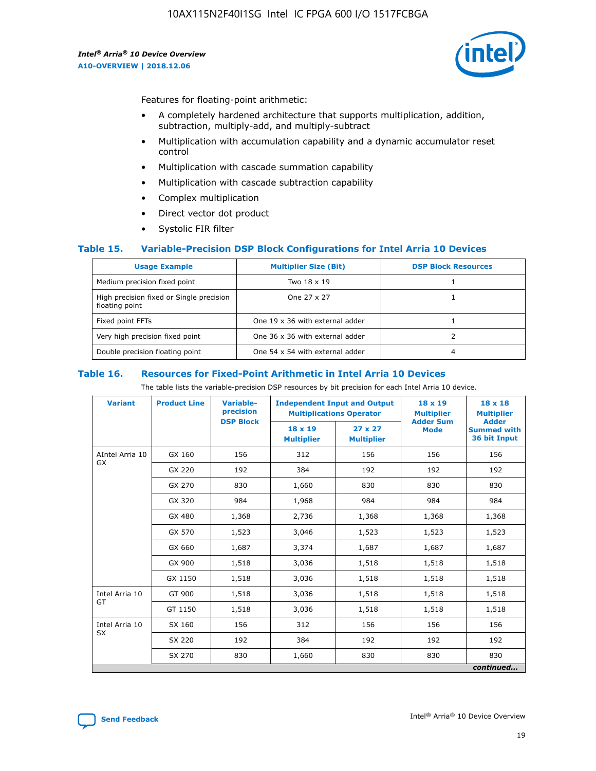Features for floating-point arithmetic:

- A completely hardened architecture that supports multiplication, addition, subtraction, multiply-add, and multiply-subtract
- Multiplication with accumulation capability and a dynamic accumulator reset control
- Multiplication with cascade summation capability
- Multiplication with cascade subtraction capability
- Complex multiplication
- Direct vector dot product
- Systolic FIR filter

## Table 15. Variable-Precision DSP Block Configurations for Intel Arria 10 Devices

| Usage Example | Multiplier Size (Bit) | DSP Block Resources |
|---|---|---|
| Medium precision fixed point | Two 18 x 19 | 1 |
| High precision fixed or Single precision floating point | One 27 x 27 | 1 |
| Fixed point FFTs | One 19 x 36 with external adder | 1 |
| Very high precision fixed point | One 36 x 36 with external adder | 2 |
| Double precision floating point | One 54 x 54 with external adder | 4 |

## Table 16. Resources for Fixed-Point Arithmetic in Intel Arria 10 Devices

The table lists the variable-precision DSP resources by bit precision for each Intel Arria 10 device.

| Variant | Product Line | Variable-precision DSP Block | Independent Input and Output Multiplications Operator | | 18 x 19 Multiplier Adder Sum Mode | 18 x 18 Multiplier Adder Summed with 36 bit Input |
|---|---|---|---|---|---|---|
| | | | 18 x 19 Multiplier | 27 x 27 Multiplier | | |
| AIntel Arria 10 GX | GX 160 | 156 | 312 | 156 | 156 | 156 |
| | GX 220 | 192 | 384 | 192 | 192 | 192 |
| | GX 270 | 830 | 1,660 | 830 | 830 | 830 |
| | GX 320 | 984 | 1,968 | 984 | 984 | 984 |
| | GX 480 | 1,368 | 2,736 | 1,368 | 1,368 | 1,368 |
| | GX 570 | 1,523 | 3,046 | 1,523 | 1,523 | 1,523 |
| | GX 660 | 1,687 | 3,374 | 1,687 | 1,687 | 1,687 |
| | GX 900 | 1,518 | 3,036 | 1,518 | 1,518 | 1,518 |
| | GX 1150 | 1,518 | 3,036 | 1,518 | 1,518 | 1,518 |
| Intel Arria 10 GT | GT 900 | 1,518 | 3,036 | 1,518 | 1,518 | 1,518 |
| | GT 1150 | 1,518 | 3,036 | 1,518 | 1,518 | 1,518 |
| Intel Arria 10 SX | SX 160 | 156 | 312 | 156 | 156 | 156 |
| | SX 220 | 192 | 384 | 192 | 192 | 192 |
| | SX 270 | 830 | 1,660 | 830 | 830 | 830 |

*continued...*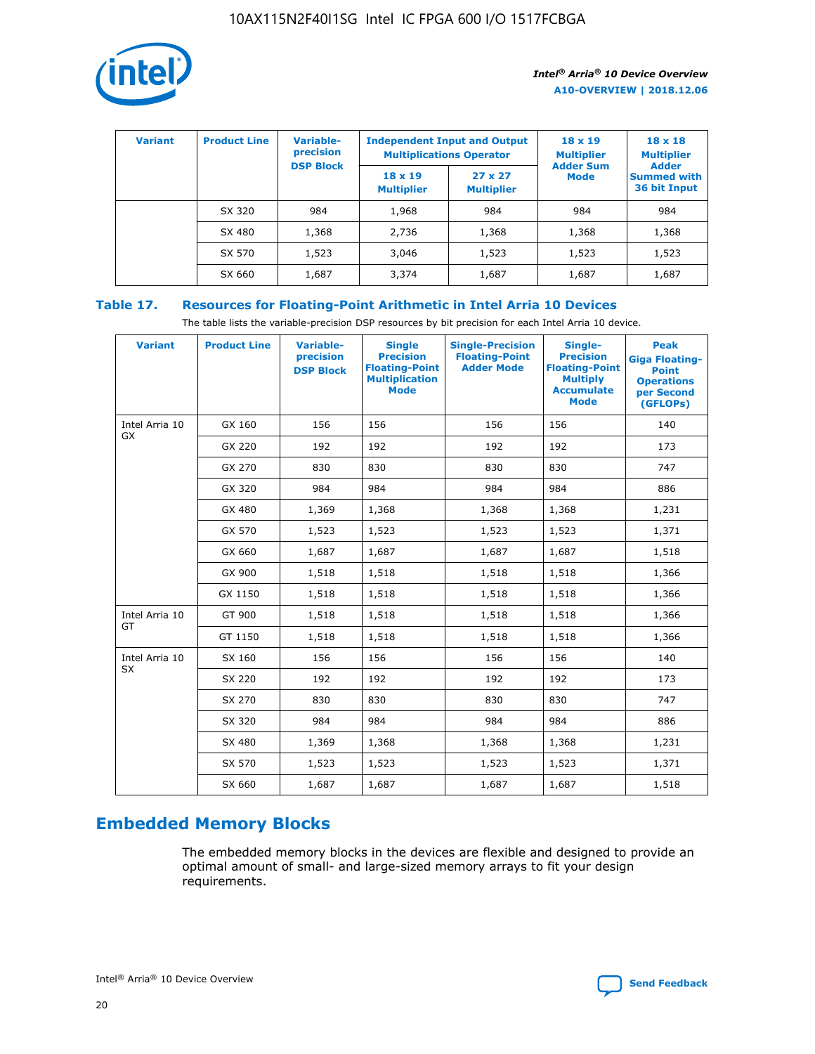| Variant | Product Line | Variable-precision DSP Block | Independent Input and Output Multiplications Operator | | 18 x 19 Multiplier Adder Sum Mode | 18 x 18 Multiplier Adder Summed with 36 bit Input |
|---|---|---|---|---|---|---|
| | | | 18 x 19 Multiplier | 27 x 27 Multiplier | | |
| | SX 320 | 984 | 1,968 | 984 | 984 | 984 |
| | SX 480 | 1,368 | 2,736 | 1,368 | 1,368 | 1,368 |
| | SX 570 | 1,523 | 3,046 | 1,523 | 1,523 | 1,523 |
| | SX 660 | 1,687 | 3,374 | 1,687 | 1,687 | 1,687 |

## Table 17. Resources for Floating-Point Arithmetic in Intel Arria 10 Devices

The table lists the variable-precision DSP resources by bit precision for each Intel Arria 10 device.

| Variant | Product Line | Variable-precision DSP Block | Single Precision Floating-Point Multiplication Mode | Single-Precision Floating-Point Adder Mode | Single-Precision Floating-Point Multiply Accumulate Mode | Peak Giga Floating-Point Operations per Second (GFLOPs) |
|---|---|---|---|---|---|---|
| Intel Arria 10 GX | GX 160 | 156 | 156 | 156 | 156 | 140 |
| | GX 220 | 192 | 192 | 192 | 192 | 173 |
| | GX 270 | 830 | 830 | 830 | 830 | 747 |
| | GX 320 | 984 | 984 | 984 | 984 | 886 |
| | GX 480 | 1,369 | 1,368 | 1,368 | 1,368 | 1,231 |
| | GX 570 | 1,523 | 1,523 | 1,523 | 1,523 | 1,371 |
| | GX 660 | 1,687 | 1,687 | 1,687 | 1,687 | 1,518 |
| | GX 900 | 1,518 | 1,518 | 1,518 | 1,518 | 1,366 |
| | GX 1150 | 1,518 | 1,518 | 1,518 | 1,518 | 1,366 |
| Intel Arria 10 GT | GT 900 | 1,518 | 1,518 | 1,518 | 1,518 | 1,366 |
| | GT 1150 | 1,518 | 1,518 | 1,518 | 1,518 | 1,366 |
| Intel Arria 10 SX | SX 160 | 156 | 156 | 156 | 156 | 140 |
| | SX 220 | 192 | 192 | 192 | 192 | 173 |
| | SX 270 | 830 | 830 | 830 | 830 | 747 |
| | SX 320 | 984 | 984 | 984 | 984 | 886 |
| | SX 480 | 1,369 | 1,368 | 1,368 | 1,368 | 1,231 |
| | SX 570 | 1,523 | 1,523 | 1,523 | 1,523 | 1,371 |
| | SX 660 | 1,687 | 1,687 | 1,687 | 1,687 | 1,518 |

## Embedded Memory Blocks

The embedded memory blocks in the devices are flexible and designed to provide an optimal amount of small- and large-sized memory arrays to fit your design requirements.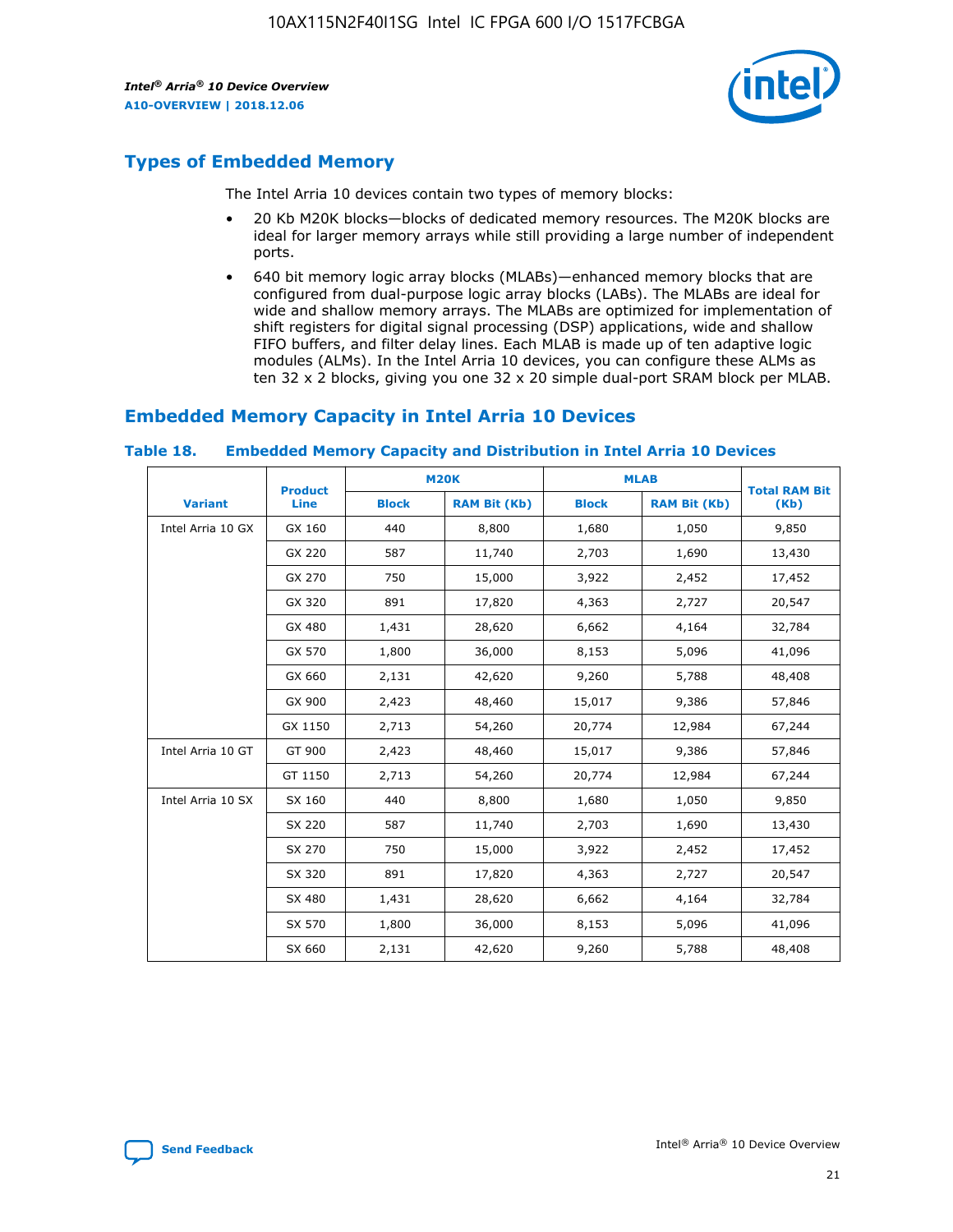## Types of Embedded Memory

The Intel Arria 10 devices contain two types of memory blocks:

- 20 Kb M20K blocks—blocks of dedicated memory resources. The M20K blocks are ideal for larger memory arrays while still providing a large number of independent ports.
- 640 bit memory logic array blocks (MLABs)—enhanced memory blocks that are configured from dual-purpose logic array blocks (LABs). The MLABs are ideal for wide and shallow memory arrays. The MLABs are optimized for implementation of shift registers for digital signal processing (DSP) applications, wide and shallow FIFO buffers, and filter delay lines. Each MLAB is made up of ten adaptive logic modules (ALMs). In the Intel Arria 10 devices, you can configure these ALMs as ten 32 x 2 blocks, giving you one 32 x 20 simple dual-port SRAM block per MLAB.

## Embedded Memory Capacity in Intel Arria 10 Devices

### Table 18. Embedded Memory Capacity and Distribution in Intel Arria 10 Devices

| Variant | Product Line | M20K | | MLAB | | Total RAM Bit (Kb) |
|---|---|---|---|---|---|---|
| | | Block | RAM Bit (Kb) | Block | RAM Bit (Kb) | |
| Intel Arria 10 GX | GX 160 | 440 | 8,800 | 1,680 | 1,050 | 9,850 |
| | GX 220 | 587 | 11,740 | 2,703 | 1,690 | 13,430 |
| | GX 270 | 750 | 15,000 | 3,922 | 2,452 | 17,452 |
| | GX 320 | 891 | 17,820 | 4,363 | 2,727 | 20,547 |
| | GX 480 | 1,431 | 28,620 | 6,662 | 4,164 | 32,784 |
| | GX 570 | 1,800 | 36,000 | 8,153 | 5,096 | 41,096 |
| | GX 660 | 2,131 | 42,620 | 9,260 | 5,788 | 48,408 |
| | GX 900 | 2,423 | 48,460 | 15,017 | 9,386 | 57,846 |
| | GX 1150 | 2,713 | 54,260 | 20,774 | 12,984 | 67,244 |
| Intel Arria 10 GT | GT 900 | 2,423 | 48,460 | 15,017 | 9,386 | 57,846 |
| | GT 1150 | 2,713 | 54,260 | 20,774 | 12,984 | 67,244 |
| Intel Arria 10 SX | SX 160 | 440 | 8,800 | 1,680 | 1,050 | 9,850 |
| | SX 220 | 587 | 11,740 | 2,703 | 1,690 | 13,430 |
| | SX 270 | 750 | 15,000 | 3,922 | 2,452 | 17,452 |
| | SX 320 | 891 | 17,820 | 4,363 | 2,727 | 20,547 |
| | SX 480 | 1,431 | 28,620 | 6,662 | 4,164 | 32,784 |
| | SX 570 | 1,800 | 36,000 | 8,153 | 5,096 | 41,096 |
| | SX 660 | 2,131 | 42,620 | 9,260 | 5,788 | 48,408 |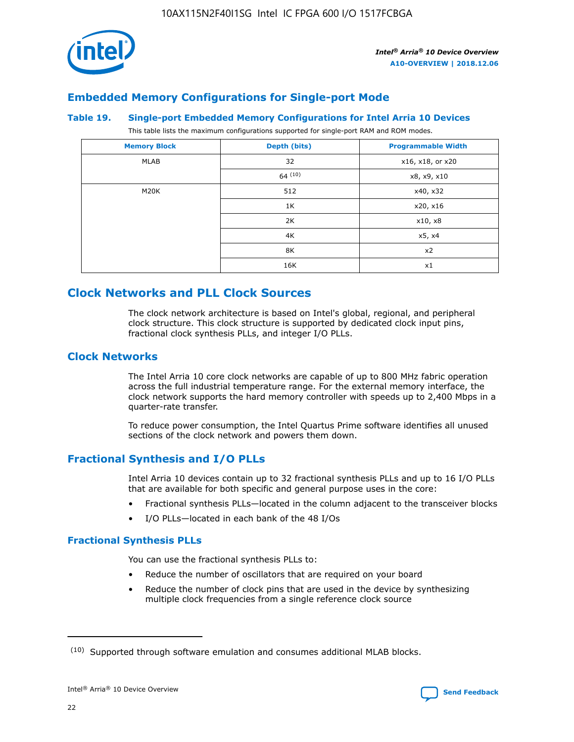## Embedded Memory Configurations for Single-port Mode

**Table 19. Single-port Embedded Memory Configurations for Intel Arria 10 Devices**

This table lists the maximum configurations supported for single-port RAM and ROM modes.

| Memory Block | Depth (bits) | Programmable Width |
|---|---|---|
| MLAB | 32 | x16, x18, or x20 |
| | 64 (10) | x8, x9, x10 |
| M20K | 512 | x40, x32 |
| | 1K | x20, x16 |
| | 2K | x10, x8 |
| | 4K | x5, x4 |
| | 8K | x2 |
| | 16K | x1 |

## Clock Networks and PLL Clock Sources

The clock network architecture is based on Intel's global, regional, and peripheral clock structure. This clock structure is supported by dedicated clock input pins, fractional clock synthesis PLLs, and integer I/O PLLs.

### Clock Networks

The Intel Arria 10 core clock networks are capable of up to 800 MHz fabric operation across the full industrial temperature range. For the external memory interface, the clock network supports the hard memory controller with speeds up to 2,400 Mbps in a quarter-rate transfer.

To reduce power consumption, the Intel Quartus Prime software identifies all unused sections of the clock network and powers them down.

### Fractional Synthesis and I/O PLLs

Intel Arria 10 devices contain up to 32 fractional synthesis PLLs and up to 16 I/O PLLs that are available for both specific and general purpose uses in the core:

- Fractional synthesis PLLs—located in the column adjacent to the transceiver blocks
- I/O PLLs—located in each bank of the 48 I/Os

#### Fractional Synthesis PLLs

You can use the fractional synthesis PLLs to:

- Reduce the number of oscillators that are required on your board
- Reduce the number of clock pins that are used in the device by synthesizing multiple clock frequencies from a single reference clock source

(10) Supported through software emulation and consumes additional MLAB blocks.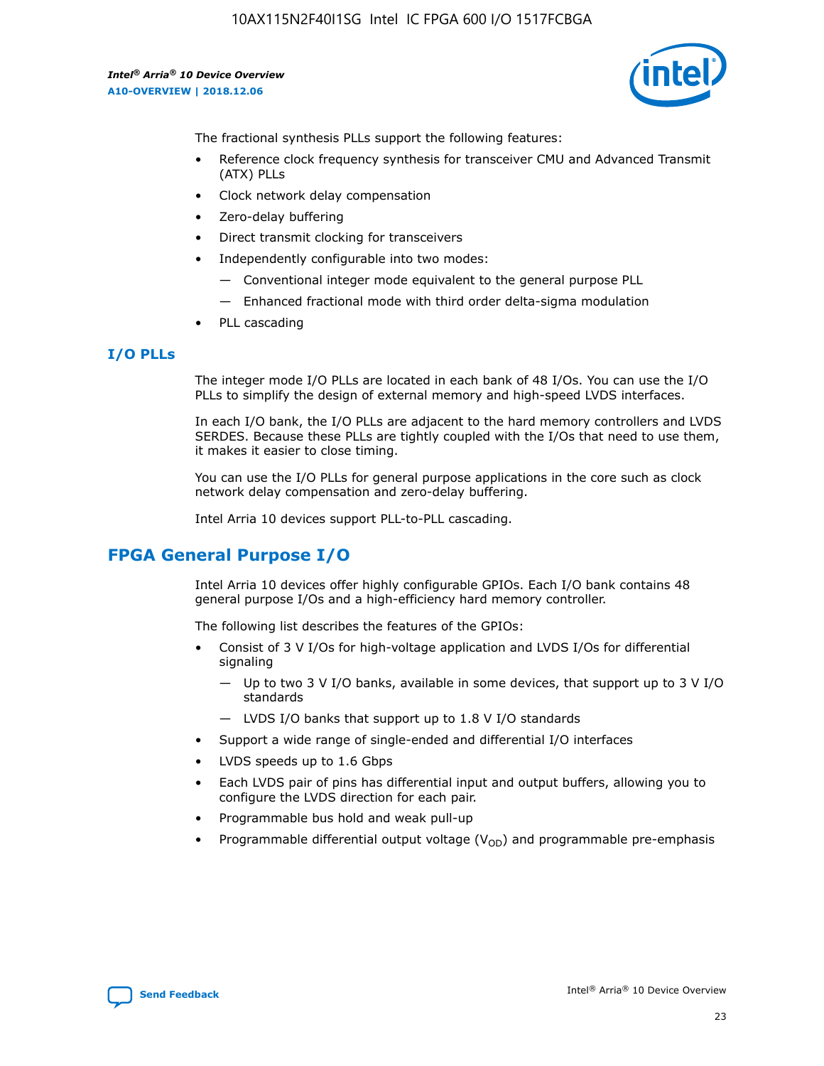The fractional synthesis PLLs support the following features:

- Reference clock frequency synthesis for transceiver CMU and Advanced Transmit (ATX) PLLs
- Clock network delay compensation
- Zero-delay buffering
- Direct transmit clocking for transceivers
- Independently configurable into two modes:
  - — Conventional integer mode equivalent to the general purpose PLL
  - — Enhanced fractional mode with third order delta-sigma modulation
- PLL cascading

### I/O PLLs

The integer mode I/O PLLs are located in each bank of 48 I/Os. You can use the I/O PLLs to simplify the design of external memory and high-speed LVDS interfaces.

In each I/O bank, the I/O PLLs are adjacent to the hard memory controllers and LVDS SERDES. Because these PLLs are tightly coupled with the I/Os that need to use them, it makes it easier to close timing.

You can use the I/O PLLs for general purpose applications in the core such as clock network delay compensation and zero-delay buffering.

Intel Arria 10 devices support PLL-to-PLL cascading.

## FPGA General Purpose I/O

Intel Arria 10 devices offer highly configurable GPIOs. Each I/O bank contains 48 general purpose I/Os and a high-efficiency hard memory controller.

The following list describes the features of the GPIOs:

- Consist of 3 V I/Os for high-voltage application and LVDS I/Os for differential signaling
  - — Up to two 3 V I/O banks, available in some devices, that support up to 3 V I/O standards
  - — LVDS I/O banks that support up to 1.8 V I/O standards
- Support a wide range of single-ended and differential I/O interfaces
- LVDS speeds up to 1.6 Gbps
- Each LVDS pair of pins has differential input and output buffers, allowing you to configure the LVDS direction for each pair.
- Programmable bus hold and weak pull-up
- Programmable differential output voltage ($V_{OD}$) and programmable pre-emphasis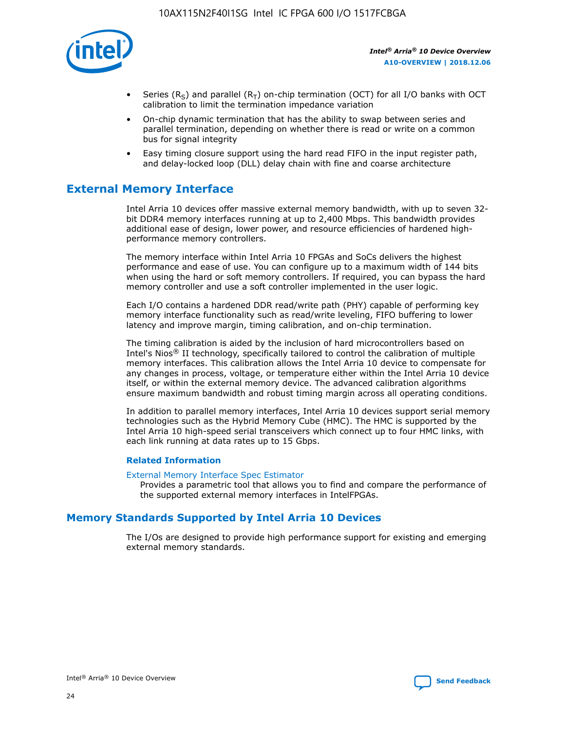- Series ($R_S$) and parallel ($R_T$) on-chip termination (OCT) for all I/O banks with OCT calibration to limit the termination impedance variation
- On-chip dynamic termination that has the ability to swap between series and parallel termination, depending on whether there is read or write on a common bus for signal integrity
- Easy timing closure support using the hard read FIFO in the input register path, and delay-locked loop (DLL) delay chain with fine and coarse architecture

## External Memory Interface

Intel Arria 10 devices offer massive external memory bandwidth, with up to seven 32-bit DDR4 memory interfaces running at up to 2,400 Mbps. This bandwidth provides additional ease of design, lower power, and resource efficiencies of hardened high-performance memory controllers.

The memory interface within Intel Arria 10 FPGAs and SoCs delivers the highest performance and ease of use. You can configure up to a maximum width of 144 bits when using the hard or soft memory controllers. If required, you can bypass the hard memory controller and use a soft controller implemented in the user logic.

Each I/O contains a hardened DDR read/write path (PHY) capable of performing key memory interface functionality such as read/write leveling, FIFO buffering to lower latency and improve margin, timing calibration, and on-chip termination.

The timing calibration is aided by the inclusion of hard microcontrollers based on Intel's Nios® II technology, specifically tailored to control the calibration of multiple memory interfaces. This calibration allows the Intel Arria 10 device to compensate for any changes in process, voltage, or temperature either within the Intel Arria 10 device itself, or within the external memory device. The advanced calibration algorithms ensure maximum bandwidth and robust timing margin across all operating conditions.

In addition to parallel memory interfaces, Intel Arria 10 devices support serial memory technologies such as the Hybrid Memory Cube (HMC). The HMC is supported by the Intel Arria 10 high-speed serial transceivers which connect up to four HMC links, with each link running at data rates up to 15 Gbps.

### Related Information

External Memory Interface Spec Estimator
Provides a parametric tool that allows you to find and compare the performance of the supported external memory interfaces in IntelFPGAs.

## Memory Standards Supported by Intel Arria 10 Devices

The I/Os are designed to provide high performance support for existing and emerging external memory standards.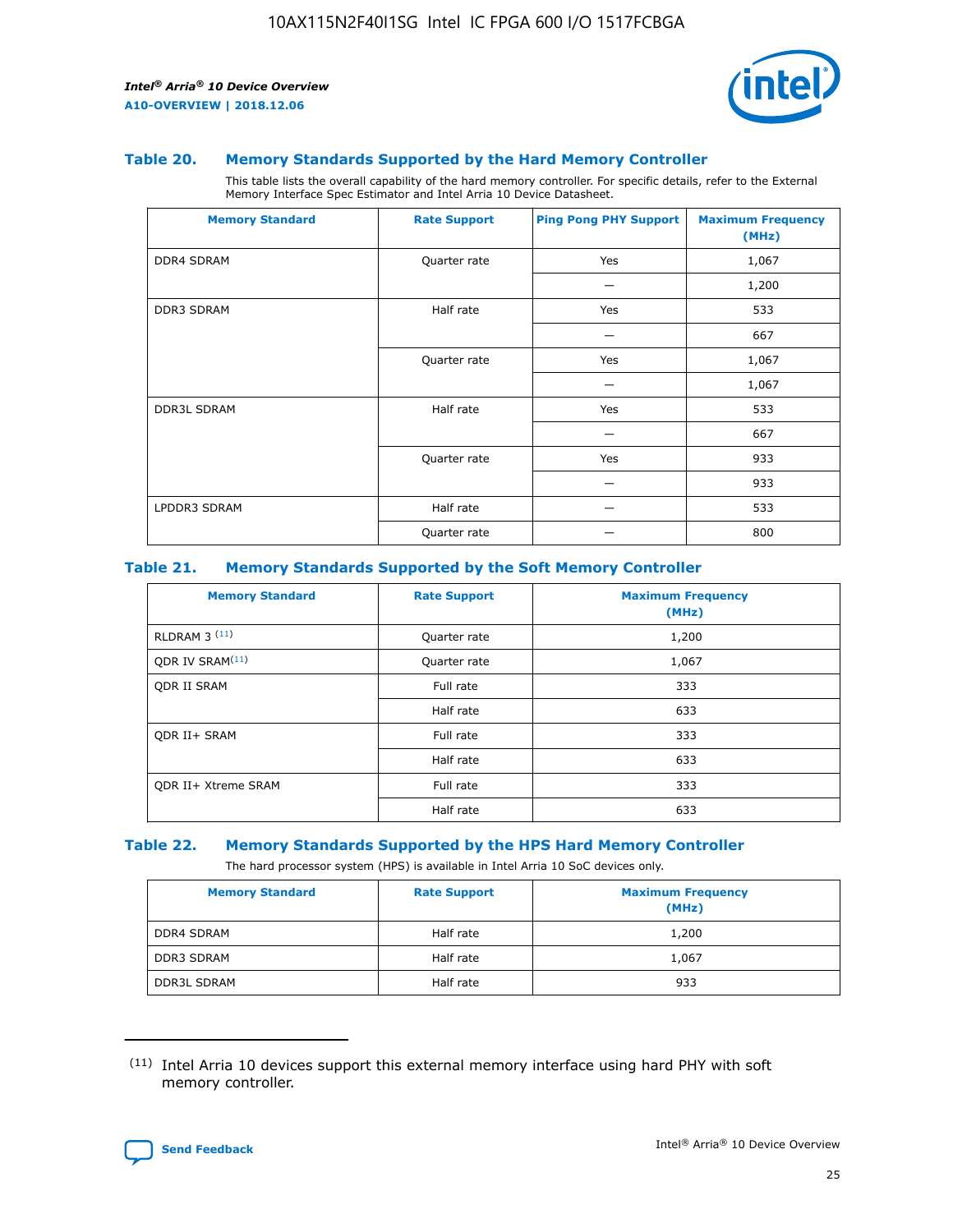### Table 20. Memory Standards Supported by the Hard Memory Controller

This table lists the overall capability of the hard memory controller. For specific details, refer to the External Memory Interface Spec Estimator and Intel Arria 10 Device Datasheet.

| Memory Standard | Rate Support | Ping Pong PHY Support | Maximum Frequency (MHz) |
| --- | --- | --- | --- |
| DDR4 SDRAM | Quarter rate | Yes | 1,067 |
| | | — | 1,200 |
| DDR3 SDRAM | Half rate | Yes | 533 |
| | | — | 667 |
| | Quarter rate | Yes | 1,067 |
| | | — | 1,067 |
| DDR3L SDRAM | Half rate | Yes | 533 |
| | | — | 667 |
| | Quarter rate | Yes | 933 |
| | | — | 933 |
| LPDDR3 SDRAM | Half rate | — | 533 |
| | Quarter rate | — | 800 |

### Table 21. Memory Standards Supported by the Soft Memory Controller

| Memory Standard | Rate Support | Maximum Frequency (MHz) |
| --- | --- | --- |
| RLDRAM 3 [11] | Quarter rate | 1,200 |
| QDR IV SRAM[11] | Quarter rate | 1,067 |
| QDR II SRAM | Full rate | 333 |
| | Half rate | 633 |
| QDR II+ SRAM | Full rate | 333 |
| | Half rate | 633 |
| QDR II+ Xtreme SRAM | Full rate | 333 |
| | Half rate | 633 |

### Table 22. Memory Standards Supported by the HPS Hard Memory Controller

The hard processor system (HPS) is available in Intel Arria 10 SoC devices only.

| Memory Standard | Rate Support | Maximum Frequency (MHz) |
| --- | --- | --- |
| DDR4 SDRAM | Half rate | 1,200 |
| DDR3 SDRAM | Half rate | 1,067 |
| DDR3L SDRAM | Half rate | 933 |

[11] Intel Arria 10 devices support this external memory interface using hard PHY with soft memory controller.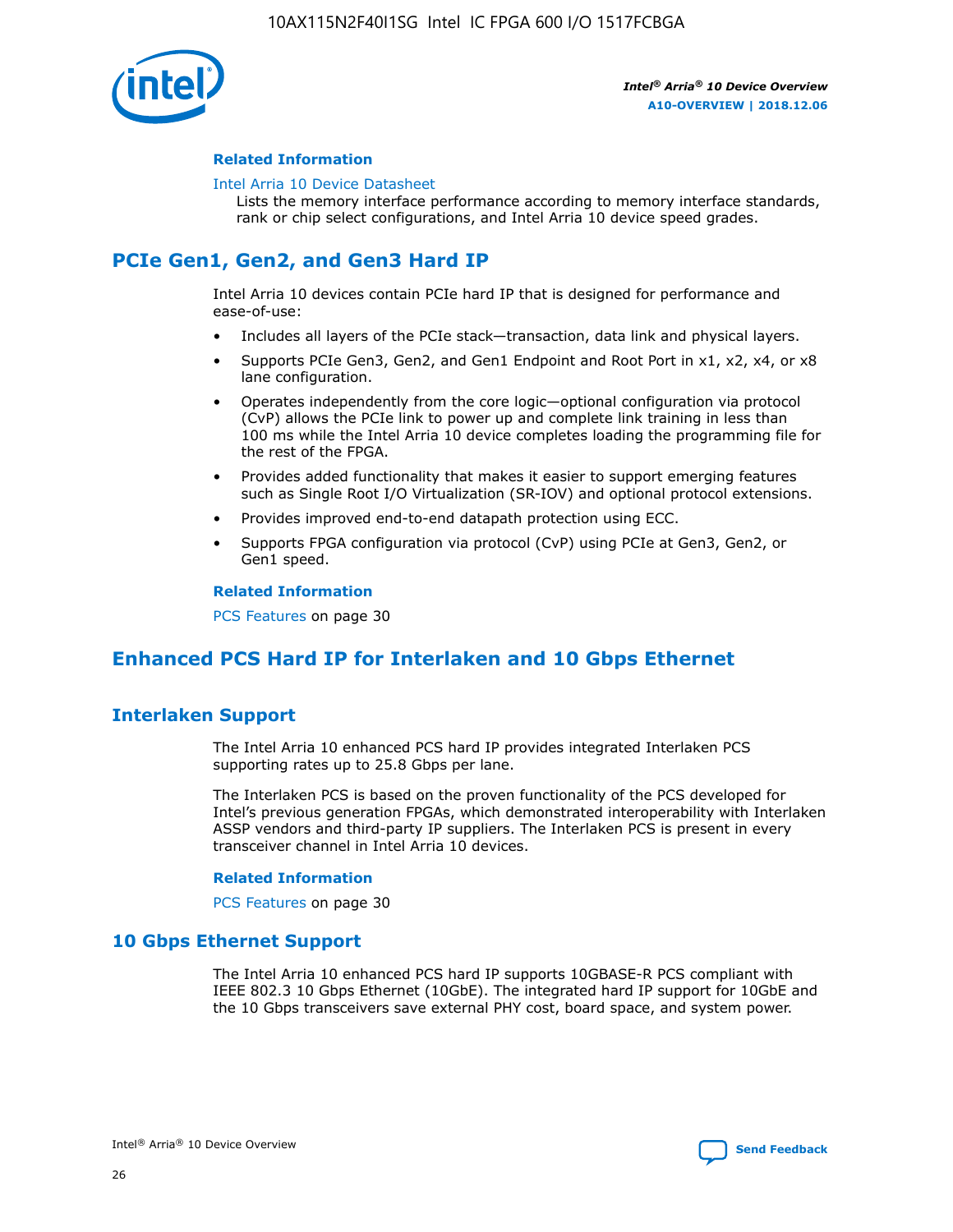#### Related Information

Intel Arria 10 Device Datasheet

Lists the memory interface performance according to memory interface standards, rank or chip select configurations, and Intel Arria 10 device speed grades.

## PCIe Gen1, Gen2, and Gen3 Hard IP

Intel Arria 10 devices contain PCIe hard IP that is designed for performance and ease-of-use:

- Includes all layers of the PCIe stack—transaction, data link and physical layers.
- Supports PCIe Gen3, Gen2, and Gen1 Endpoint and Root Port in x1, x2, x4, or x8 lane configuration.
- Operates independently from the core logic—optional configuration via protocol (CvP) allows the PCIe link to power up and complete link training in less than 100 ms while the Intel Arria 10 device completes loading the programming file for the rest of the FPGA.
- Provides added functionality that makes it easier to support emerging features such as Single Root I/O Virtualization (SR-IOV) and optional protocol extensions.
- Provides improved end-to-end datapath protection using ECC.
- Supports FPGA configuration via protocol (CvP) using PCIe at Gen3, Gen2, or Gen1 speed.

#### Related Information

PCS Features on page 30

## Enhanced PCS Hard IP for Interlaken and 10 Gbps Ethernet

### Interlaken Support

The Intel Arria 10 enhanced PCS hard IP provides integrated Interlaken PCS supporting rates up to 25.8 Gbps per lane.

The Interlaken PCS is based on the proven functionality of the PCS developed for Intel's previous generation FPGAs, which demonstrated interoperability with Interlaken ASSP vendors and third-party IP suppliers. The Interlaken PCS is present in every transceiver channel in Intel Arria 10 devices.

#### Related Information

PCS Features on page 30

### 10 Gbps Ethernet Support

The Intel Arria 10 enhanced PCS hard IP supports 10GBASE-R PCS compliant with IEEE 802.3 10 Gbps Ethernet (10GbE). The integrated hard IP support for 10GbE and the 10 Gbps transceivers save external PHY cost, board space, and system power.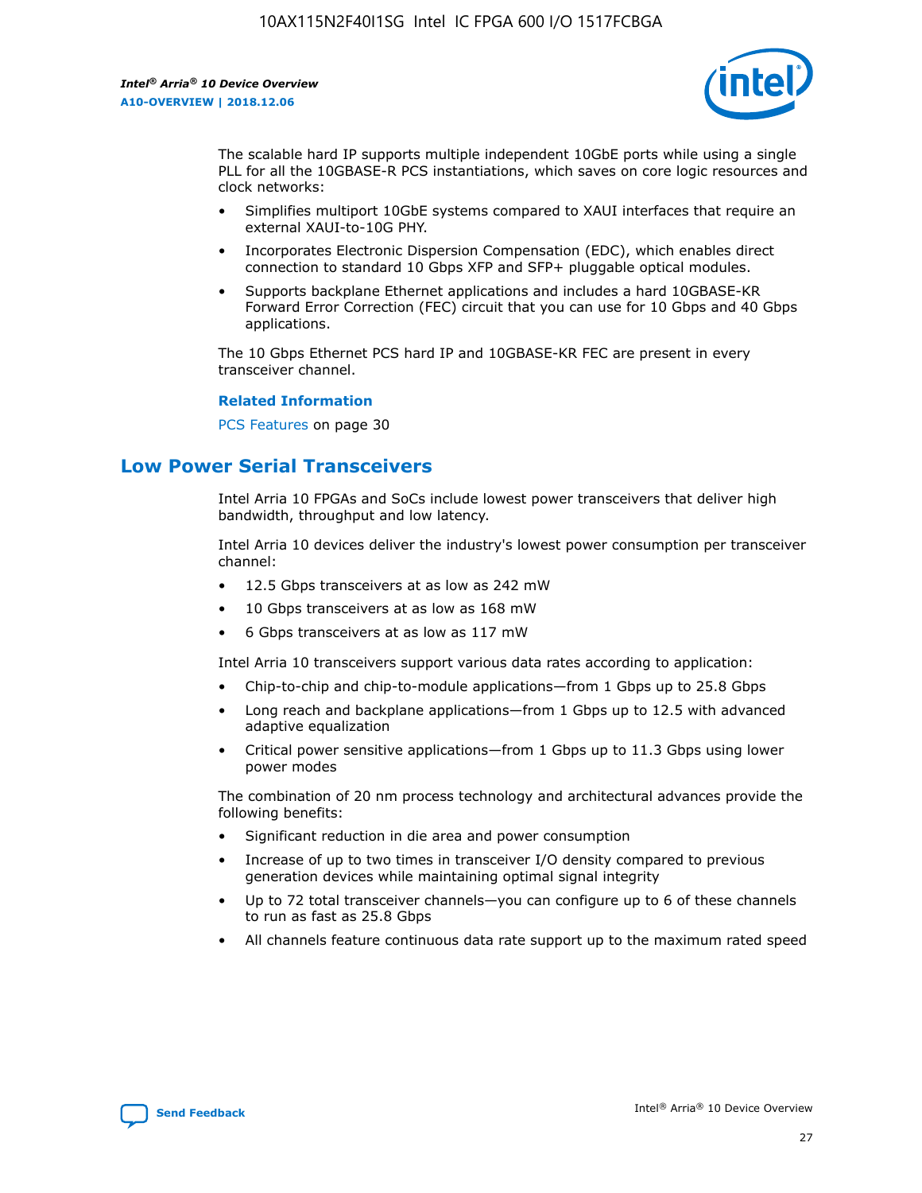The scalable hard IP supports multiple independent 10GbE ports while using a single PLL for all the 10GBASE-R PCS instantiations, which saves on core logic resources and clock networks:

- Simplifies multiport 10GbE systems compared to XAUI interfaces that require an external XAUI-to-10G PHY.
- Incorporates Electronic Dispersion Compensation (EDC), which enables direct connection to standard 10 Gbps XFP and SFP+ pluggable optical modules.
- Supports backplane Ethernet applications and includes a hard 10GBASE-KR Forward Error Correction (FEC) circuit that you can use for 10 Gbps and 40 Gbps applications.

The 10 Gbps Ethernet PCS hard IP and 10GBASE-KR FEC are present in every transceiver channel.

**Related Information**

PCS Features on page 30

## Low Power Serial Transceivers

Intel Arria 10 FPGAs and SoCs include lowest power transceivers that deliver high bandwidth, throughput and low latency.

Intel Arria 10 devices deliver the industry's lowest power consumption per transceiver channel:

- 12.5 Gbps transceivers at as low as 242 mW
- 10 Gbps transceivers at as low as 168 mW
- 6 Gbps transceivers at as low as 117 mW

Intel Arria 10 transceivers support various data rates according to application:

- Chip-to-chip and chip-to-module applications—from 1 Gbps up to 25.8 Gbps
- Long reach and backplane applications—from 1 Gbps up to 12.5 with advanced adaptive equalization
- Critical power sensitive applications—from 1 Gbps up to 11.3 Gbps using lower power modes

The combination of 20 nm process technology and architectural advances provide the following benefits:

- Significant reduction in die area and power consumption
- Increase of up to two times in transceiver I/O density compared to previous generation devices while maintaining optimal signal integrity
- Up to 72 total transceiver channels—you can configure up to 6 of these channels to run as fast as 25.8 Gbps
- All channels feature continuous data rate support up to the maximum rated speed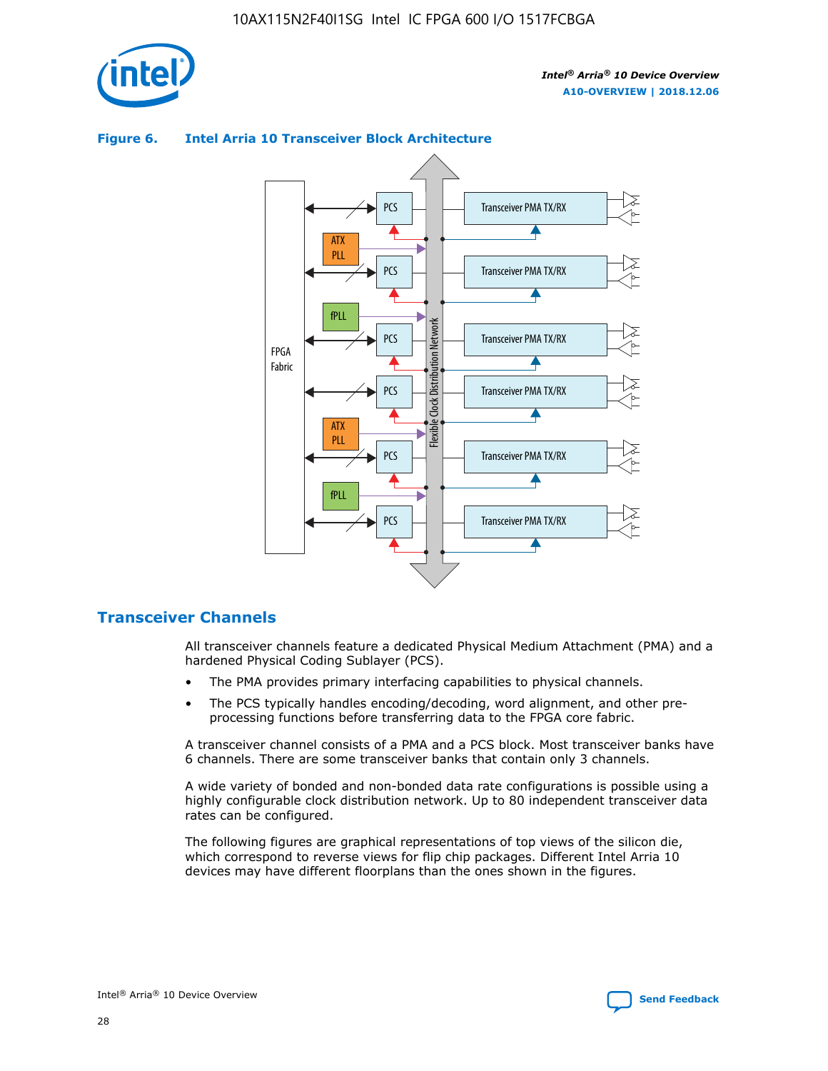**Figure 6. Intel Arria 10 Transceiver Block Architecture**

## Transceiver Channels

All transceiver channels feature a dedicated Physical Medium Attachment (PMA) and a hardened Physical Coding Sublayer (PCS).

- The PMA provides primary interfacing capabilities to physical channels.
- The PCS typically handles encoding/decoding, word alignment, and other pre-processing functions before transferring data to the FPGA core fabric.

A transceiver channel consists of a PMA and a PCS block. Most transceiver banks have 6 channels. There are some transceiver banks that contain only 3 channels.

A wide variety of bonded and non-bonded data rate configurations is possible using a highly configurable clock distribution network. Up to 80 independent transceiver data rates can be configured.

The following figures are graphical representations of top views of the silicon die, which correspond to reverse views for flip chip packages. Different Intel Arria 10 devices may have different floorplans than the ones shown in the figures.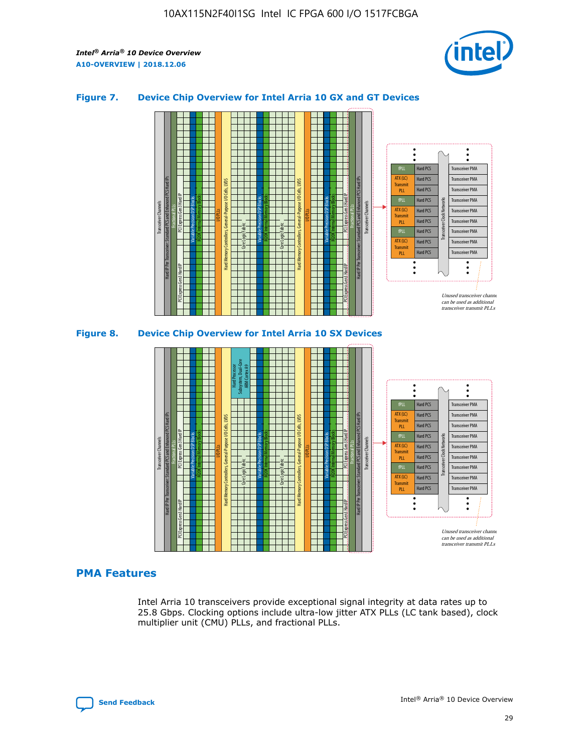### Figure 7. Device Chip Overview for Intel Arria 10 GX and GT Devices

Unused transceiver channels can be used as additional transceiver transmit PLLs

### Figure 8. Device Chip Overview for Intel Arria 10 SX Devices

Unused transceiver channels can be used as additional transceiver transmit PLLs

## PMA Features

Intel Arria 10 transceivers provide exceptional signal integrity at data rates up to 25.8 Gbps. Clocking options include ultra-low jitter ATX PLLs (LC tank based), clock multiplier unit (CMU) PLLs, and fractional PLLs.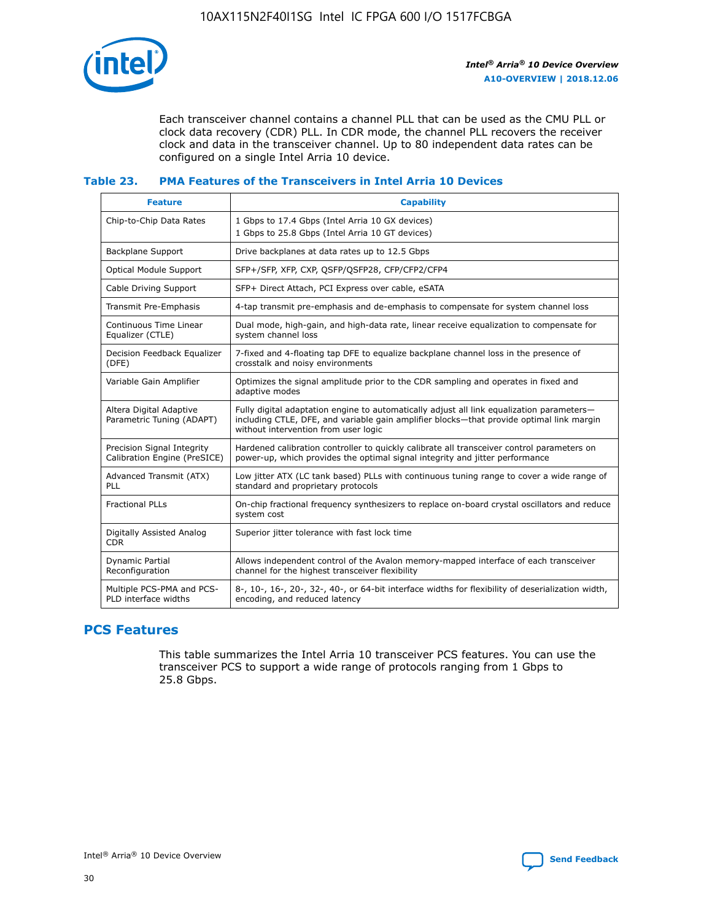Each transceiver channel contains a channel PLL that can be used as the CMU PLL or clock data recovery (CDR) PLL. In CDR mode, the channel PLL recovers the receiver clock and data in the transceiver channel. Up to 80 independent data rates can be configured on a single Intel Arria 10 device.

### Table 23. PMA Features of the Transceivers in Intel Arria 10 Devices

| Feature | Capability |
|---|---|
| Chip-to-Chip Data Rates | 1 Gbps to 17.4 Gbps (Intel Arria 10 GX devices)<br>1 Gbps to 25.8 Gbps (Intel Arria 10 GT devices) |
| Backplane Support | Drive backplanes at data rates up to 12.5 Gbps |
| Optical Module Support | SFP+/SFP, XFP, CXP, QSFP/QSFP28, CFP/CFP2/CFP4 |
| Cable Driving Support | SFP+ Direct Attach, PCI Express over cable, eSATA |
| Transmit Pre-Emphasis | 4-tap transmit pre-emphasis and de-emphasis to compensate for system channel loss |
| Continuous Time Linear Equalizer (CTLE) | Dual mode, high-gain, and high-data rate, linear receive equalization to compensate for system channel loss |
| Decision Feedback Equalizer (DFE) | 7-fixed and 4-floating tap DFE to equalize backplane channel loss in the presence of crosstalk and noisy environments |
| Variable Gain Amplifier | Optimizes the signal amplitude prior to the CDR sampling and operates in fixed and adaptive modes |
| Altera Digital Adaptive Parametric Tuning (ADAPT) | Fully digital adaptation engine to automatically adjust all link equalization parameters—including CTLE, DFE, and variable gain amplifier blocks—that provide optimal link margin without intervention from user logic |
| Precision Signal Integrity Calibration Engine (PreSICE) | Hardened calibration controller to quickly calibrate all transceiver control parameters on power-up, which provides the optimal signal integrity and jitter performance |
| Advanced Transmit (ATX) PLL | Low jitter ATX (LC tank based) PLLs with continuous tuning range to cover a wide range of standard and proprietary protocols |
| Fractional PLLs | On-chip fractional frequency synthesizers to replace on-board crystal oscillators and reduce system cost |
| Digitally Assisted Analog CDR | Superior jitter tolerance with fast lock time |
| Dynamic Partial Reconfiguration | Allows independent control of the Avalon memory-mapped interface of each transceiver channel for the highest transceiver flexibility |
| Multiple PCS-PMA and PCS-PLD interface widths | 8-, 10-, 16-, 20-, 32-, 40-, or 64-bit interface widths for flexibility of deserialization width, encoding, and reduced latency |

## PCS Features

This table summarizes the Intel Arria 10 transceiver PCS features. You can use the transceiver PCS to support a wide range of protocols ranging from 1 Gbps to 25.8 Gbps.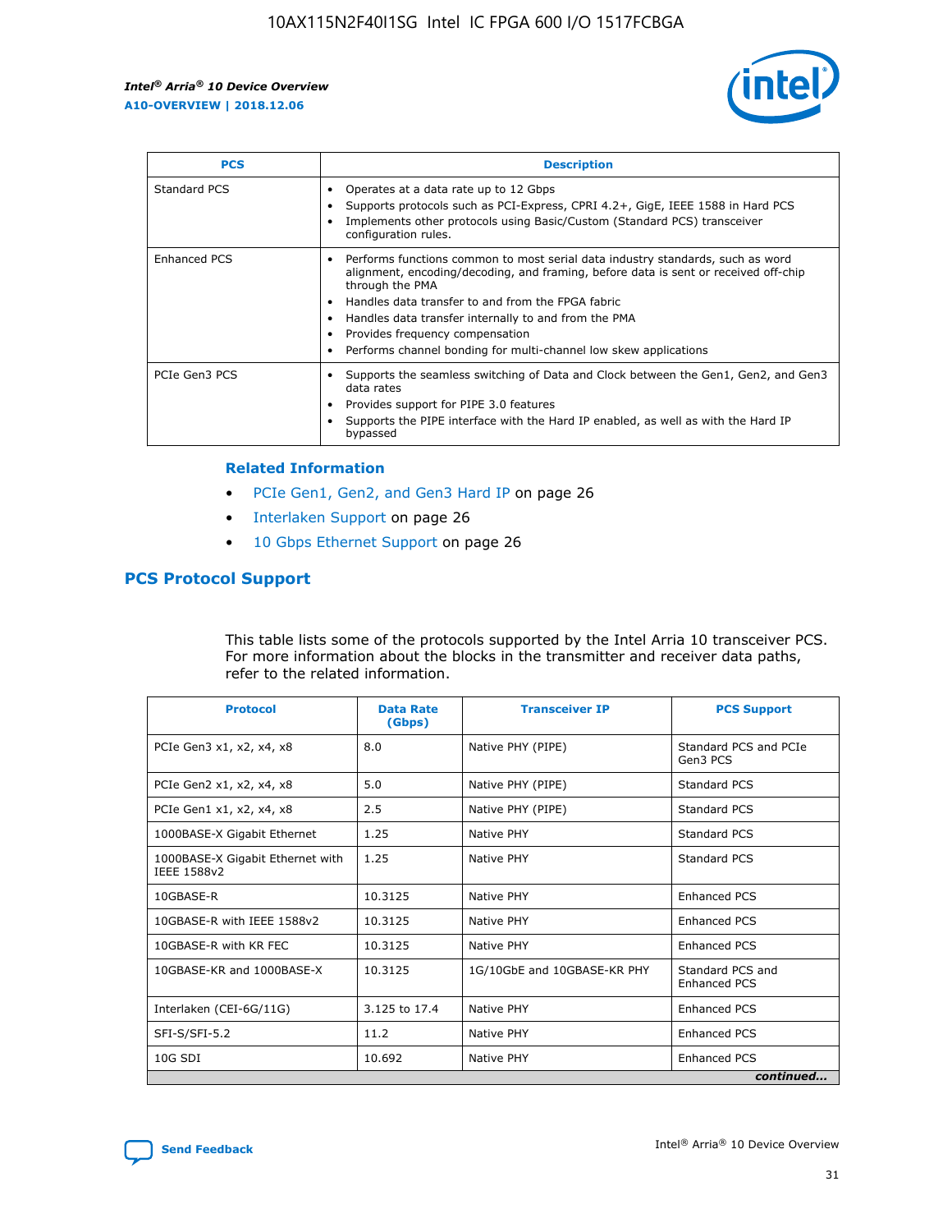| PCS | Description |
| --- | --- |
| Standard PCS | • Operates at a data rate up to 12 Gbps<br>• Supports protocols such as PCI-Express, CPRI 4.2+, GigE, IEEE 1588 in Hard PCS<br>• Implements other protocols using Basic/Custom (Standard PCS) transceiver configuration rules. |
| Enhanced PCS | • Performs functions common to most serial data industry standards, such as word alignment, encoding/decoding, and framing, before data is sent or received off-chip through the PMA<br>• Handles data transfer to and from the FPGA fabric<br>• Handles data transfer internally to and from the PMA<br>• Provides frequency compensation<br>• Performs channel bonding for multi-channel low skew applications |
| PCIe Gen3 PCS | • Supports the seamless switching of Data and Clock between the Gen1, Gen2, and Gen3 data rates<br>• Provides support for PIPE 3.0 features<br>• Supports the PIPE interface with the Hard IP enabled, as well as with the Hard IP bypassed |

**Related Information**

- PCIe Gen1, Gen2, and Gen3 Hard IP on page 26
- Interlaken Support on page 26
- 10 Gbps Ethernet Support on page 26

## PCS Protocol Support

This table lists some of the protocols supported by the Intel Arria 10 transceiver PCS. For more information about the blocks in the transmitter and receiver data paths, refer to the related information.

| Protocol | Data Rate (Gbps) | Transceiver IP | PCS Support |
| --- | --- | --- | --- |
| PCIe Gen3 x1, x2, x4, x8 | 8.0 | Native PHY (PIPE) | Standard PCS and PCIe Gen3 PCS |
| PCIe Gen2 x1, x2, x4, x8 | 5.0 | Native PHY (PIPE) | Standard PCS |
| PCIe Gen1 x1, x2, x4, x8 | 2.5 | Native PHY (PIPE) | Standard PCS |
| 1000BASE-X Gigabit Ethernet | 1.25 | Native PHY | Standard PCS |
| 1000BASE-X Gigabit Ethernet with IEEE 1588v2 | 1.25 | Native PHY | Standard PCS |
| 10GBASE-R | 10.3125 | Native PHY | Enhanced PCS |
| 10GBASE-R with IEEE 1588v2 | 10.3125 | Native PHY | Enhanced PCS |
| 10GBASE-R with KR FEC | 10.3125 | Native PHY | Enhanced PCS |
| 10GBASE-KR and 1000BASE-X | 10.3125 | 1G/10GbE and 10GBASE-KR PHY | Standard PCS and Enhanced PCS |
| Interlaken (CEI-6G/11G) | 3.125 to 17.4 | Native PHY | Enhanced PCS |
| SFI-S/SFI-5.2 | 11.2 | Native PHY | Enhanced PCS |
| 10G SDI | 10.692 | Native PHY | Enhanced PCS |

*continued...*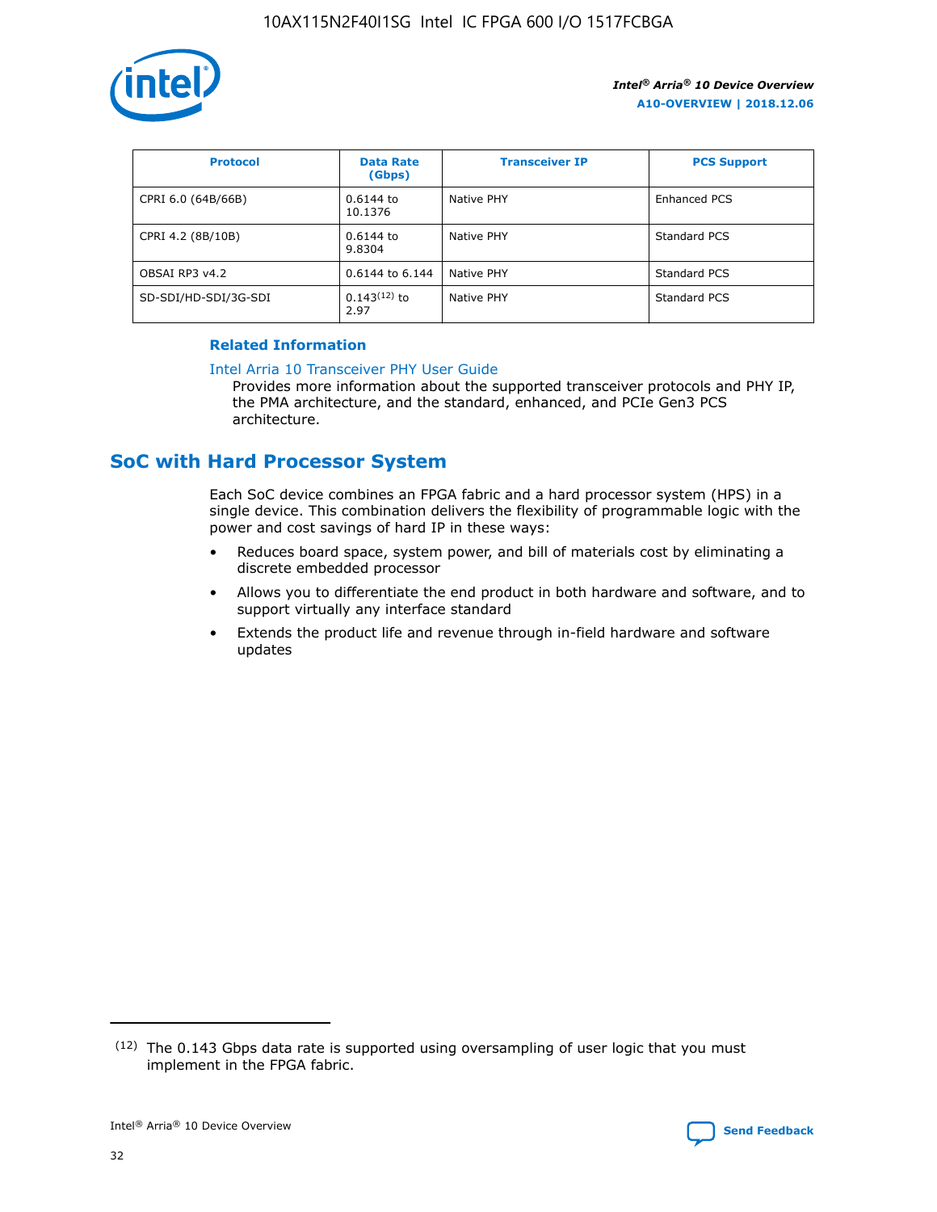| Protocol | Data Rate (Gbps) | Transceiver IP | PCS Support |
| --- | --- | --- | --- |
| CPRI 6.0 (64B/66B) | 0.6144 to 10.1376 | Native PHY | Enhanced PCS |
| CPRI 4.2 (8B/10B) | 0.6144 to 9.8304 | Native PHY | Standard PCS |
| OBSAI RP3 v4.2 | 0.6144 to 6.144 | Native PHY | Standard PCS |
| SD-SDI/HD-SDI/3G-SDI | 0.143[(12)] to 2.97 | Native PHY | Standard PCS |

**Related Information**

Intel Arria 10 Transceiver PHY User Guide
Provides more information about the supported transceiver protocols and PHY IP, the PMA architecture, and the standard, enhanced, and PCIe Gen3 PCS architecture.

## SoC with Hard Processor System

Each SoC device combines an FPGA fabric and a hard processor system (HPS) in a single device. This combination delivers the flexibility of programmable logic with the power and cost savings of hard IP in these ways:

- Reduces board space, system power, and bill of materials cost by eliminating a discrete embedded processor
- Allows you to differentiate the end product in both hardware and software, and to support virtually any interface standard
- Extends the product life and revenue through in-field hardware and software updates

(12) The 0.143 Gbps data rate is supported using oversampling of user logic that you must implement in the FPGA fabric.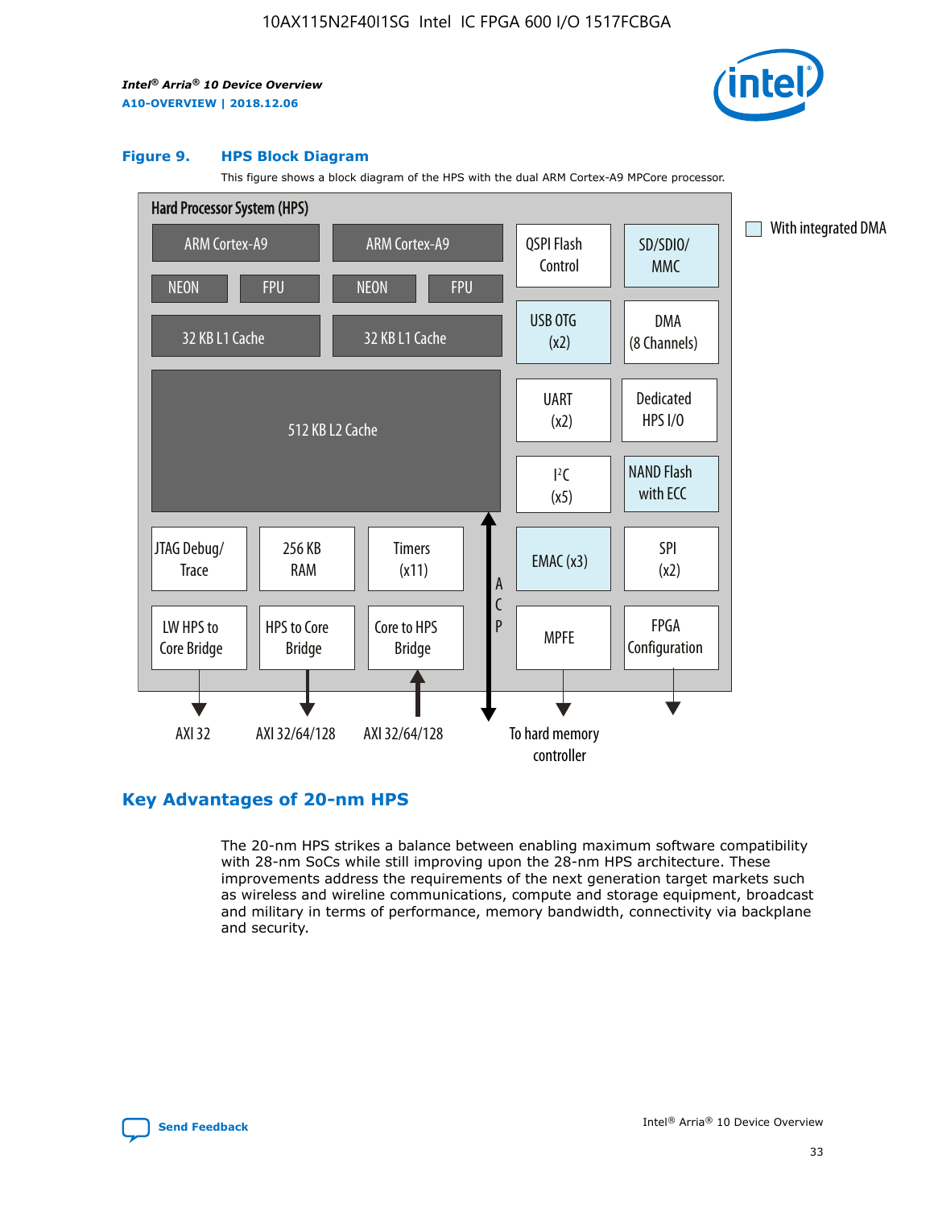### Figure 9. HPS Block Diagram

This figure shows a block diagram of the HPS with the dual ARM Cortex-A9 MPCore processor.

Hard Processor System (HPS)

ARM Cortex-A9 | ARM Cortex-A9 | QSPI Flash Control | SD/SDIO/ MMC

NEON | FPU | NEON | FPU

32 KB L1 Cache | 32 KB L1 Cache | USB OTG (x2) | DMA (8 Channels)

512 KB L2 Cache | UART (x2) | Dedicated HPS I/O | I²C (x5) | NAND Flash with ECC

JTAG Debug/ Trace | 256 KB RAM | Timers (x11) | ACP | EMAC (x3) | SPI (x2)

LW HPS to Core Bridge | HPS to Core Bridge | Core to HPS Bridge | MPFE | FPGA Configuration

AXI 32 | AXI 32/64/128 | AXI 32/64/128 | To hard memory controller

With integrated DMA

## Key Advantages of 20-nm HPS

The 20-nm HPS strikes a balance between enabling maximum software compatibility with 28-nm SoCs while still improving upon the 28-nm HPS architecture. These improvements address the requirements of the next generation target markets such as wireless and wireline communications, compute and storage equipment, broadcast and military in terms of performance, memory bandwidth, connectivity via backplane and security.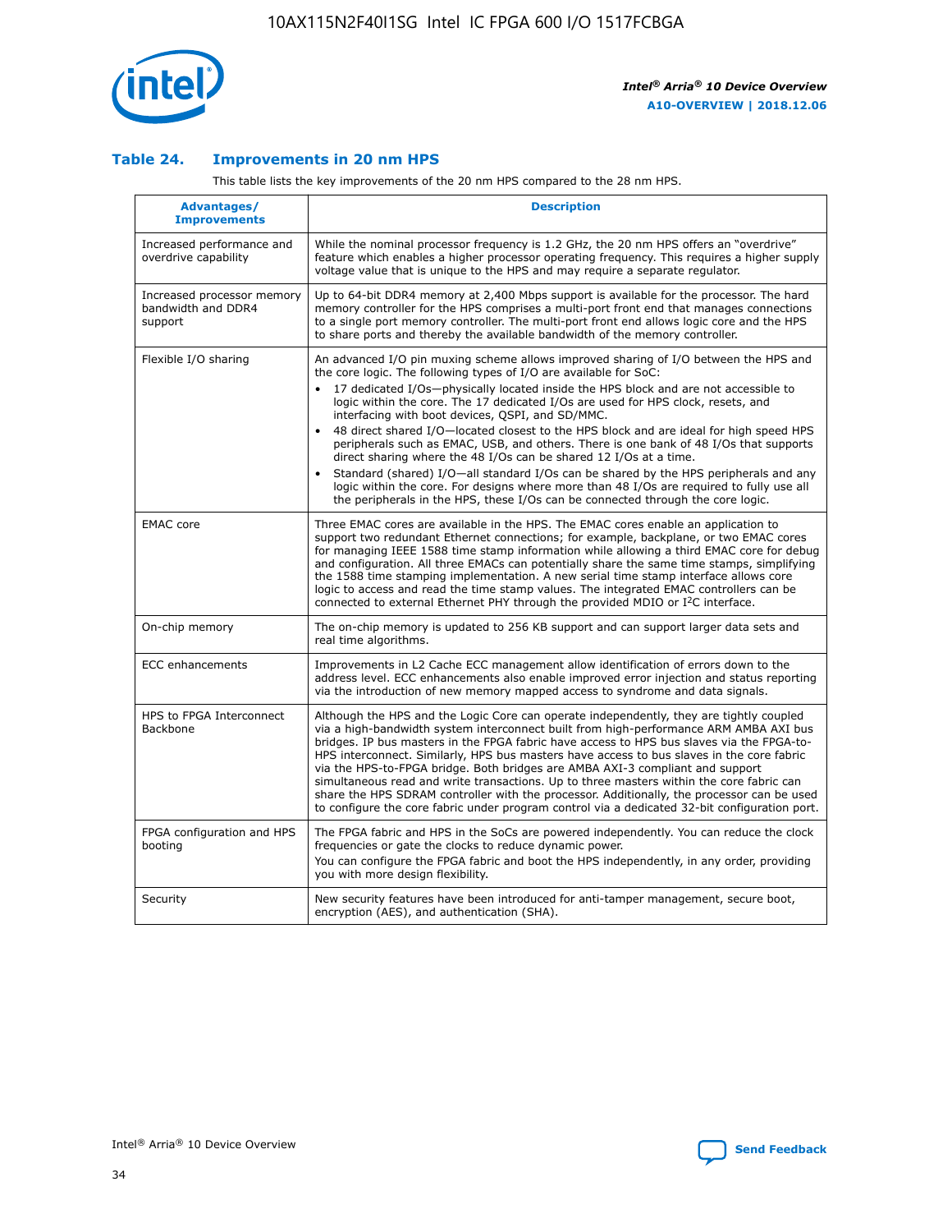### Table 24. Improvements in 20 nm HPS

This table lists the key improvements of the 20 nm HPS compared to the 28 nm HPS.

| Advantages/ Improvements | Description |
| --- | --- |
| Increased performance and overdrive capability | While the nominal processor frequency is 1.2 GHz, the 20 nm HPS offers an "overdrive" feature which enables a higher processor operating frequency. This requires a higher supply voltage value that is unique to the HPS and may require a separate regulator. |
| Increased processor memory bandwidth and DDR4 support | Up to 64-bit DDR4 memory at 2,400 Mbps support is available for the processor. The hard memory controller for the HPS comprises a multi-port front end that manages connections to a single port memory controller. The multi-port front end allows logic core and the HPS to share ports and thereby the available bandwidth of the memory controller. |
| Flexible I/O sharing | An advanced I/O pin muxing scheme allows improved sharing of I/O between the HPS and the core logic. The following types of I/O are available for SoC: <br>• 17 dedicated I/Os—physically located inside the HPS block and are not accessible to logic within the core. The 17 dedicated I/Os are used for HPS clock, resets, and interfacing with boot devices, QSPI, and SD/MMC. <br>• 48 direct shared I/O—located closest to the HPS block and are ideal for high speed HPS peripherals such as EMAC, USB, and others. There is one bank of 48 I/Os that supports direct sharing where the 48 I/Os can be shared 12 I/Os at a time. <br>• Standard (shared) I/O—all standard I/Os can be shared by the HPS peripherals and any logic within the core. For designs where more than 48 I/Os are required to fully use all the peripherals in the HPS, these I/Os can be connected through the core logic. |
| EMAC core | Three EMAC cores are available in the HPS. The EMAC cores enable an application to support two redundant Ethernet connections; for example, backplane, or two EMAC cores for managing IEEE 1588 time stamp information while allowing a third EMAC core for debug and configuration. All three EMACs can potentially share the same time stamps, simplifying the 1588 time stamping implementation. A new serial time stamp interface allows core logic to access and read the time stamp values. The integrated EMAC controllers can be connected to external Ethernet PHY through the provided MDIO or I²C interface. |
| On-chip memory | The on-chip memory is updated to 256 KB support and can support larger data sets and real time algorithms. |
| ECC enhancements | Improvements in L2 Cache ECC management allow identification of errors down to the address level. ECC enhancements also enable improved error injection and status reporting via the introduction of new memory mapped access to syndrome and data signals. |
| HPS to FPGA Interconnect Backbone | Although the HPS and the Logic Core can operate independently, they are tightly coupled via a high-bandwidth system interconnect built from high-performance ARM AMBA AXI bus bridges. IP bus masters in the FPGA fabric have access to HPS bus slaves via the FPGA-to-HPS interconnect. Similarly, HPS bus masters have access to bus slaves in the core fabric via the HPS-to-FPGA bridge. Both bridges are AMBA AXI-3 compliant and support simultaneous read and write transactions. Up to three masters within the core fabric can share the HPS SDRAM controller with the processor. Additionally, the processor can be used to configure the core fabric under program control via a dedicated 32-bit configuration port. |
| FPGA configuration and HPS booting | The FPGA fabric and HPS in the SoCs are powered independently. You can reduce the clock frequencies or gate the clocks to reduce dynamic power. <br>You can configure the FPGA fabric and boot the HPS independently, in any order, providing you with more design flexibility. |
| Security | New security features have been introduced for anti-tamper management, secure boot, encryption (AES), and authentication (SHA). |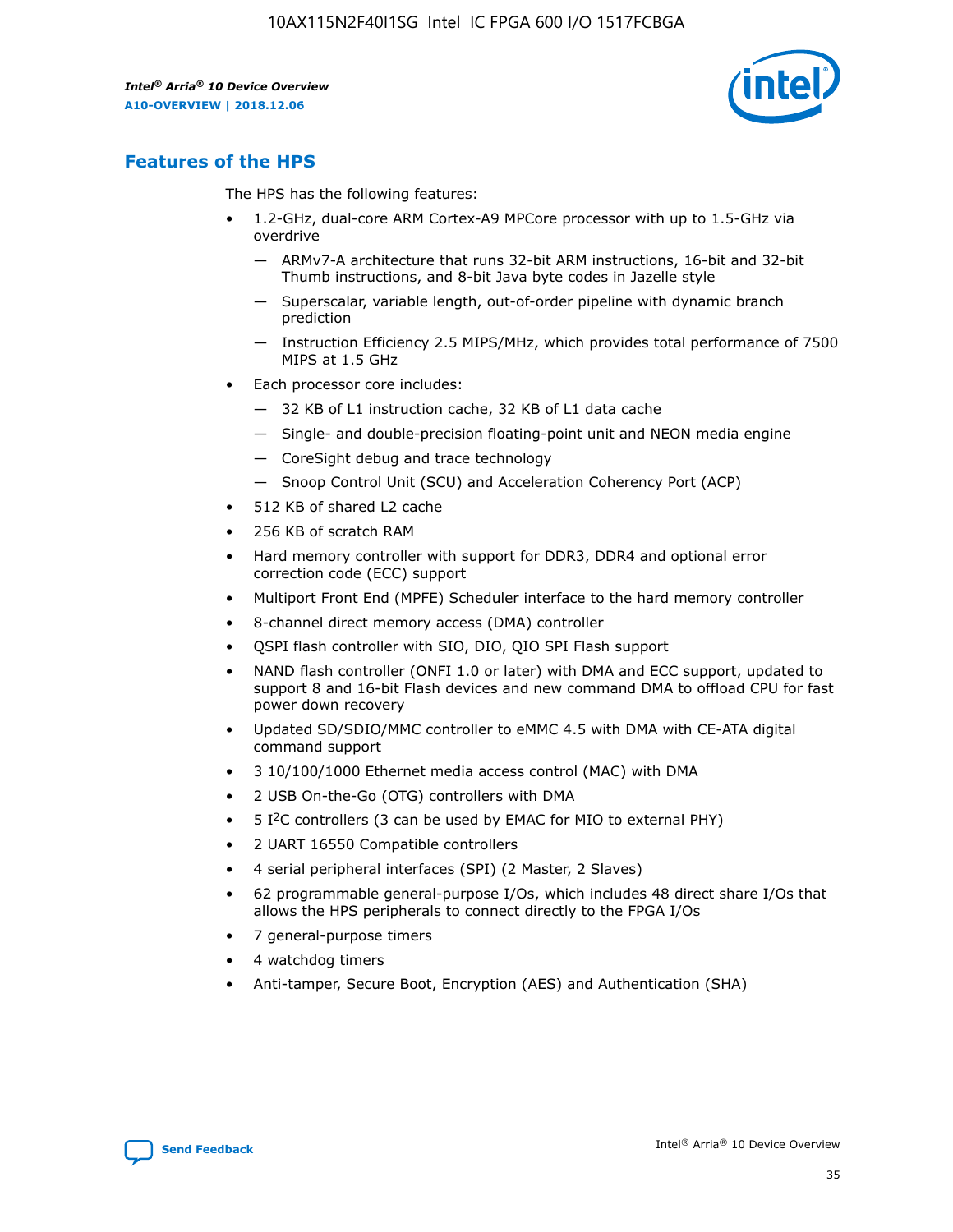## Features of the HPS

The HPS has the following features:

- 1.2-GHz, dual-core ARM Cortex-A9 MPCore processor with up to 1.5-GHz via overdrive
  - — ARMv7-A architecture that runs 32-bit ARM instructions, 16-bit and 32-bit Thumb instructions, and 8-bit Java byte codes in Jazelle style
  - — Superscalar, variable length, out-of-order pipeline with dynamic branch prediction
  - — Instruction Efficiency 2.5 MIPS/MHz, which provides total performance of 7500 MIPS at 1.5 GHz
- Each processor core includes:
  - — 32 KB of L1 instruction cache, 32 KB of L1 data cache
  - — Single- and double-precision floating-point unit and NEON media engine
  - — CoreSight debug and trace technology
  - — Snoop Control Unit (SCU) and Acceleration Coherency Port (ACP)
- 512 KB of shared L2 cache
- 256 KB of scratch RAM
- Hard memory controller with support for DDR3, DDR4 and optional error correction code (ECC) support
- Multiport Front End (MPFE) Scheduler interface to the hard memory controller
- 8-channel direct memory access (DMA) controller
- QSPI flash controller with SIO, DIO, QIO SPI Flash support
- NAND flash controller (ONFI 1.0 or later) with DMA and ECC support, updated to support 8 and 16-bit Flash devices and new command DMA to offload CPU for fast power down recovery
- Updated SD/SDIO/MMC controller to eMMC 4.5 with DMA with CE-ATA digital command support
- 3 10/100/1000 Ethernet media access control (MAC) with DMA
- 2 USB On-the-Go (OTG) controllers with DMA
- 5 I²C controllers (3 can be used by EMAC for MIO to external PHY)
- 2 UART 16550 Compatible controllers
- 4 serial peripheral interfaces (SPI) (2 Master, 2 Slaves)
- 62 programmable general-purpose I/Os, which includes 48 direct share I/Os that allows the HPS peripherals to connect directly to the FPGA I/Os
- 7 general-purpose timers
- 4 watchdog timers
- Anti-tamper, Secure Boot, Encryption (AES) and Authentication (SHA)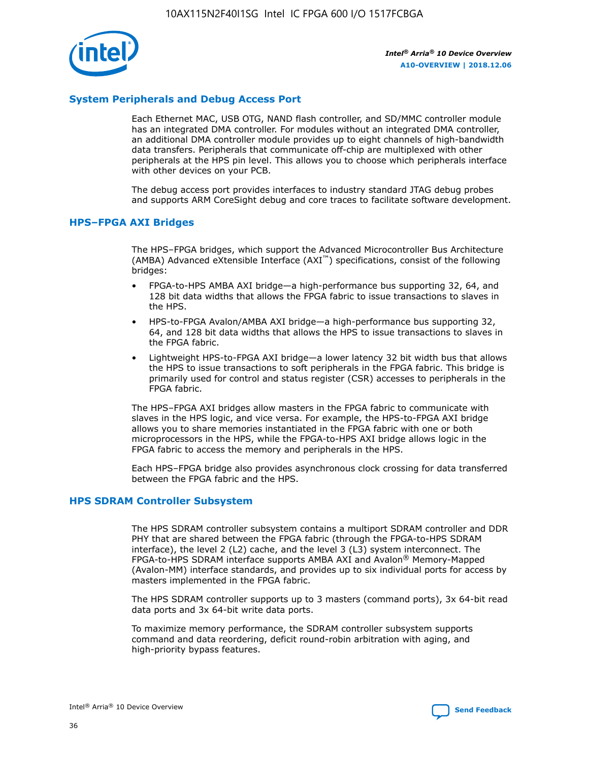## System Peripherals and Debug Access Port

Each Ethernet MAC, USB OTG, NAND flash controller, and SD/MMC controller module has an integrated DMA controller. For modules without an integrated DMA controller, an additional DMA controller module provides up to eight channels of high-bandwidth data transfers. Peripherals that communicate off-chip are multiplexed with other peripherals at the HPS pin level. This allows you to choose which peripherals interface with other devices on your PCB.

The debug access port provides interfaces to industry standard JTAG debug probes and supports ARM CoreSight debug and core traces to facilitate software development.

## HPS–FPGA AXI Bridges

The HPS–FPGA bridges, which support the Advanced Microcontroller Bus Architecture (AMBA) Advanced eXtensible Interface (AXI™) specifications, consist of the following bridges:

- FPGA-to-HPS AMBA AXI bridge—a high-performance bus supporting 32, 64, and 128 bit data widths that allows the FPGA fabric to issue transactions to slaves in the HPS.
- HPS-to-FPGA Avalon/AMBA AXI bridge—a high-performance bus supporting 32, 64, and 128 bit data widths that allows the HPS to issue transactions to slaves in the FPGA fabric.
- Lightweight HPS-to-FPGA AXI bridge—a lower latency 32 bit width bus that allows the HPS to issue transactions to soft peripherals in the FPGA fabric. This bridge is primarily used for control and status register (CSR) accesses to peripherals in the FPGA fabric.

The HPS–FPGA AXI bridges allow masters in the FPGA fabric to communicate with slaves in the HPS logic, and vice versa. For example, the HPS-to-FPGA AXI bridge allows you to share memories instantiated in the FPGA fabric with one or both microprocessors in the HPS, while the FPGA-to-HPS AXI bridge allows logic in the FPGA fabric to access the memory and peripherals in the HPS.

Each HPS–FPGA bridge also provides asynchronous clock crossing for data transferred between the FPGA fabric and the HPS.

## HPS SDRAM Controller Subsystem

The HPS SDRAM controller subsystem contains a multiport SDRAM controller and DDR PHY that are shared between the FPGA fabric (through the FPGA-to-HPS SDRAM interface), the level 2 (L2) cache, and the level 3 (L3) system interconnect. The FPGA-to-HPS SDRAM interface supports AMBA AXI and Avalon® Memory-Mapped (Avalon-MM) interface standards, and provides up to six individual ports for access by masters implemented in the FPGA fabric.

The HPS SDRAM controller supports up to 3 masters (command ports), 3x 64-bit read data ports and 3x 64-bit write data ports.

To maximize memory performance, the SDRAM controller subsystem supports command and data reordering, deficit round-robin arbitration with aging, and high-priority bypass features.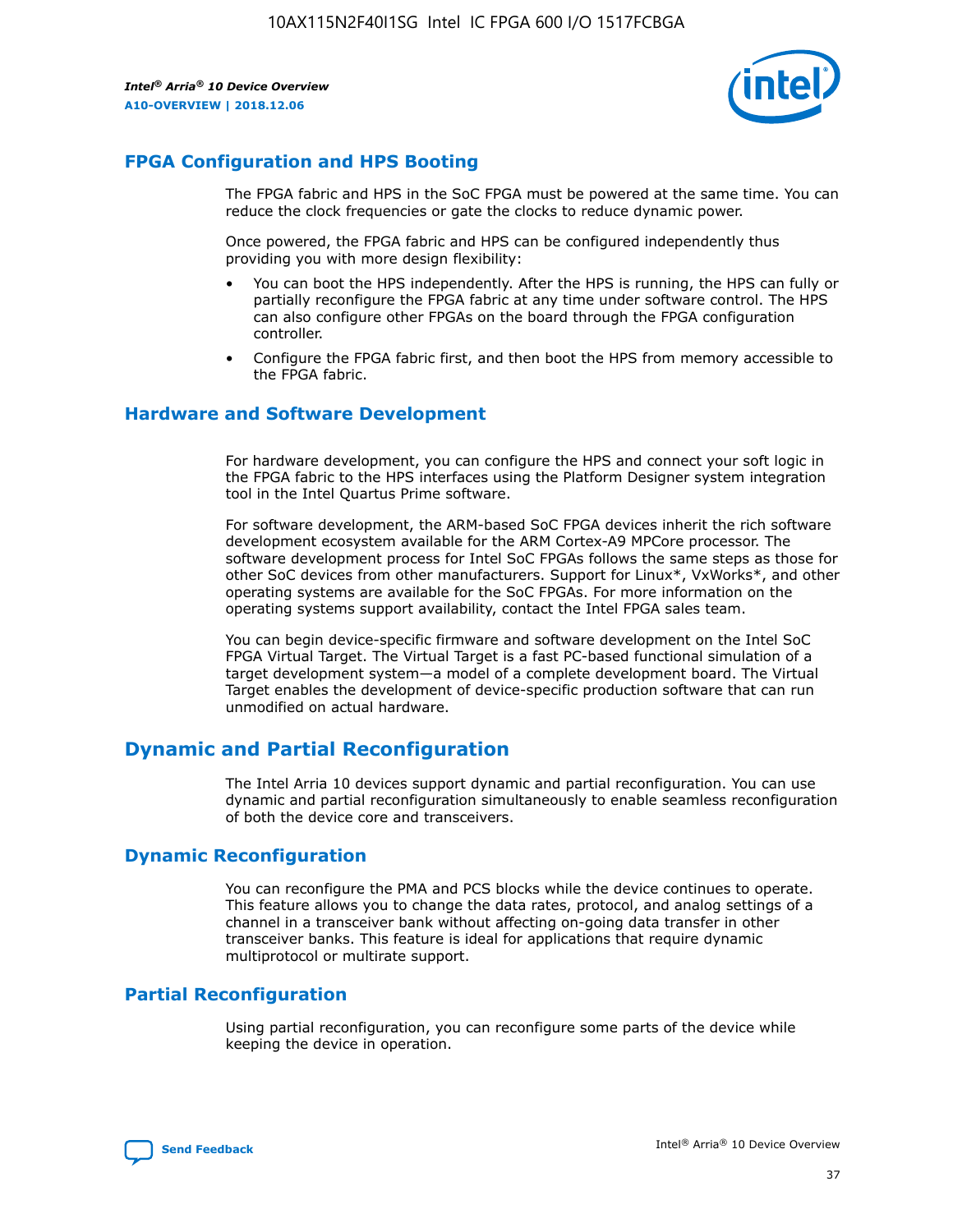## FPGA Configuration and HPS Booting

The FPGA fabric and HPS in the SoC FPGA must be powered at the same time. You can reduce the clock frequencies or gate the clocks to reduce dynamic power.

Once powered, the FPGA fabric and HPS can be configured independently thus providing you with more design flexibility:

- You can boot the HPS independently. After the HPS is running, the HPS can fully or partially reconfigure the FPGA fabric at any time under software control. The HPS can also configure other FPGAs on the board through the FPGA configuration controller.
- Configure the FPGA fabric first, and then boot the HPS from memory accessible to the FPGA fabric.

## Hardware and Software Development

For hardware development, you can configure the HPS and connect your soft logic in the FPGA fabric to the HPS interfaces using the Platform Designer system integration tool in the Intel Quartus Prime software.

For software development, the ARM-based SoC FPGA devices inherit the rich software development ecosystem available for the ARM Cortex-A9 MPCore processor. The software development process for Intel SoC FPGAs follows the same steps as those for other SoC devices from other manufacturers. Support for Linux*, VxWorks*, and other operating systems are available for the SoC FPGAs. For more information on the operating systems support availability, contact the Intel FPGA sales team.

You can begin device-specific firmware and software development on the Intel SoC FPGA Virtual Target. The Virtual Target is a fast PC-based functional simulation of a target development system—a model of a complete development board. The Virtual Target enables the development of device-specific production software that can run unmodified on actual hardware.

# Dynamic and Partial Reconfiguration

The Intel Arria 10 devices support dynamic and partial reconfiguration. You can use dynamic and partial reconfiguration simultaneously to enable seamless reconfiguration of both the device core and transceivers.

## Dynamic Reconfiguration

You can reconfigure the PMA and PCS blocks while the device continues to operate. This feature allows you to change the data rates, protocol, and analog settings of a channel in a transceiver bank without affecting on-going data transfer in other transceiver banks. This feature is ideal for applications that require dynamic multiprotocol or multirate support.

## Partial Reconfiguration

Using partial reconfiguration, you can reconfigure some parts of the device while keeping the device in operation.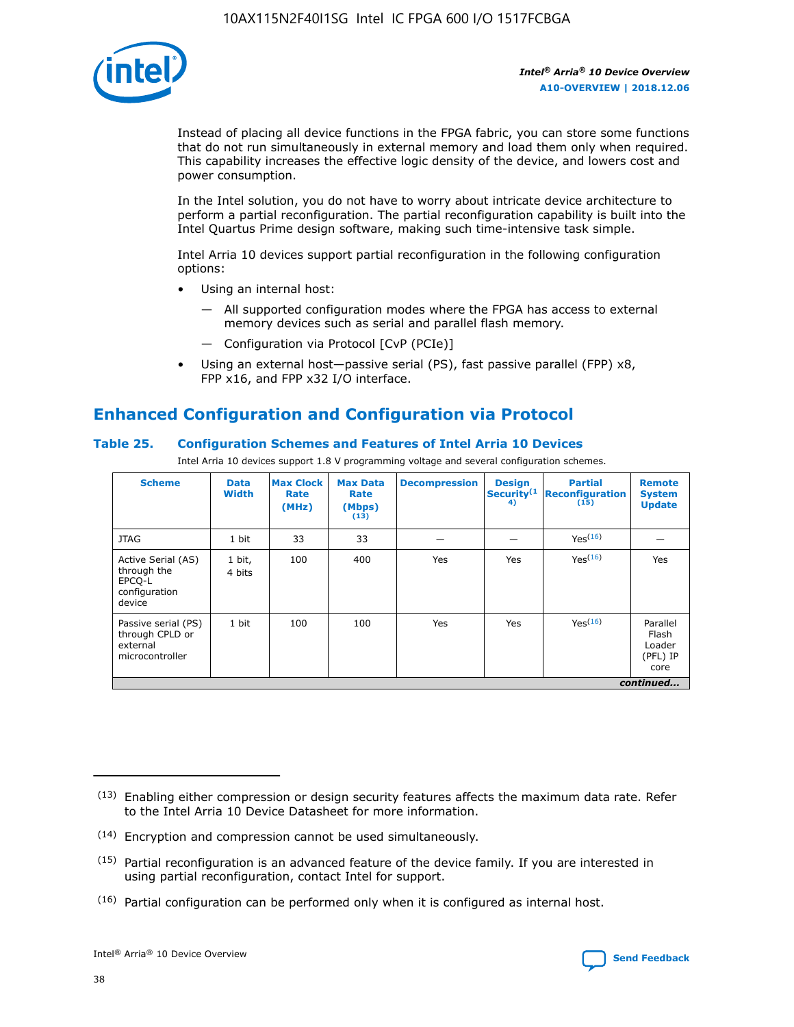Instead of placing all device functions in the FPGA fabric, you can store some functions that do not run simultaneously in external memory and load them only when required. This capability increases the effective logic density of the device, and lowers cost and power consumption.

In the Intel solution, you do not have to worry about intricate device architecture to perform a partial reconfiguration. The partial reconfiguration capability is built into the Intel Quartus Prime design software, making such time-intensive task simple.

Intel Arria 10 devices support partial reconfiguration in the following configuration options:

- Using an internal host:
  - — All supported configuration modes where the FPGA has access to external memory devices such as serial and parallel flash memory.
  - — Configuration via Protocol [CvP (PCIe)]
- Using an external host—passive serial (PS), fast passive parallel (FPP) x8, FPP x16, and FPP x32 I/O interface.

## Enhanced Configuration and Configuration via Protocol

### Table 25. Configuration Schemes and Features of Intel Arria 10 Devices

Intel Arria 10 devices support 1.8 V programming voltage and several configuration schemes.

| Scheme | Data Width | Max Clock Rate (MHz) | Max Data Rate (Mbps) (13) | Decompression | Design Security (14) | Partial Reconfiguration (15) | Remote System Update |
|---|---|---|---|---|---|---|---|
| JTAG | 1 bit | 33 | 33 | — | — | Yes (16) | — |
| Active Serial (AS) through the EPCQ-L configuration device | 1 bit, 4 bits | 100 | 400 | Yes | Yes | Yes (16) | Yes |
| Passive serial (PS) through CPLD or external microcontroller | 1 bit | 100 | 100 | Yes | Yes | Yes (16) | Parallel Flash Loader (PFL) IP core |

*continued...*

(13) Enabling either compression or design security features affects the maximum data rate. Refer to the Intel Arria 10 Device Datasheet for more information.

(14) Encryption and compression cannot be used simultaneously.

(15) Partial reconfiguration is an advanced feature of the device family. If you are interested in using partial reconfiguration, contact Intel for support.

(16) Partial configuration can be performed only when it is configured as internal host.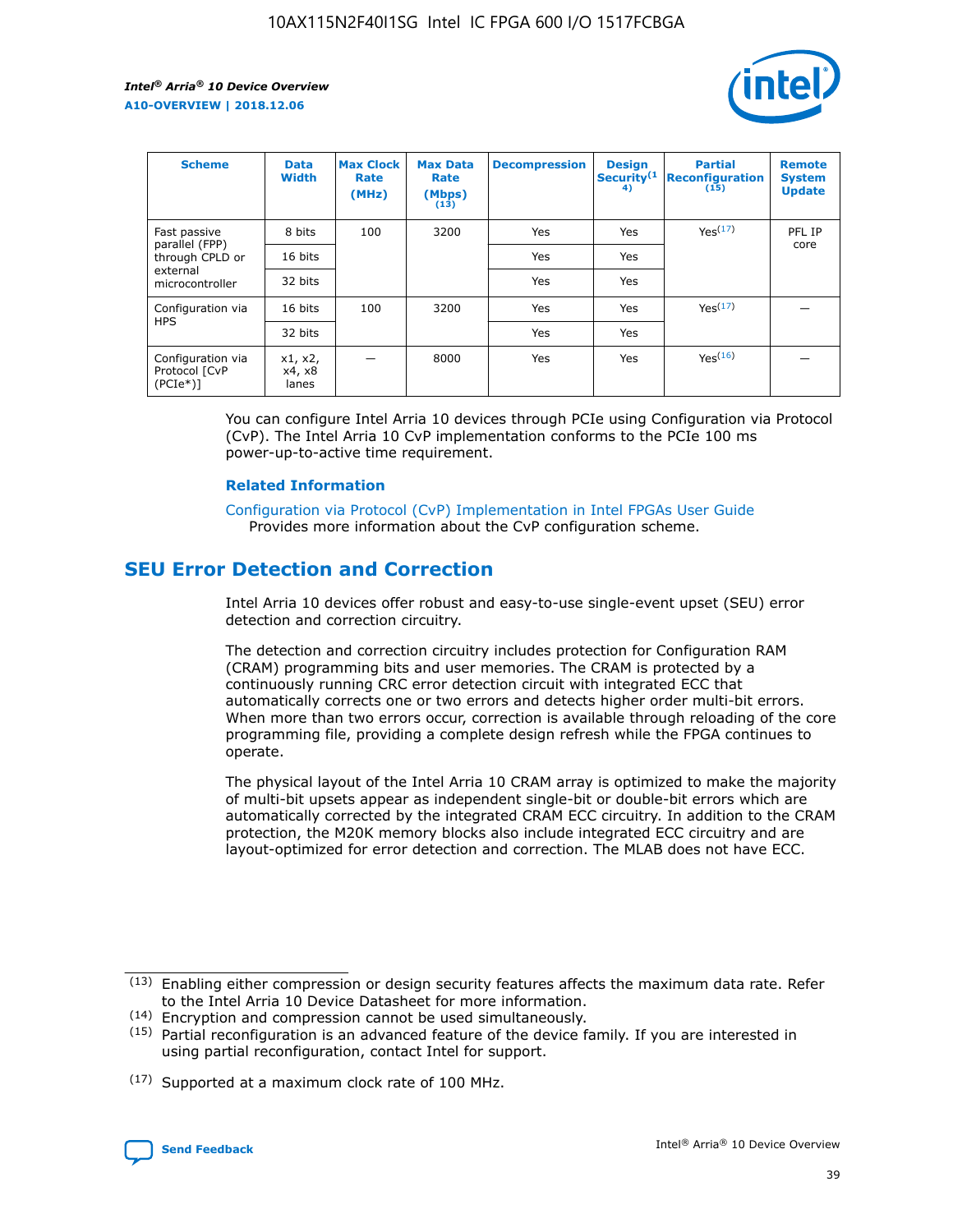| Scheme | Data Width | Max Clock Rate (MHz) | Max Data Rate (Mbps) (13) | Decompression | Design Security(14) | Partial Reconfiguration (15) | Remote System Update |
|---|---|---|---|---|---|---|---|
| Fast passive parallel (FPP) through CPLD or external microcontroller | 8 bits | 100 | 3200 | Yes | Yes | Yes(17) | PFL IP core |
| | 16 bits | | | Yes | Yes | | |
| | 32 bits | | | Yes | Yes | | |
| Configuration via HPS | 16 bits | 100 | 3200 | Yes | Yes | Yes(17) | — |
| | 32 bits | | | Yes | Yes | | |
| Configuration via Protocol [CvP (PCIe*)] | x1, x2, x4, x8 lanes | — | 8000 | Yes | Yes | Yes(16) | — |

You can configure Intel Arria 10 devices through PCIe using Configuration via Protocol (CvP). The Intel Arria 10 CvP implementation conforms to the PCIe 100 ms power-up-to-active time requirement.

### Related Information

Configuration via Protocol (CvP) Implementation in Intel FPGAs User Guide
Provides more information about the CvP configuration scheme.

## SEU Error Detection and Correction

Intel Arria 10 devices offer robust and easy-to-use single-event upset (SEU) error detection and correction circuitry.

The detection and correction circuitry includes protection for Configuration RAM (CRAM) programming bits and user memories. The CRAM is protected by a continuously running CRC error detection circuit with integrated ECC that automatically corrects one or two errors and detects higher order multi-bit errors. When more than two errors occur, correction is available through reloading of the core programming file, providing a complete design refresh while the FPGA continues to operate.

The physical layout of the Intel Arria 10 CRAM array is optimized to make the majority of multi-bit upsets appear as independent single-bit or double-bit errors which are automatically corrected by the integrated CRAM ECC circuitry. In addition to the CRAM protection, the M20K memory blocks also include integrated ECC circuitry and are layout-optimized for error detection and correction. The MLAB does not have ECC.

(13) Enabling either compression or design security features affects the maximum data rate. Refer to the Intel Arria 10 Device Datasheet for more information.

(14) Encryption and compression cannot be used simultaneously.

(15) Partial reconfiguration is an advanced feature of the device family. If you are interested in using partial reconfiguration, contact Intel for support.

(17) Supported at a maximum clock rate of 100 MHz.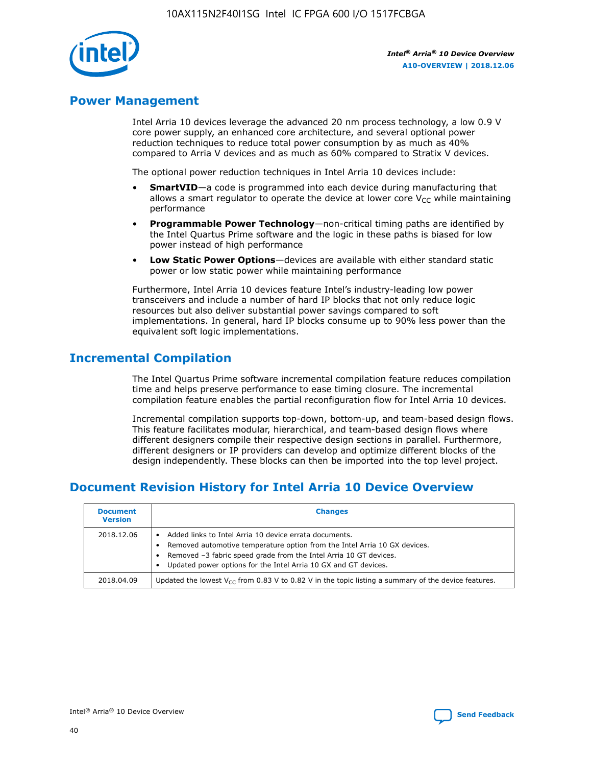## Power Management

Intel Arria 10 devices leverage the advanced 20 nm process technology, a low 0.9 V core power supply, an enhanced core architecture, and several optional power reduction techniques to reduce total power consumption by as much as 40% compared to Arria V devices and as much as 60% compared to Stratix V devices.

The optional power reduction techniques in Intel Arria 10 devices include:

- **SmartVID**—a code is programmed into each device during manufacturing that allows a smart regulator to operate the device at lower core $V_{CC}$ while maintaining performance
- **Programmable Power Technology**—non-critical timing paths are identified by the Intel Quartus Prime software and the logic in these paths is biased for low power instead of high performance
- **Low Static Power Options**—devices are available with either standard static power or low static power while maintaining performance

Furthermore, Intel Arria 10 devices feature Intel's industry-leading low power transceivers and include a number of hard IP blocks that not only reduce logic resources but also deliver substantial power savings compared to soft implementations. In general, hard IP blocks consume up to 90% less power than the equivalent soft logic implementations.

## Incremental Compilation

The Intel Quartus Prime software incremental compilation feature reduces compilation time and helps preserve performance to ease timing closure. The incremental compilation feature enables the partial reconfiguration flow for Intel Arria 10 devices.

Incremental compilation supports top-down, bottom-up, and team-based design flows. This feature facilitates modular, hierarchical, and team-based design flows where different designers compile their respective design sections in parallel. Furthermore, different designers or IP providers can develop and optimize different blocks of the design independently. These blocks can then be imported into the top level project.

## Document Revision History for Intel Arria 10 Device Overview

| Document Version | Changes |
|---|---|
| 2018.12.06 | • Added links to Intel Arria 10 device errata documents.<br>• Removed automotive temperature option from the Intel Arria 10 GX devices.<br>• Removed –3 fabric speed grade from the Intel Arria 10 GT devices.<br>• Updated power options for the Intel Arria 10 GX and GT devices. |
| 2018.04.09 | Updated the lowest $V_{CC}$ from 0.83 V to 0.82 V in the topic listing a summary of the device features. |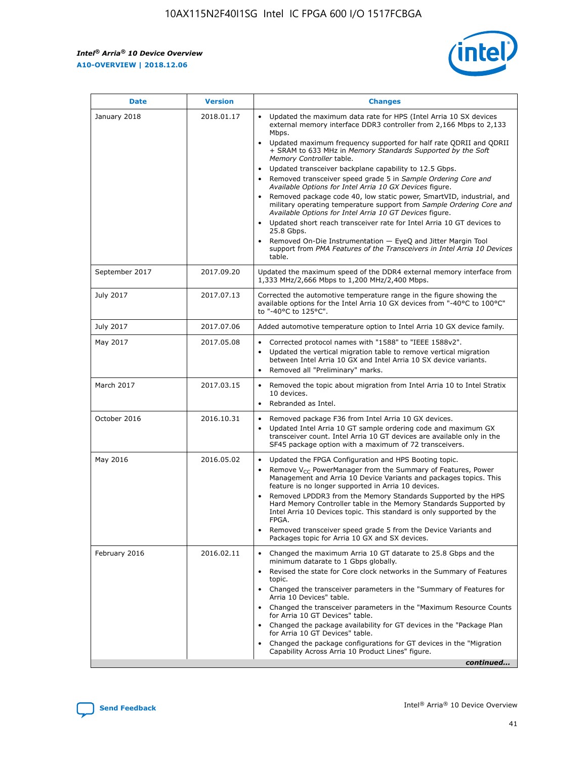| Date | Version | Changes |
| --- | --- | --- |
| January 2018 | 2018.01.17 | • Updated the maximum data rate for HPS (Intel Arria 10 SX devices external memory interface DDR3 controller from 2,166 Mbps to 2,133 Mbps.<br>• Updated maximum frequency supported for half rate QDRII and QDRII + SRAM to 633 MHz in *Memory Standards Supported by the Soft Memory Controller* table.<br>• Updated transceiver backplane capability to 12.5 Gbps.<br>• Removed transceiver speed grade 5 in *Sample Ordering Core and Available Options for Intel Arria 10 GX Devices* figure.<br>• Removed package code 40, low static power, SmartVID, industrial, and military operating temperature support from *Sample Ordering Core and Available Options for Intel Arria 10 GT Devices* figure.<br>• Updated short reach transceiver rate for Intel Arria 10 GT devices to 25.8 Gbps.<br>• Removed On-Die Instrumentation — EyeQ and Jitter Margin Tool support from *PMA Features of the Transceivers in Intel Arria 10 Devices* table. |
| September 2017 | 2017.09.20 | Updated the maximum speed of the DDR4 external memory interface from 1,333 MHz/2,666 Mbps to 1,200 MHz/2,400 Mbps. |
| July 2017 | 2017.07.13 | Corrected the automotive temperature range in the figure showing the available options for the Intel Arria 10 GX devices from "-40°C to 100°C" to "-40°C to 125°C". |
| July 2017 | 2017.07.06 | Added automotive temperature option to Intel Arria 10 GX device family. |
| May 2017 | 2017.05.08 | • Corrected protocol names with "1588" to "IEEE 1588v2".<br>• Updated the vertical migration table to remove vertical migration between Intel Arria 10 GX and Intel Arria 10 SX device variants.<br>• Removed all "Preliminary" marks. |
| March 2017 | 2017.03.15 | • Removed the topic about migration from Intel Arria 10 to Intel Stratix 10 devices.<br>• Rebranded as Intel. |
| October 2016 | 2016.10.31 | • Removed package F36 from Intel Arria 10 GX devices.<br>• Updated Intel Arria 10 GT sample ordering code and maximum GX transceiver count. Intel Arria 10 GT devices are available only in the SF45 package option with a maximum of 72 transceivers. |
| May 2016 | 2016.05.02 | • Updated the FPGA Configuration and HPS Booting topic.<br>• Remove $V_{CC}$ PowerManager from the Summary of Features, Power Management and Arria 10 Device Variants and packages topics. This feature is no longer supported in Arria 10 devices.<br>• Removed LPDDR3 from the Memory Standards Supported by the HPS Hard Memory Controller table in the Memory Standards Supported by Intel Arria 10 Devices topic. This standard is only supported by the FPGA.<br>• Removed transceiver speed grade 5 from the Device Variants and Packages topic for Arria 10 GX and SX devices. |
| February 2016 | 2016.02.11 | • Changed the maximum Arria 10 GT datarate to 25.8 Gbps and the minimum datarate to 1 Gbps globally.<br>• Revised the state for Core clock networks in the Summary of Features topic.<br>• Changed the transceiver parameters in the "Summary of Features for Arria 10 Devices" table.<br>• Changed the transceiver parameters in the "Maximum Resource Counts for Arria 10 GT Devices" table.<br>• Changed the package availability for GT devices in the "Package Plan for Arria 10 GT Devices" table.<br>• Changed the package configurations for GT devices in the "Migration Capability Across Arria 10 Product Lines" figure. |

*continued...*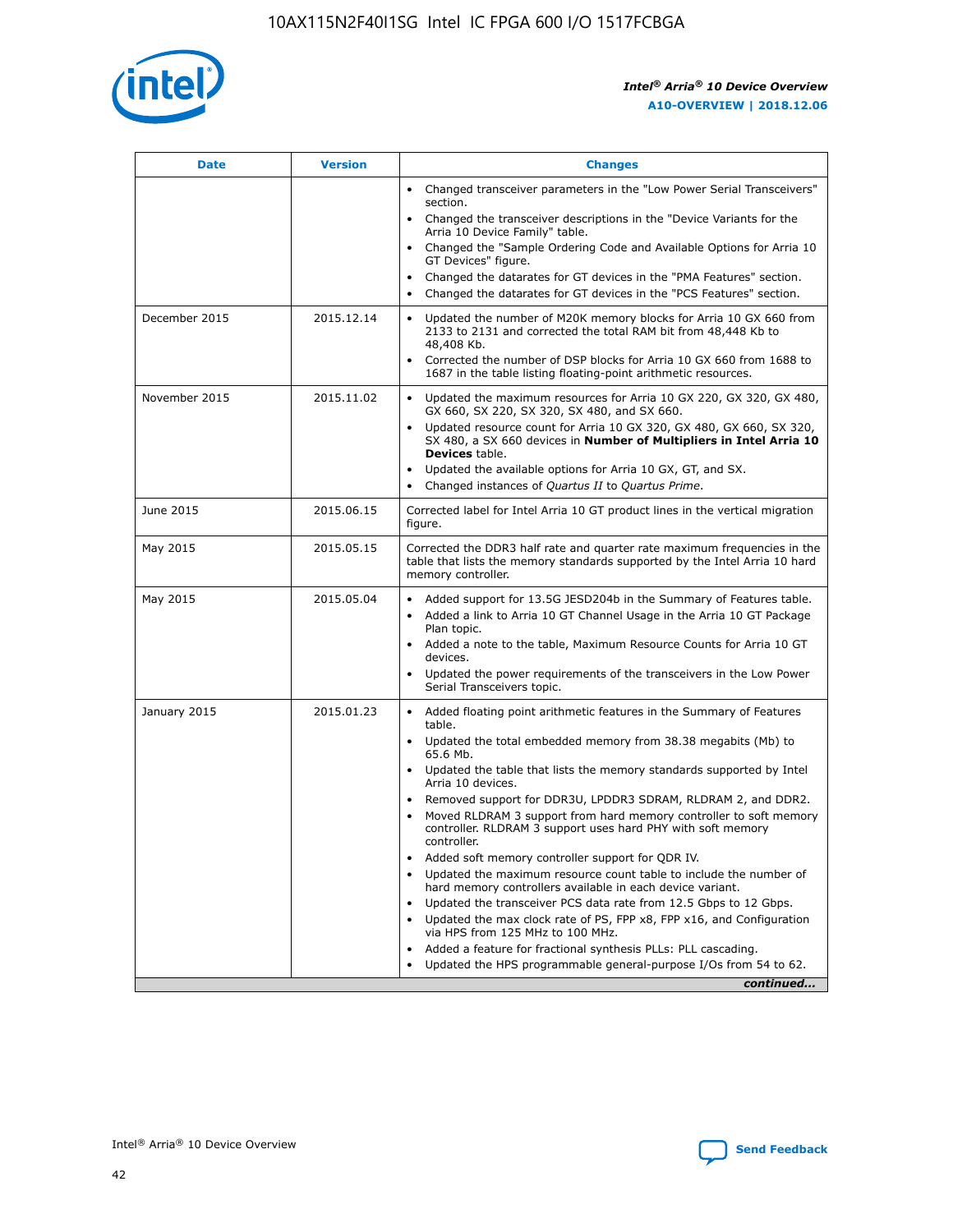| Date | Version | Changes |
| --- | --- | --- |
| | | • Changed transceiver parameters in the "Low Power Serial Transceivers" section.<br>• Changed the transceiver descriptions in the "Device Variants for the Arria 10 Device Family" table.<br>• Changed the "Sample Ordering Code and Available Options for Arria 10 GT Devices" figure.<br>• Changed the datarates for GT devices in the "PMA Features" section.<br>• Changed the datarates for GT devices in the "PCS Features" section. |
| December 2015 | 2015.12.14 | • Updated the number of M20K memory blocks for Arria 10 GX 660 from 2133 to 2131 and corrected the total RAM bit from 48,448 Kb to 48,408 Kb.<br>• Corrected the number of DSP blocks for Arria 10 GX 660 from 1688 to 1687 in the table listing floating-point arithmetic resources. |
| November 2015 | 2015.11.02 | • Updated the maximum resources for Arria 10 GX 220, GX 320, GX 480, GX 660, SX 220, SX 320, SX 480, and SX 660.<br>• Updated resource count for Arria 10 GX 320, GX 480, GX 660, SX 320, SX 480, a SX 660 devices in **Number of Multipliers in Intel Arria 10 Devices** table.<br>• Updated the available options for Arria 10 GX, GT, and SX.<br>• Changed instances of *Quartus II* to *Quartus Prime*. |
| June 2015 | 2015.06.15 | Corrected label for Intel Arria 10 GT product lines in the vertical migration figure. |
| May 2015 | 2015.05.15 | Corrected the DDR3 half rate and quarter rate maximum frequencies in the table that lists the memory standards supported by the Intel Arria 10 hard memory controller. |
| May 2015 | 2015.05.04 | • Added support for 13.5G JESD204b in the Summary of Features table.<br>• Added a link to Arria 10 GT Channel Usage in the Arria 10 GT Package Plan topic.<br>• Added a note to the table, Maximum Resource Counts for Arria 10 GT devices.<br>• Updated the power requirements of the transceivers in the Low Power Serial Transceivers topic. |
| January 2015 | 2015.01.23 | • Added floating point arithmetic features in the Summary of Features table.<br>• Updated the total embedded memory from 38.38 megabits (Mb) to 65.6 Mb.<br>• Updated the table that lists the memory standards supported by Intel Arria 10 devices.<br>• Removed support for DDR3U, LPDDR3 SDRAM, RLDRAM 2, and DDR2.<br>• Moved RLDRAM 3 support from hard memory controller to soft memory controller. RLDRAM 3 support uses hard PHY with soft memory controller.<br>• Added soft memory controller support for QDR IV.<br>• Updated the maximum resource count table to include the number of hard memory controllers available in each device variant.<br>• Updated the transceiver PCS data rate from 12.5 Gbps to 12 Gbps.<br>• Updated the max clock rate of PS, FPP x8, FPP x16, and Configuration via HPS from 125 MHz to 100 MHz.<br>• Added a feature for fractional synthesis PLLs: PLL cascading.<br>• Updated the HPS programmable general-purpose I/Os from 54 to 62. |

*continued...*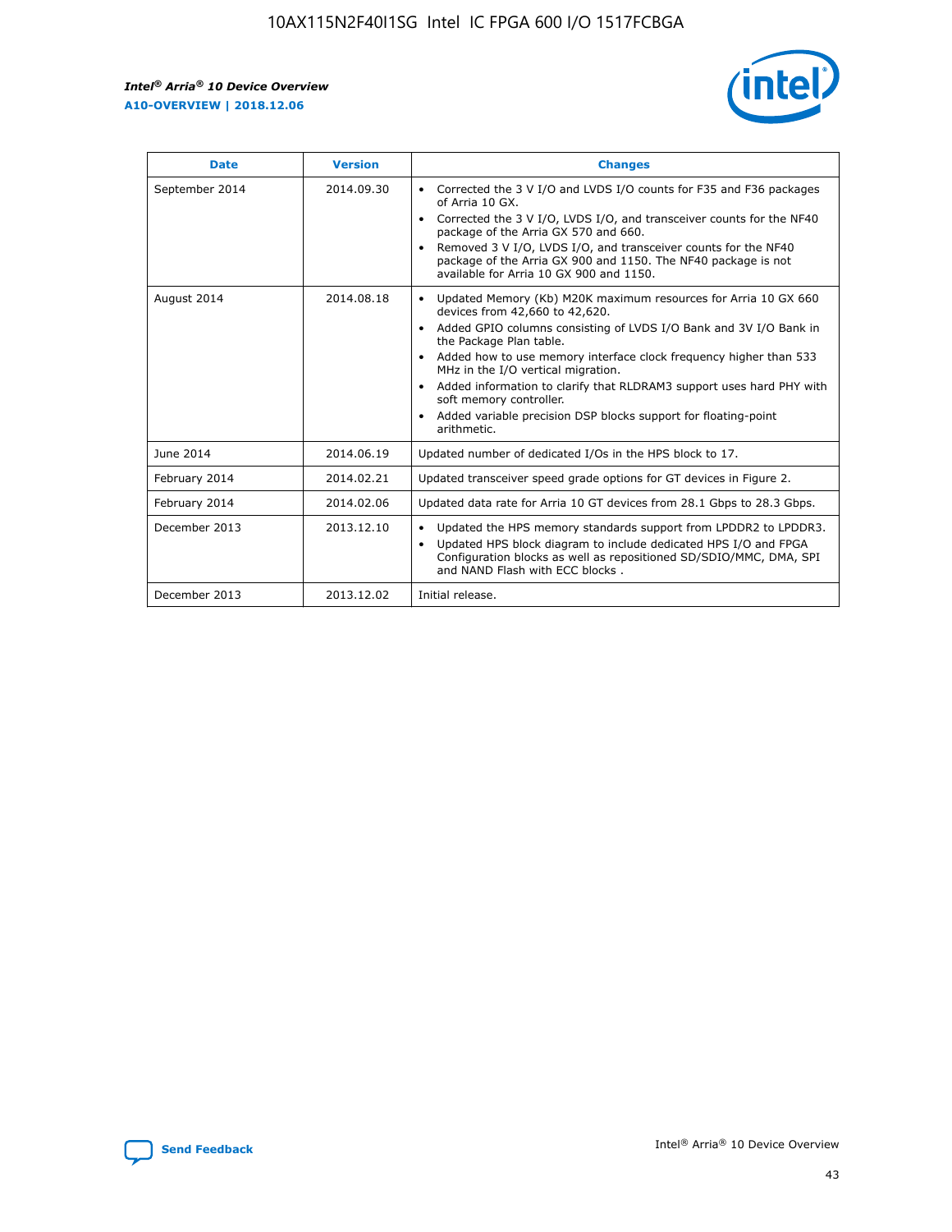| Date | Version | Changes |
| --- | --- | --- |
| September 2014 | 2014.09.30 | • Corrected the 3 V I/O and LVDS I/O counts for F35 and F36 packages of Arria 10 GX.<br>• Corrected the 3 V I/O, LVDS I/O, and transceiver counts for the NF40 package of the Arria GX 570 and 660.<br>• Removed 3 V I/O, LVDS I/O, and transceiver counts for the NF40 package of the Arria GX 900 and 1150. The NF40 package is not available for Arria 10 GX 900 and 1150. |
| August 2014 | 2014.08.18 | • Updated Memory (Kb) M20K maximum resources for Arria 10 GX 660 devices from 42,660 to 42,620.<br>• Added GPIO columns consisting of LVDS I/O Bank and 3V I/O Bank in the Package Plan table.<br>• Added how to use memory interface clock frequency higher than 533 MHz in the I/O vertical migration.<br>• Added information to clarify that RLDRAM3 support uses hard PHY with soft memory controller.<br>• Added variable precision DSP blocks support for floating-point arithmetic. |
| June 2014 | 2014.06.19 | Updated number of dedicated I/Os in the HPS block to 17. |
| February 2014 | 2014.02.21 | Updated transceiver speed grade options for GT devices in Figure 2. |
| February 2014 | 2014.02.06 | Updated data rate for Arria 10 GT devices from 28.1 Gbps to 28.3 Gbps. |
| December 2013 | 2013.12.10 | • Updated the HPS memory standards support from LPDDR2 to LPDDR3.<br>• Updated HPS block diagram to include dedicated HPS I/O and FPGA Configuration blocks as well as repositioned SD/SDIO/MMC, DMA, SPI and NAND Flash with ECC blocks . |
| December 2013 | 2013.12.02 | Initial release. |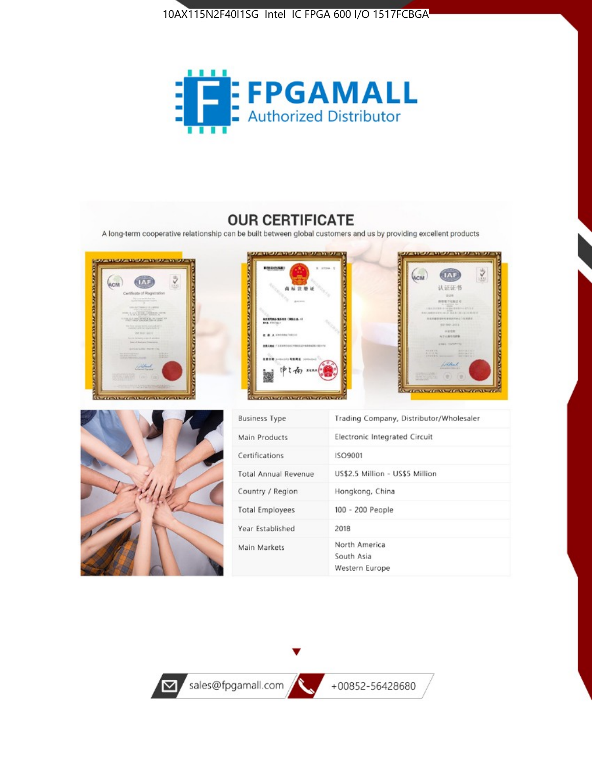FPGAMALL

Authorized Distributor

## OUR CERTIFICATE

A long-term cooperative relationship can be built between global customers and us by providing excellent products

| | |
|---|---|
| Business Type | Trading Company, Distributor/Wholesaler |
| Main Products | Electronic Integrated Circuit |
| Certifications | ISO9001 |
| Total Annual Revenue | US$2.5 Million - US$5 Million |
| Country / Region | Hongkong, China |
| Total Employees | 100 - 200 People |
| Year Established | 2018 |
| Main Markets | North America<br>South Asia<br>Western Europe |

sales@fpgamall.com

+00852-56428680